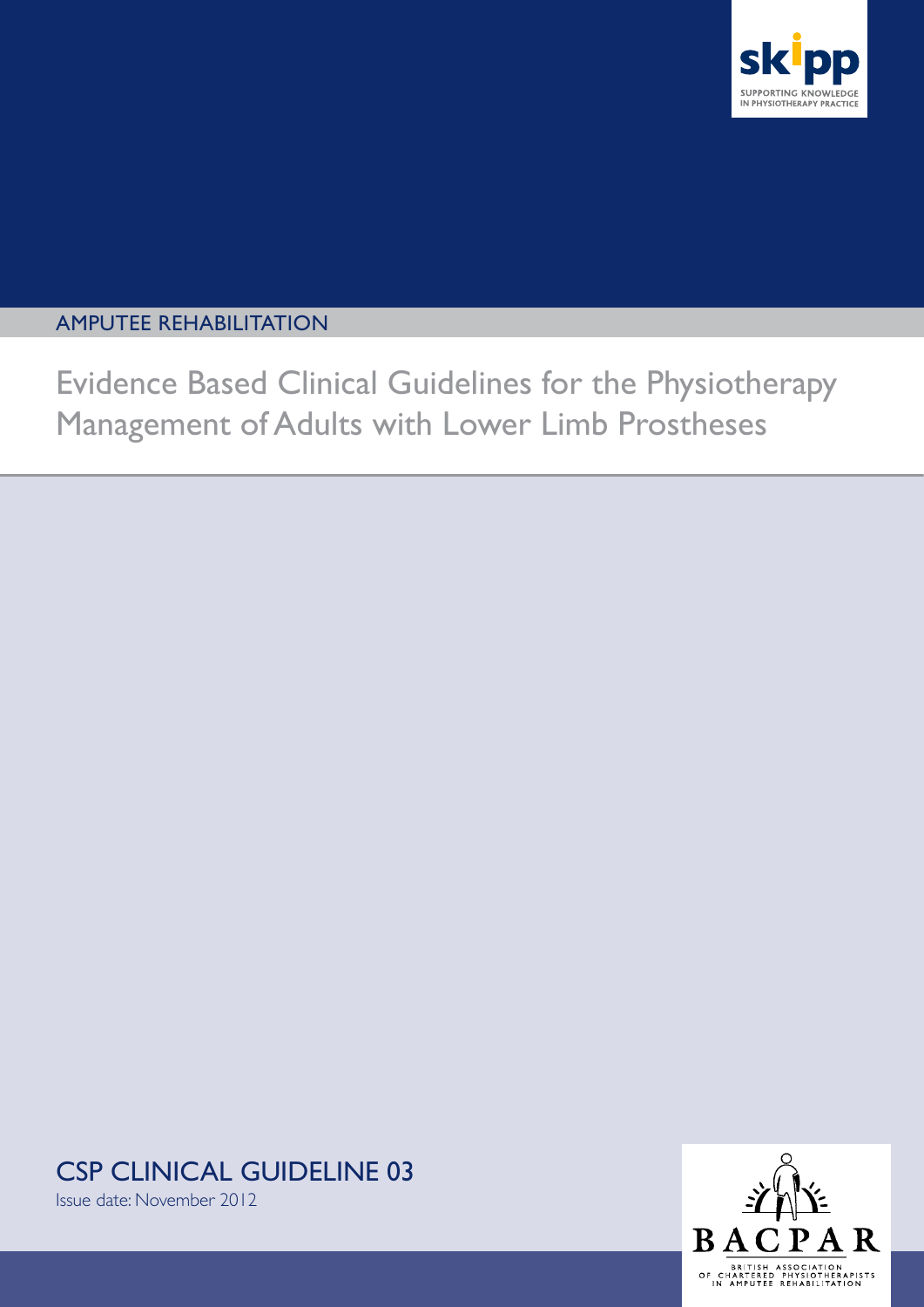skipp

SUPPORTING KNOWLEDGE IN PHYSIOTHERAPY PRACTICE

AMPUTEE REHABILITATION

# Evidence Based Clinical Guidelines for the Physiotherapy Management of Adults with Lower Limb Prostheses

## CSP CLINICAL GUIDELINE 03

Issue date: November 2012

BACPAR

BRITISH ASSOCIATION OF CHARTERED PHYSIOTHERAPISTS IN AMPUTEE REHABILITATION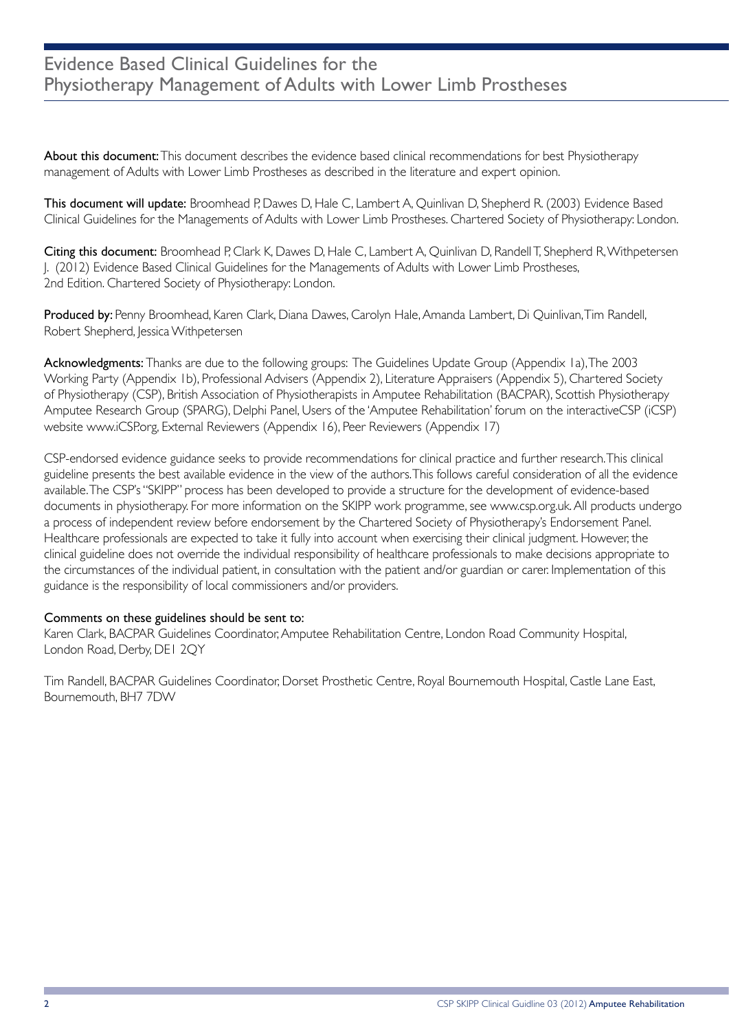# Evidence Based Clinical Guidelines for the Physiotherapy Management of Adults with Lower Limb Prostheses

**About this document:** This document describes the evidence based clinical recommendations for best Physiotherapy management of Adults with Lower Limb Prostheses as described in the literature and expert opinion.

**This document will update:** Broomhead P, Dawes D, Hale C, Lambert A, Quinlivan D, Shepherd R. (2003) Evidence Based Clinical Guidelines for the Managements of Adults with Lower Limb Prostheses. Chartered Society of Physiotherapy: London.

**Citing this document:** Broomhead P, Clark K, Dawes D, Hale C, Lambert A, Quinlivan D, Randell T, Shepherd R, Withpetersen J. (2012) Evidence Based Clinical Guidelines for the Managements of Adults with Lower Limb Prostheses, 2nd Edition. Chartered Society of Physiotherapy: London.

**Produced by:** Penny Broomhead, Karen Clark, Diana Dawes, Carolyn Hale, Amanda Lambert, Di Quinlivan, Tim Randell, Robert Shepherd, Jessica Withpetersen

**Acknowledgments:** Thanks are due to the following groups: The Guidelines Update Group (Appendix 1a), The 2003 Working Party (Appendix 1b), Professional Advisers (Appendix 2), Literature Appraisers (Appendix 5), Chartered Society of Physiotherapy (CSP), British Association of Physiotherapists in Amputee Rehabilitation (BACPAR), Scottish Physiotherapy Amputee Research Group (SPARG), Delphi Panel, Users of the 'Amputee Rehabilitation' forum on the interactiveCSP (iCSP) website www.iCSP.org, External Reviewers (Appendix 16), Peer Reviewers (Appendix 17)

CSP-endorsed evidence guidance seeks to provide recommendations for clinical practice and further research. This clinical guideline presents the best available evidence in the view of the authors. This follows careful consideration of all the evidence available. The CSP's "SKIPP" process has been developed to provide a structure for the development of evidence-based documents in physiotherapy. For more information on the SKIPP work programme, see www.csp.org.uk. All products undergo a process of independent review before endorsement by the Chartered Society of Physiotherapy's Endorsement Panel. Healthcare professionals are expected to take it fully into account when exercising their clinical judgment. However, the clinical guideline does not override the individual responsibility of healthcare professionals to make decisions appropriate to the circumstances of the individual patient, in consultation with the patient and/or guardian or carer. Implementation of this guidance is the responsibility of local commissioners and/or providers.

Comments on these guidelines should be sent to:
Karen Clark, BACPAR Guidelines Coordinator, Amputee Rehabilitation Centre, London Road Community Hospital, London Road, Derby, DE1 2QY

Tim Randell, BACPAR Guidelines Coordinator, Dorset Prosthetic Centre, Royal Bournemouth Hospital, Castle Lane East, Bournemouth, BH7 7DW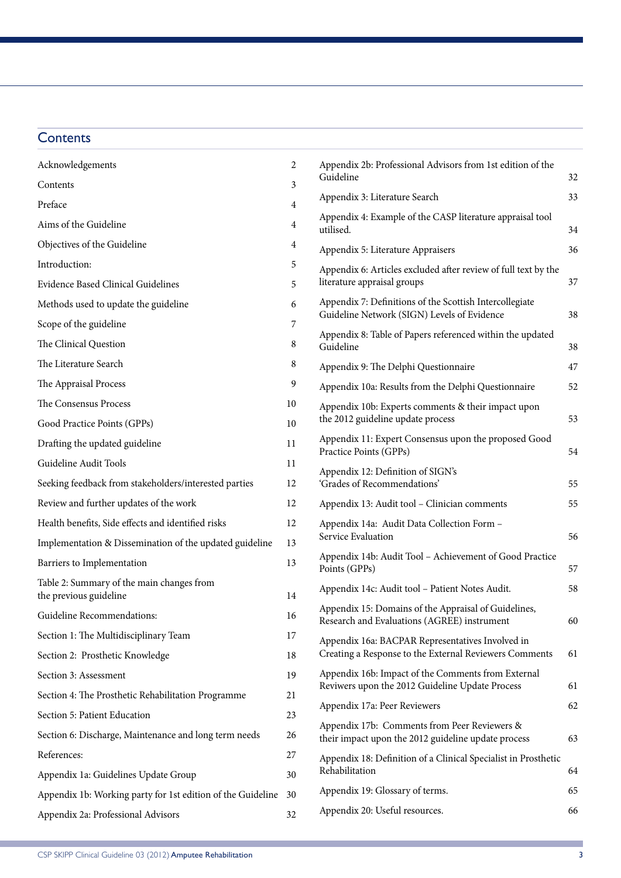## Contents

| | |
|---|---|
| Acknowledgements | 2 |
| Contents | 3 |
| Preface | 4 |
| Aims of the Guideline | 4 |
| Objectives of the Guideline | 4 |
| Introduction: | 5 |
| Evidence Based Clinical Guidelines | 5 |
| Methods used to update the guideline | 6 |
| Scope of the guideline | 7 |
| The Clinical Question | 8 |
| The Literature Search | 8 |
| The Appraisal Process | 9 |
| The Consensus Process | 10 |
| Good Practice Points (GPPs) | 10 |
| Drafting the updated guideline | 11 |
| Guideline Audit Tools | 11 |
| Seeking feedback from stakeholders/interested parties | 12 |
| Review and further updates of the work | 12 |
| Health benefits, Side effects and identified risks | 12 |
| Implementation & Dissemination of the updated guideline | 13 |
| Barriers to Implementation | 13 |
| Table 2: Summary of the main changes from the previous guideline | 14 |
| Guideline Recommendations: | 16 |
| Section 1: The Multidisciplinary Team | 17 |
| Section 2: Prosthetic Knowledge | 18 |
| Section 3: Assessment | 19 |
| Section 4: The Prosthetic Rehabilitation Programme | 21 |
| Section 5: Patient Education | 23 |
| Section 6: Discharge, Maintenance and long term needs | 26 |
| References: | 27 |
| Appendix 1a: Guidelines Update Group | 30 |
| Appendix 1b: Working party for 1st edition of the Guideline | 30 |
| Appendix 2a: Professional Advisors | 32 |
| Appendix 2b: Professional Advisors from 1st edition of the Guideline | 32 |
| Appendix 3: Literature Search | 33 |
| Appendix 4: Example of the CASP literature appraisal tool utilised. | 34 |
| Appendix 5: Literature Appraisers | 36 |
| Appendix 6: Articles excluded after review of full text by the literature appraisal groups | 37 |
| Appendix 7: Definitions of the Scottish Intercollegiate Guideline Network (SIGN) Levels of Evidence | 38 |
| Appendix 8: Table of Papers referenced within the updated Guideline | 38 |
| Appendix 9: The Delphi Questionnaire | 47 |
| Appendix 10a: Results from the Delphi Questionnaire | 52 |
| Appendix 10b: Experts comments & their impact upon the 2012 guideline update process | 53 |
| Appendix 11: Expert Consensus upon the proposed Good Practice Points (GPPs) | 54 |
| Appendix 12: Definition of SIGN's 'Grades of Recommendations' | 55 |
| Appendix 13: Audit tool – Clinician comments | 55 |
| Appendix 14a: Audit Data Collection Form – Service Evaluation | 56 |
| Appendix 14b: Audit Tool – Achievement of Good Practice Points (GPPs) | 57 |
| Appendix 14c: Audit tool – Patient Notes Audit. | 58 |
| Appendix 15: Domains of the Appraisal of Guidelines, Research and Evaluations (AGREE) instrument | 60 |
| Appendix 16a: BACPAR Representatives Involved in Creating a Response to the External Reviewers Comments | 61 |
| Appendix 16b: Impact of the Comments from External Reviwers upon the 2012 Guideline Update Process | 61 |
| Appendix 17a: Peer Reviewers | 62 |
| Appendix 17b: Comments from Peer Reviewers & their impact upon the 2012 guideline update process | 63 |
| Appendix 18: Definition of a Clinical Specialist in Prosthetic Rehabilitation | 64 |
| Appendix 19: Glossary of terms. | 65 |
| Appendix 20: Useful resources. | 66 |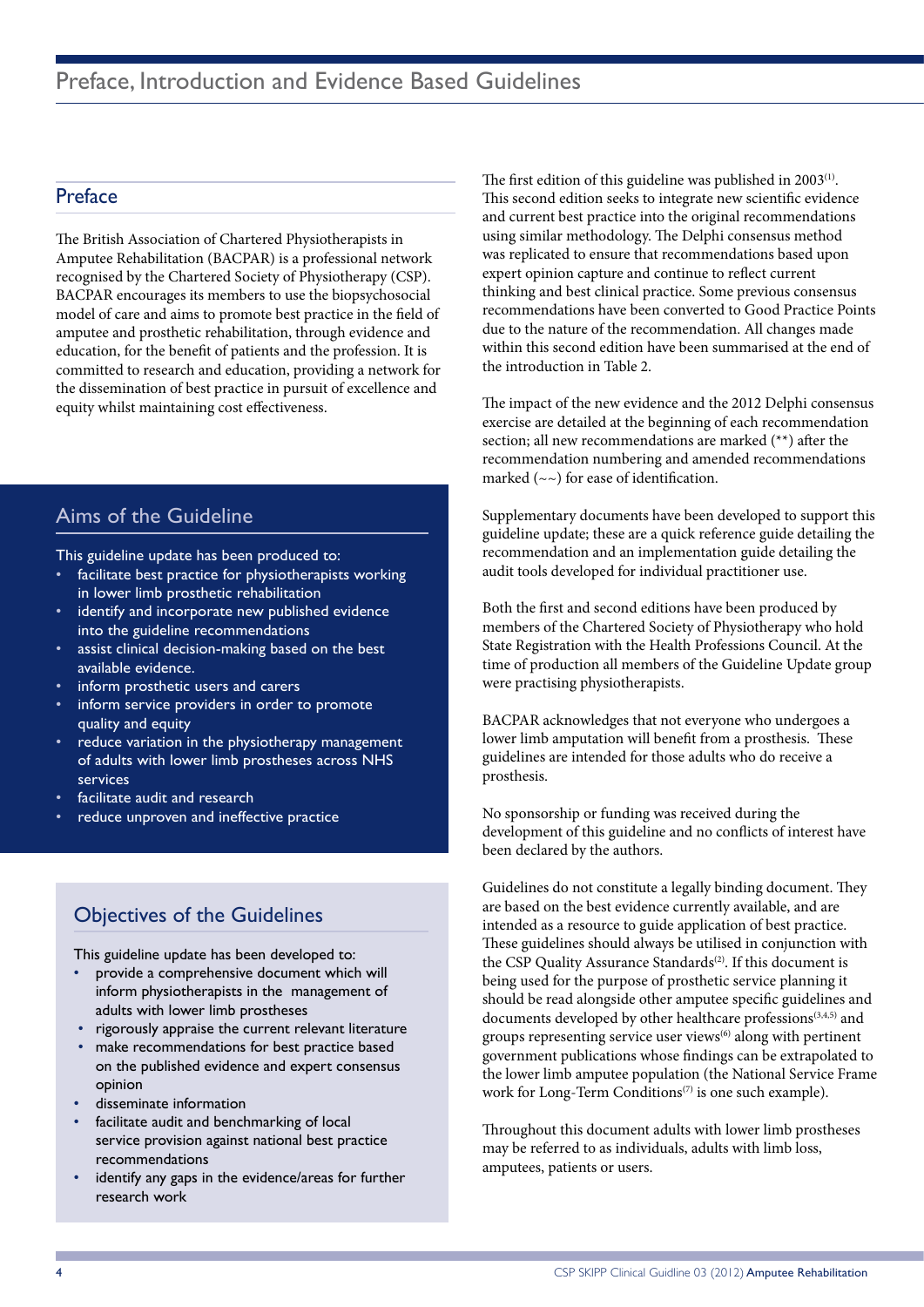## Preface

The British Association of Chartered Physiotherapists in Amputee Rehabilitation (BACPAR) is a professional network recognised by the Chartered Society of Physiotherapy (CSP). BACPAR encourages its members to use the biopsychosocial model of care and aims to promote best practice in the field of amputee and prosthetic rehabilitation, through evidence and education, for the benefit of patients and the profession. It is committed to research and education, providing a network for the dissemination of best practice in pursuit of excellence and equity whilst maintaining cost effectiveness.

## Aims of the Guideline

This guideline update has been produced to:

- facilitate best practice for physiotherapists working in lower limb prosthetic rehabilitation
- identify and incorporate new published evidence into the guideline recommendations
- assist clinical decision-making based on the best available evidence.
- inform prosthetic users and carers
- inform service providers in order to promote quality and equity
- reduce variation in the physiotherapy management of adults with lower limb prostheses across NHS services
- facilitate audit and research
- reduce unproven and ineffective practice

## Objectives of the Guidelines

This guideline update has been developed to:

- provide a comprehensive document which will inform physiotherapists in the management of adults with lower limb prostheses
- rigorously appraise the current relevant literature
- make recommendations for best practice based on the published evidence and expert consensus opinion
- disseminate information
- facilitate audit and benchmarking of local service provision against national best practice recommendations
- identify any gaps in the evidence/areas for further research work

The first edition of this guideline was published in 2003[1]. This second edition seeks to integrate new scientific evidence and current best practice into the original recommendations using similar methodology. The Delphi consensus method was replicated to ensure that recommendations based upon expert opinion capture and continue to reflect current thinking and best clinical practice. Some previous consensus recommendations have been converted to Good Practice Points due to the nature of the recommendation. All changes made within this second edition have been summarised at the end of the introduction in Table 2.

The impact of the new evidence and the 2012 Delphi consensus exercise are detailed at the beginning of each recommendation section; all new recommendations are marked (**) after the recommendation numbering and amended recommendations marked (~~) for ease of identification.

Supplementary documents have been developed to support this guideline update; these are a quick reference guide detailing the recommendation and an implementation guide detailing the audit tools developed for individual practitioner use.

Both the first and second editions have been produced by members of the Chartered Society of Physiotherapy who hold State Registration with the Health Professions Council. At the time of production all members of the Guideline Update group were practising physiotherapists.

BACPAR acknowledges that not everyone who undergoes a lower limb amputation will benefit from a prosthesis. These guidelines are intended for those adults who do receive a prosthesis.

No sponsorship or funding was received during the development of this guideline and no conflicts of interest have been declared by the authors.

Guidelines do not constitute a legally binding document. They are based on the best evidence currently available, and are intended as a resource to guide application of best practice. These guidelines should always be utilised in conjunction with the CSP Quality Assurance Standards[2]. If this document is being used for the purpose of prosthetic service planning it should be read alongside other amputee specific guidelines and documents developed by other healthcare professions[3,4,5] and groups representing service user views[6] along with pertinent government publications whose findings can be extrapolated to the lower limb amputee population (the National Service Frame work for Long-Term Conditions[7] is one such example).

Throughout this document adults with lower limb prostheses may be referred to as individuals, adults with limb loss, amputees, patients or users.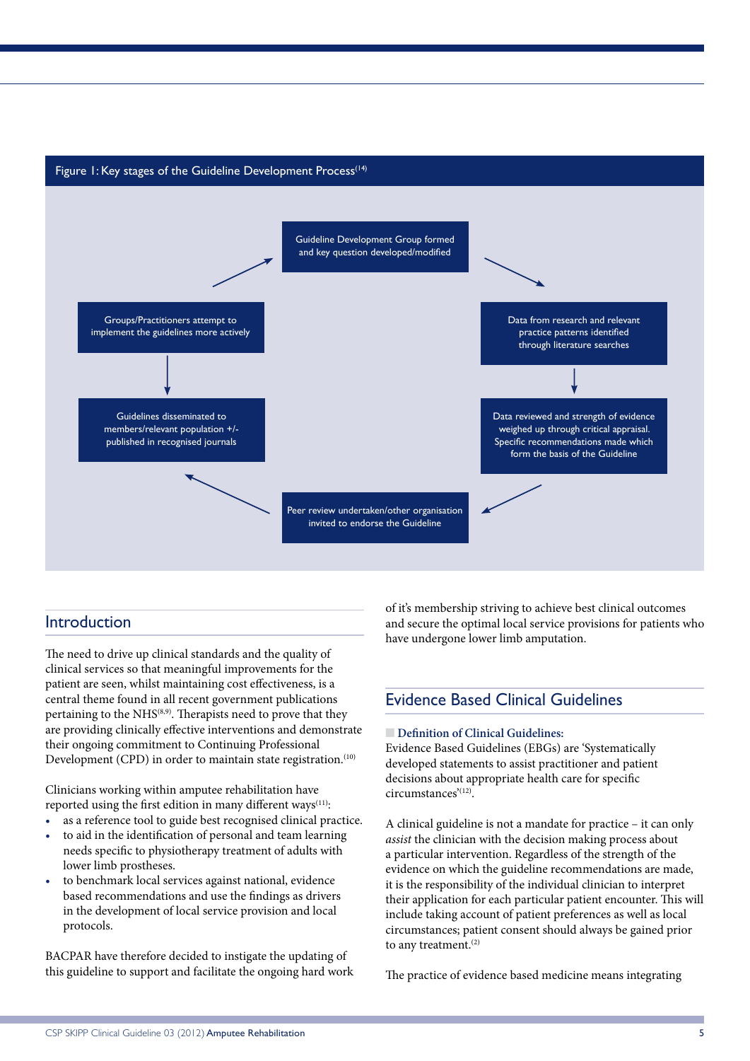Figure 1: Key stages of the Guideline Development Process[14]

- Guideline Development Group formed and key question developed/modified
- Data from research and relevant practice patterns identified through literature searches
- Data reviewed and strength of evidence weighed up through critical appraisal. Specific recommendations made which form the basis of the Guideline
- Peer review undertaken/other organisation invited to endorse the Guideline
- Guidelines disseminated to members/relevant population +/- published in recognised journals
- Groups/Practitioners attempt to implement the guidelines more actively

## Introduction

The need to drive up clinical standards and the quality of clinical services so that meaningful improvements for the patient are seen, whilst maintaining cost effectiveness, is a central theme found in all recent government publications pertaining to the NHS[8,9]. Therapists need to prove that they are providing clinically effective interventions and demonstrate their ongoing commitment to Continuing Professional Development (CPD) in order to maintain state registration.[10]

Clinicians working within amputee rehabilitation have reported using the first edition in many different ways[11]:

- as a reference tool to guide best recognised clinical practice.
- to aid in the identification of personal and team learning needs specific to physiotherapy treatment of adults with lower limb prostheses.
- to benchmark local services against national, evidence based recommendations and use the findings as drivers in the development of local service provision and local protocols.

BACPAR have therefore decided to instigate the updating of this guideline to support and facilitate the ongoing hard work of it's membership striving to achieve best clinical outcomes and secure the optimal local service provisions for patients who have undergone lower limb amputation.

## Evidence Based Clinical Guidelines

**Definition of Clinical Guidelines:**
Evidence Based Guidelines (EBGs) are 'Systematically developed statements to assist practitioner and patient decisions about appropriate health care for specific circumstances'[12].

A clinical guideline is not a mandate for practice – it can only *assist* the clinician with the decision making process about a particular intervention. Regardless of the strength of the evidence on which the guideline recommendations are made, it is the responsibility of the individual clinician to interpret their application for each particular patient encounter. This will include taking account of patient preferences as well as local circumstances; patient consent should always be gained prior to any treatment.[2]

The practice of evidence based medicine means integrating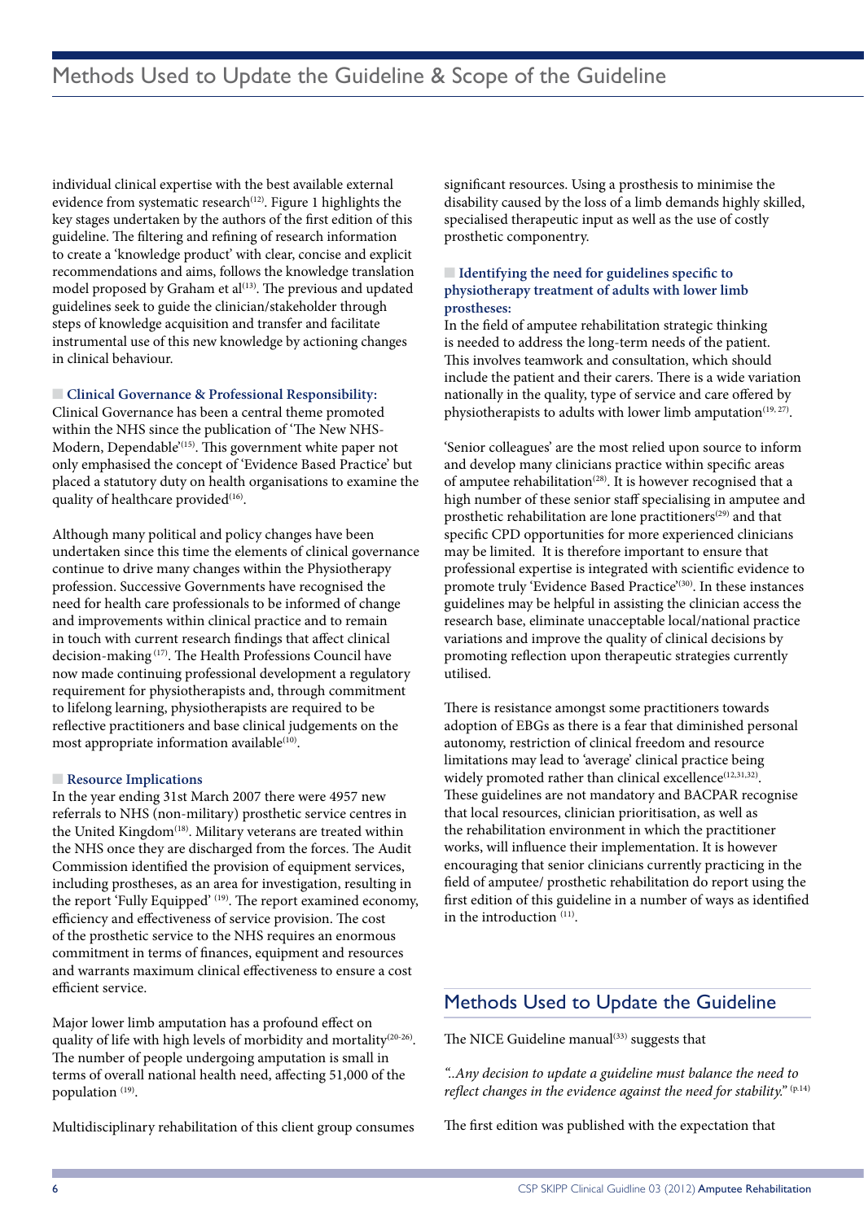individual clinical expertise with the best available external evidence from systematic research[12]. Figure 1 highlights the key stages undertaken by the authors of the first edition of this guideline. The filtering and refining of research information to create a 'knowledge product' with clear, concise and explicit recommendations and aims, follows the knowledge translation model proposed by Graham et al[13]. The previous and updated guidelines seek to guide the clinician/stakeholder through steps of knowledge acquisition and transfer and facilitate instrumental use of this new knowledge by actioning changes in clinical behaviour.

**Clinical Governance & Professional Responsibility:**
Clinical Governance has been a central theme promoted within the NHS since the publication of 'The New NHS-Modern, Dependable'[15]. This government white paper not only emphasised the concept of 'Evidence Based Practice' but placed a statutory duty on health organisations to examine the quality of healthcare provided[16].

Although many political and policy changes have been undertaken since this time the elements of clinical governance continue to drive many changes within the Physiotherapy profession. Successive Governments have recognised the need for health care professionals to be informed of change and improvements within clinical practice and to remain in touch with current research findings that affect clinical decision-making [17]. The Health Professions Council have now made continuing professional development a regulatory requirement for physiotherapists and, through commitment to lifelong learning, physiotherapists are required to be reflective practitioners and base clinical judgements on the most appropriate information available[10].

**Resource Implications**
In the year ending 31st March 2007 there were 4957 new referrals to NHS (non-military) prosthetic service centres in the United Kingdom[18]. Military veterans are treated within the NHS once they are discharged from the forces. The Audit Commission identified the provision of equipment services, including prostheses, as an area for investigation, resulting in the report 'Fully Equipped' [19]. The report examined economy, efficiency and effectiveness of service provision. The cost of the prosthetic service to the NHS requires an enormous commitment in terms of finances, equipment and resources and warrants maximum clinical effectiveness to ensure a cost efficient service.

Major lower limb amputation has a profound effect on quality of life with high levels of morbidity and mortality[20-26]. The number of people undergoing amputation is small in terms of overall national health need, affecting 51,000 of the population [19].

Multidisciplinary rehabilitation of this client group consumes significant resources. Using a prosthesis to minimise the disability caused by the loss of a limb demands highly skilled, specialised therapeutic input as well as the use of costly prosthetic componentry.

**Identifying the need for guidelines specific to physiotherapy treatment of adults with lower limb prostheses:**
In the field of amputee rehabilitation strategic thinking is needed to address the long-term needs of the patient. This involves teamwork and consultation, which should include the patient and their carers. There is a wide variation nationally in the quality, type of service and care offered by physiotherapists to adults with lower limb amputation[19, 27].

'Senior colleagues' are the most relied upon source to inform and develop many clinicians practice within specific areas of amputee rehabilitation[28]. It is however recognised that a high number of these senior staff specialising in amputee and prosthetic rehabilitation are lone practitioners[29] and that specific CPD opportunities for more experienced clinicians may be limited. It is therefore important to ensure that professional expertise is integrated with scientific evidence to promote truly 'Evidence Based Practice'[30]. In these instances guidelines may be helpful in assisting the clinician access the research base, eliminate unacceptable local/national practice variations and improve the quality of clinical decisions by promoting reflection upon therapeutic strategies currently utilised.

There is resistance amongst some practitioners towards adoption of EBGs as there is a fear that diminished personal autonomy, restriction of clinical freedom and resource limitations may lead to 'average' clinical practice being widely promoted rather than clinical excellence[12,31,32]. These guidelines are not mandatory and BACPAR recognise that local resources, clinician prioritisation, as well as the rehabilitation environment in which the practitioner works, will influence their implementation. It is however encouraging that senior clinicians currently practicing in the field of amputee/ prosthetic rehabilitation do report using the first edition of this guideline in a number of ways as identified in the introduction [11].

## Methods Used to Update the Guideline

The NICE Guideline manual[33] suggests that

*"..Any decision to update a guideline must balance the need to reflect changes in the evidence against the need for stability."* (p.14)

The first edition was published with the expectation that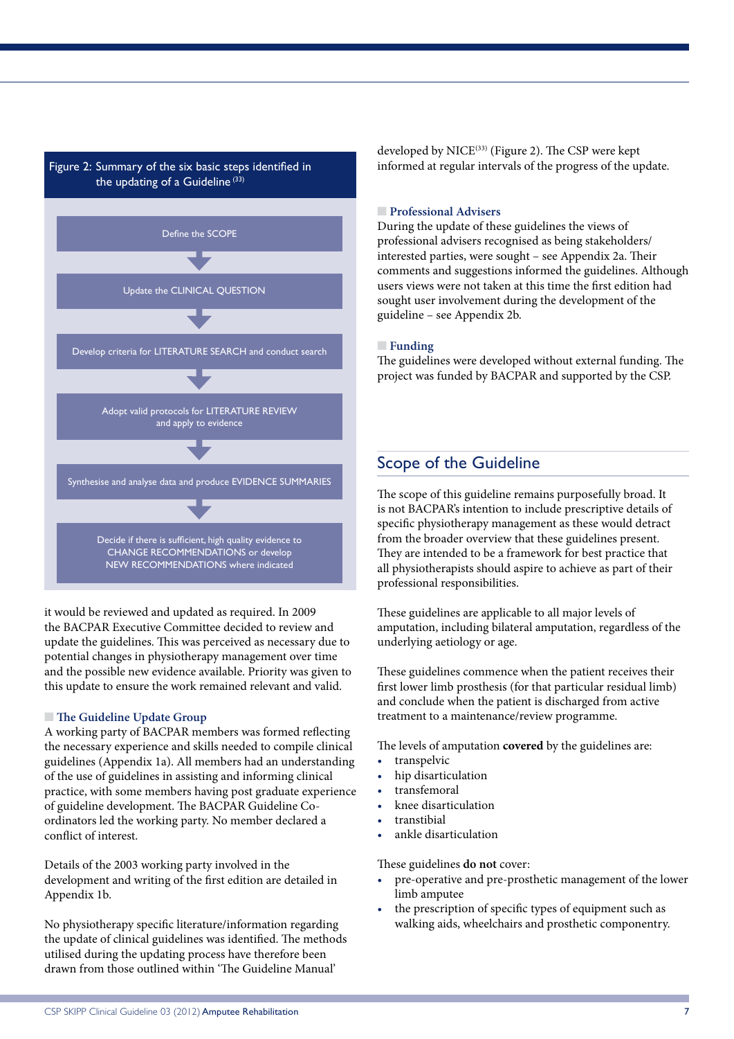**Figure 2: Summary of the six basic steps identified in the updating of a Guideline [33]**

Define the SCOPE

↓

Update the CLINICAL QUESTION

↓

Develop criteria for LITERATURE SEARCH and conduct search

↓

Adopt valid protocols for LITERATURE REVIEW and apply to evidence

↓

Synthesise and analyse data and produce EVIDENCE SUMMARIES

↓

Decide if there is sufficient, high quality evidence to CHANGE RECOMMENDATIONS or develop NEW RECOMMENDATIONS where indicated

it would be reviewed and updated as required. In 2009 the BACPAR Executive Committee decided to review and update the guidelines. This was perceived as necessary due to potential changes in physiotherapy management over time and the possible new evidence available. Priority was given to this update to ensure the work remained relevant and valid.

### The Guideline Update Group

A working party of BACPAR members was formed reflecting the necessary experience and skills needed to compile clinical guidelines (Appendix 1a). All members had an understanding of the use of guidelines in assisting and informing clinical practice, with some members having post graduate experience of guideline development. The BACPAR Guideline Co-ordinators led the working party. No member declared a conflict of interest.

Details of the 2003 working party involved in the development and writing of the first edition are detailed in Appendix 1b.

No physiotherapy specific literature/information regarding the update of clinical guidelines was identified. The methods utilised during the updating process have therefore been drawn from those outlined within 'The Guideline Manual' developed by NICE[33] (Figure 2). The CSP were kept informed at regular intervals of the progress of the update.

### Professional Advisers

During the update of these guidelines the views of professional advisers recognised as being stakeholders/interested parties, were sought – see Appendix 2a. Their comments and suggestions informed the guidelines. Although users views were not taken at this time the first edition had sought user involvement during the development of the guideline – see Appendix 2b.

### Funding

The guidelines were developed without external funding. The project was funded by BACPAR and supported by the CSP.

## Scope of the Guideline

The scope of this guideline remains purposefully broad. It is not BACPAR's intention to include prescriptive details of specific physiotherapy management as these would detract from the broader overview that these guidelines present. They are intended to be a framework for best practice that all physiotherapists should aspire to achieve as part of their professional responsibilities.

These guidelines are applicable to all major levels of amputation, including bilateral amputation, regardless of the underlying aetiology or age.

These guidelines commence when the patient receives their first lower limb prosthesis (for that particular residual limb) and conclude when the patient is discharged from active treatment to a maintenance/review programme.

The levels of amputation **covered** by the guidelines are:

- transpelvic
- hip disarticulation
- transfemoral
- knee disarticulation
- transtibial
- ankle disarticulation

These guidelines **do not** cover:

- pre-operative and pre-prosthetic management of the lower limb amputee
- the prescription of specific types of equipment such as walking aids, wheelchairs and prosthetic componentry.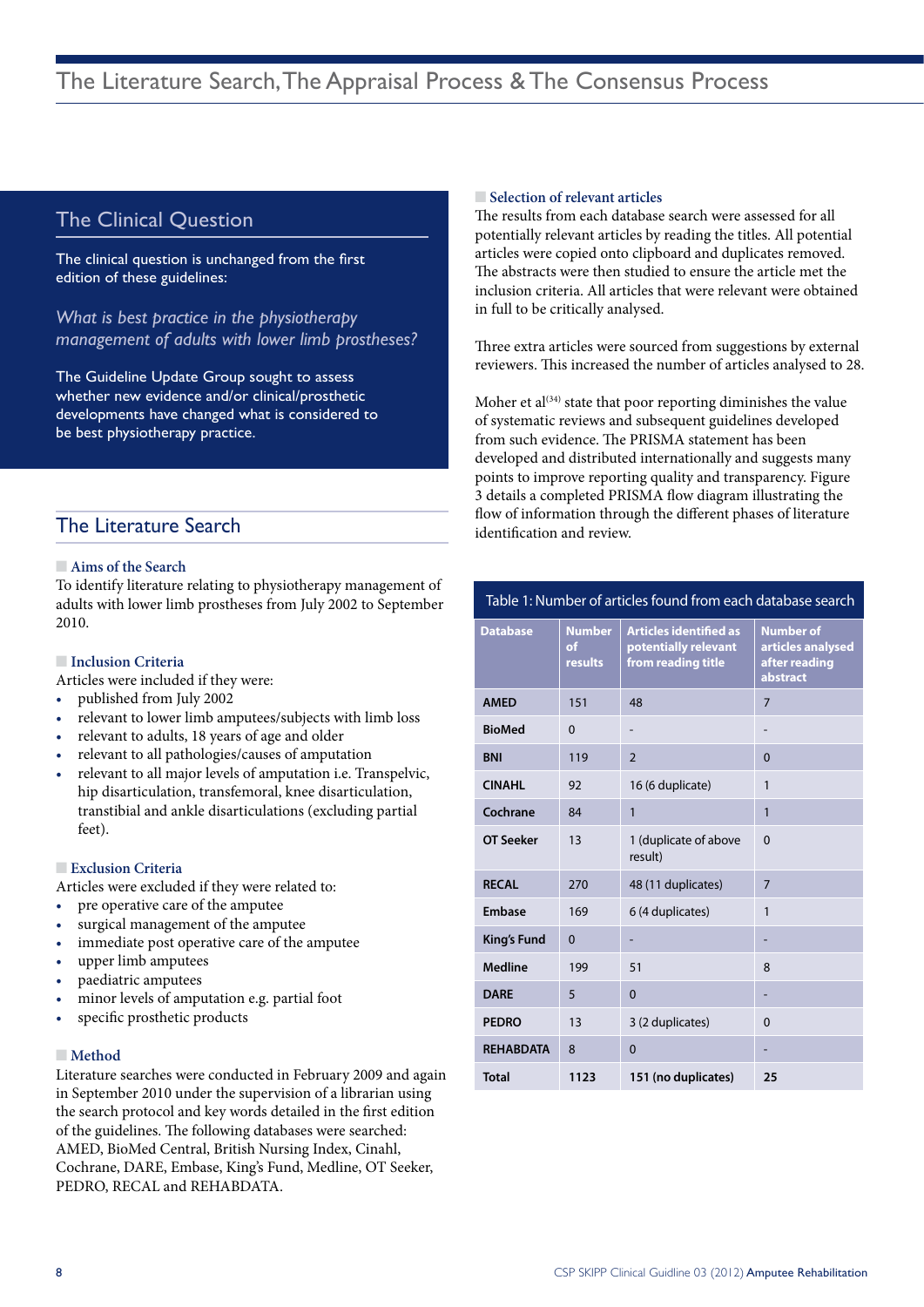# The Literature Search, The Appraisal Process & The Consensus Process

## The Clinical Question

The clinical question is unchanged from the first edition of these guidelines:

*What is best practice in the physiotherapy management of adults with lower limb prostheses?*

The Guideline Update Group sought to assess whether new evidence and/or clinical/prosthetic developments have changed what is considered to be best physiotherapy practice.

## The Literature Search

### Aims of the Search

To identify literature relating to physiotherapy management of adults with lower limb prostheses from July 2002 to September 2010.

### Inclusion Criteria

Articles were included if they were:

- published from July 2002
- relevant to lower limb amputees/subjects with limb loss
- relevant to adults, 18 years of age and older
- relevant to all pathologies/causes of amputation
- relevant to all major levels of amputation i.e. Transpelvic, hip disarticulation, transfemoral, knee disarticulation, transtibial and ankle disarticulations (excluding partial feet).

### Exclusion Criteria

Articles were excluded if they were related to:

- pre operative care of the amputee
- surgical management of the amputee
- immediate post operative care of the amputee
- upper limb amputees
- paediatric amputees
- minor levels of amputation e.g. partial foot
- specific prosthetic products

### Method

Literature searches were conducted in February 2009 and again in September 2010 under the supervision of a librarian using the search protocol and key words detailed in the first edition of the guidelines. The following databases were searched: AMED, BioMed Central, British Nursing Index, Cinahl, Cochrane, DARE, Embase, King's Fund, Medline, OT Seeker, PEDRO, RECAL and REHABDATA.

### Selection of relevant articles

The results from each database search were assessed for all potentially relevant articles by reading the titles. All potential articles were copied onto clipboard and duplicates removed. The abstracts were then studied to ensure the article met the inclusion criteria. All articles that were relevant were obtained in full to be critically analysed.

Three extra articles were sourced from suggestions by external reviewers. This increased the number of articles analysed to 28.

Moher et al[34] state that poor reporting diminishes the value of systematic reviews and subsequent guidelines developed from such evidence. The PRISMA statement has been developed and distributed internationally and suggests many points to improve reporting quality and transparency. Figure 3 details a completed PRISMA flow diagram illustrating the flow of information through the different phases of literature identification and review.

Table 1: Number of articles found from each database search

| Database | Number of results | Articles identified as potentially relevant from reading title | Number of articles analysed after reading abstract |
|---|---|---|---|
| AMED | 151 | 48 | 7 |
| BioMed | 0 | - | - |
| BNI | 119 | 2 | 0 |
| CINAHL | 92 | 16 (6 duplicate) | 1 |
| Cochrane | 84 | 1 | 1 |
| OT Seeker | 13 | 1 (duplicate of above result) | 0 |
| RECAL | 270 | 48 (11 duplicates) | 7 |
| Embase | 169 | 6 (4 duplicates) | 1 |
| King's Fund | 0 | - | - |
| Medline | 199 | 51 | 8 |
| DARE | 5 | 0 | - |
| PEDRO | 13 | 3 (2 duplicates) | 0 |
| REHABDATA | 8 | 0 | - |
| **Total** | **1123** | **151 (no duplicates)** | **25** |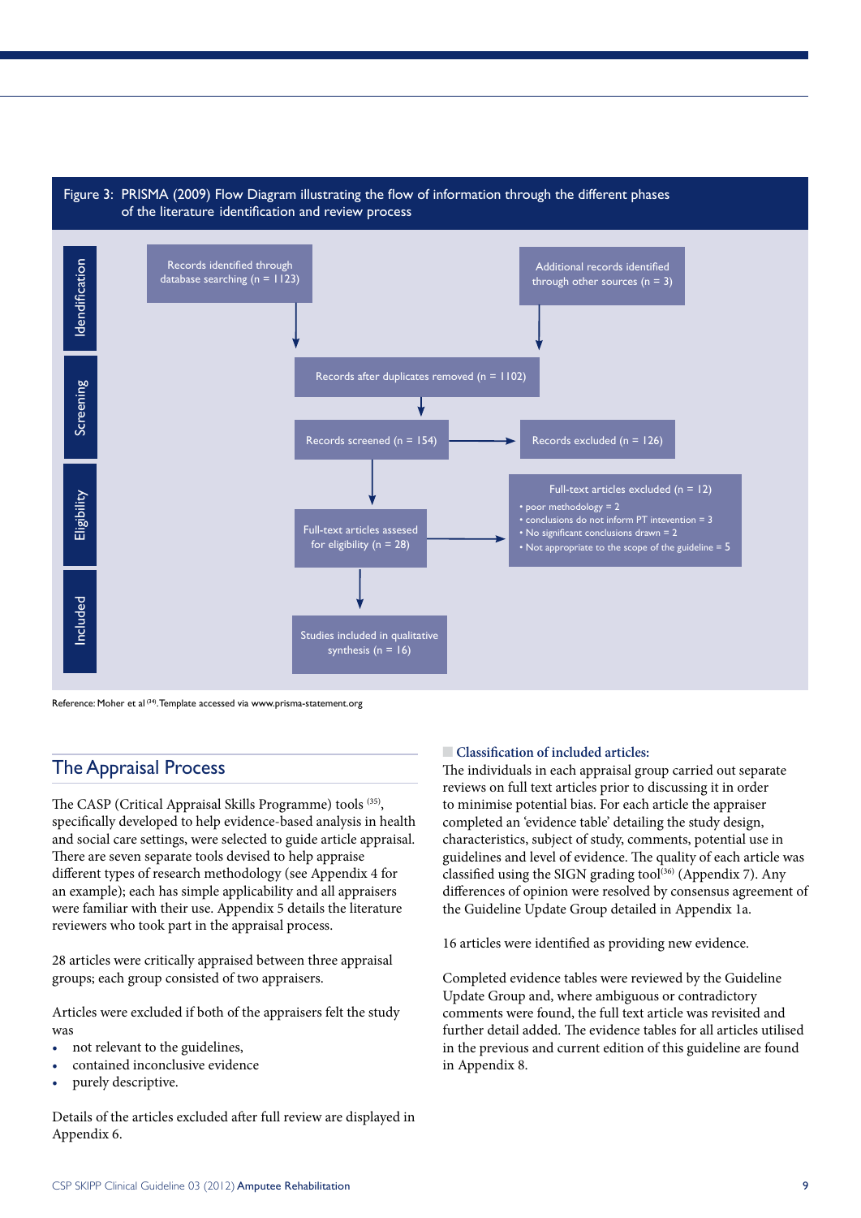Figure 3: PRISMA (2009) Flow Diagram illustrating the flow of information through the different phases of the literature identification and review process

**Idendification**

- Records identified through database searching (n = 1123)
- Additional records identified through other sources (n = 3)

**Screening**

- Records after duplicates removed (n = 1102)
- Records screened (n = 154)
- Records excluded (n = 126)

**Eligibility**

- Full-text articles assesed for eligibility (n = 28)
- Full-text articles excluded (n = 12)
  - poor methodology = 2
  - conclusions do not inform PT intevention = 3
  - No significant conclusions drawn = 2
  - Not appropriate to the scope of the guideline = 5

**Included**

- Studies included in qualitative synthesis (n = 16)

Reference: Moher et al [34]. Template accessed via www.prisma-statement.org

## The Appraisal Process

The CASP (Critical Appraisal Skills Programme) tools [35], specifically developed to help evidence-based analysis in health and social care settings, were selected to guide article appraisal. There are seven separate tools devised to help appraise different types of research methodology (see Appendix 4 for an example); each has simple applicability and all appraisers were familiar with their use. Appendix 5 details the literature reviewers who took part in the appraisal process.

28 articles were critically appraised between three appraisal groups; each group consisted of two appraisers.

Articles were excluded if both of the appraisers felt the study was

- not relevant to the guidelines,
- contained inconclusive evidence
- purely descriptive.

Details of the articles excluded after full review are displayed in Appendix 6.

### Classification of included articles:

The individuals in each appraisal group carried out separate reviews on full text articles prior to discussing it in order to minimise potential bias. For each article the appraiser completed an 'evidence table' detailing the study design, characteristics, subject of study, comments, potential use in guidelines and level of evidence. The quality of each article was classified using the SIGN grading tool[36] (Appendix 7). Any differences of opinion were resolved by consensus agreement of the Guideline Update Group detailed in Appendix 1a.

16 articles were identified as providing new evidence.

Completed evidence tables were reviewed by the Guideline Update Group and, where ambiguous or contradictory comments were found, the full text article was revisited and further detail added. The evidence tables for all articles utilised in the previous and current edition of this guideline are found in Appendix 8.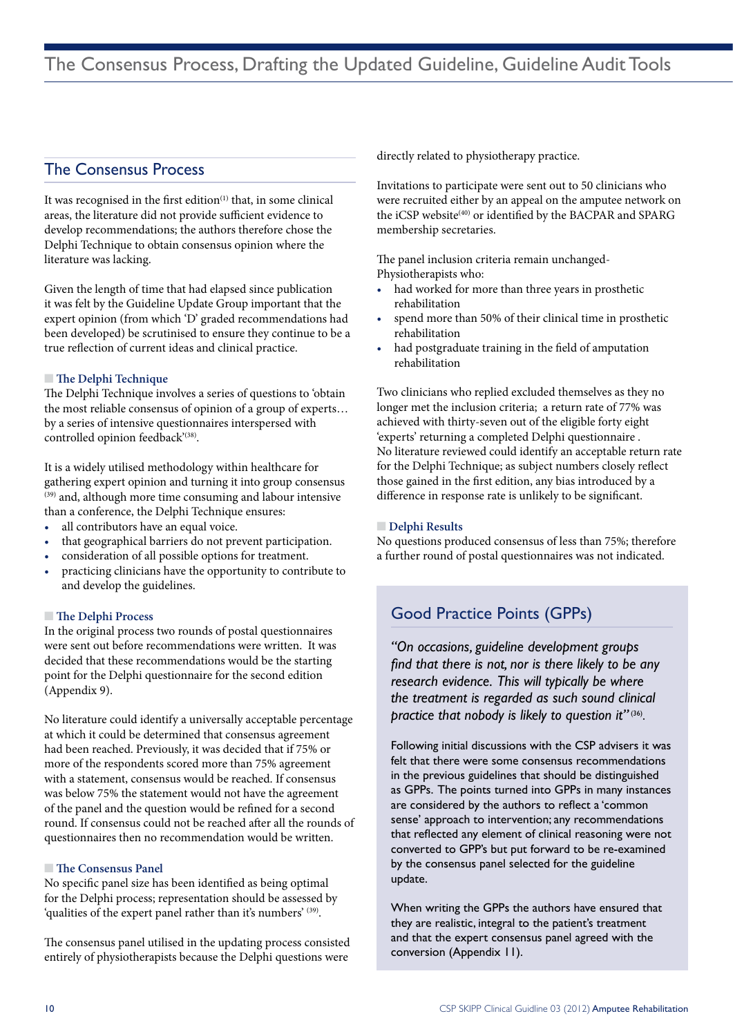# The Consensus Process, Drafting the Updated Guideline, Guideline Audit Tools

## The Consensus Process

It was recognised in the first edition[1] that, in some clinical areas, the literature did not provide sufficient evidence to develop recommendations; the authors therefore chose the Delphi Technique to obtain consensus opinion where the literature was lacking.

Given the length of time that had elapsed since publication it was felt by the Guideline Update Group important that the expert opinion (from which 'D' graded recommendations had been developed) be scrutinised to ensure they continue to be a true reflection of current ideas and clinical practice.

### The Delphi Technique

The Delphi Technique involves a series of questions to 'obtain the most reliable consensus of opinion of a group of experts… by a series of intensive questionnaires interspersed with controlled opinion feedback'[38].

It is a widely utilised methodology within healthcare for gathering expert opinion and turning it into group consensus [39] and, although more time consuming and labour intensive than a conference, the Delphi Technique ensures:

- all contributors have an equal voice.
- that geographical barriers do not prevent participation.
- consideration of all possible options for treatment.
- practicing clinicians have the opportunity to contribute to and develop the guidelines.

### The Delphi Process

In the original process two rounds of postal questionnaires were sent out before recommendations were written. It was decided that these recommendations would be the starting point for the Delphi questionnaire for the second edition (Appendix 9).

No literature could identify a universally acceptable percentage at which it could be determined that consensus agreement had been reached. Previously, it was decided that if 75% or more of the respondents scored more than 75% agreement with a statement, consensus would be reached. If consensus was below 75% the statement would not have the agreement of the panel and the question would be refined for a second round. If consensus could not be reached after all the rounds of questionnaires then no recommendation would be written.

### The Consensus Panel

No specific panel size has been identified as being optimal for the Delphi process; representation should be assessed by 'qualities of the expert panel rather than it's numbers' [39].

The consensus panel utilised in the updating process consisted entirely of physiotherapists because the Delphi questions were directly related to physiotherapy practice.

Invitations to participate were sent out to 50 clinicians who were recruited either by an appeal on the amputee network on the iCSP website[40] or identified by the BACPAR and SPARG membership secretaries.

The panel inclusion criteria remain unchanged- Physiotherapists who:

- had worked for more than three years in prosthetic rehabilitation
- spend more than 50% of their clinical time in prosthetic rehabilitation
- had postgraduate training in the field of amputation rehabilitation

Two clinicians who replied excluded themselves as they no longer met the inclusion criteria; a return rate of 77% was achieved with thirty-seven out of the eligible forty eight 'experts' returning a completed Delphi questionnaire . No literature reviewed could identify an acceptable return rate for the Delphi Technique; as subject numbers closely reflect those gained in the first edition, any bias introduced by a difference in response rate is unlikely to be significant.

### Delphi Results

No questions produced consensus of less than 75%; therefore a further round of postal questionnaires was not indicated.

## Good Practice Points (GPPs)

*"On occasions, guideline development groups find that there is not, nor is there likely to be any research evidence. This will typically be where the treatment is regarded as such sound clinical practice that nobody is likely to question it"*[36].

Following initial discussions with the CSP advisers it was felt that there were some consensus recommendations in the previous guidelines that should be distinguished as GPPs. The points turned into GPPs in many instances are considered by the authors to reflect a 'common sense' approach to intervention; any recommendations that reflected any element of clinical reasoning were not converted to GPP's but put forward to be re-examined by the consensus panel selected for the guideline update.

When writing the GPPs the authors have ensured that they are realistic, integral to the patient's treatment and that the expert consensus panel agreed with the conversion (Appendix 11).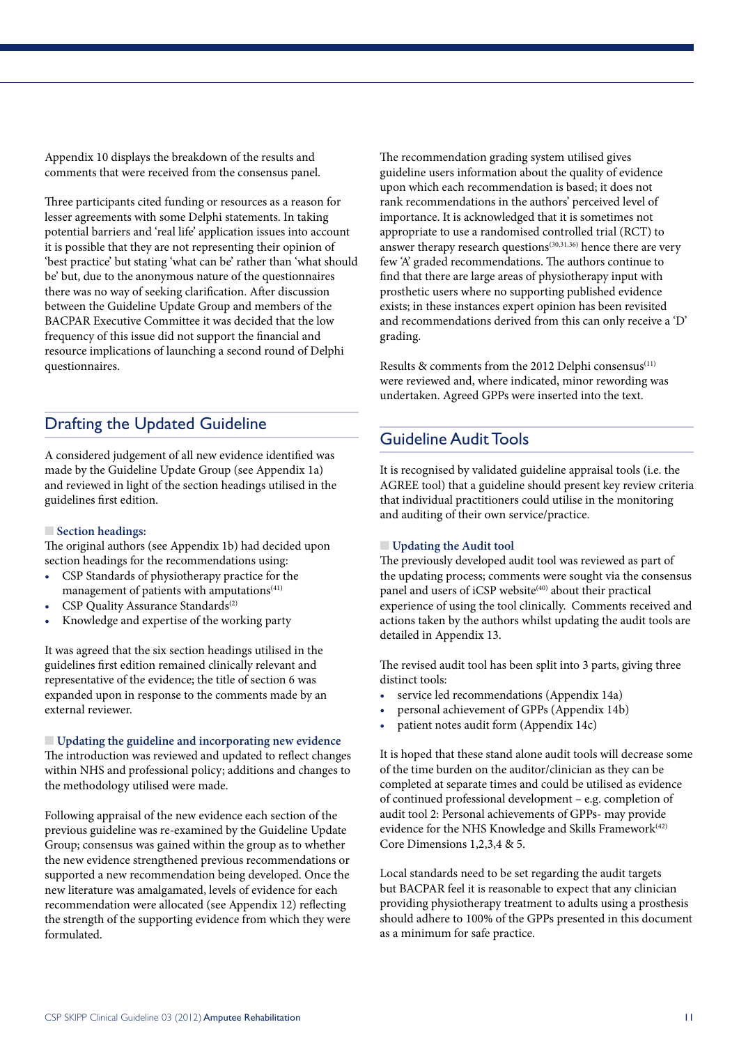Appendix 10 displays the breakdown of the results and comments that were received from the consensus panel.

Three participants cited funding or resources as a reason for lesser agreements with some Delphi statements. In taking potential barriers and 'real life' application issues into account it is possible that they are not representing their opinion of 'best practice' but stating 'what can be' rather than 'what should be' but, due to the anonymous nature of the questionnaires there was no way of seeking clarification. After discussion between the Guideline Update Group and members of the BACPAR Executive Committee it was decided that the low frequency of this issue did not support the financial and resource implications of launching a second round of Delphi questionnaires.

## Drafting the Updated Guideline

A considered judgement of all new evidence identified was made by the Guideline Update Group (see Appendix 1a) and reviewed in light of the section headings utilised in the guidelines first edition.

### Section headings:

The original authors (see Appendix 1b) had decided upon section headings for the recommendations using:

- CSP Standards of physiotherapy practice for the management of patients with amputations[41]
- CSP Quality Assurance Standards[2]
- Knowledge and expertise of the working party

It was agreed that the six section headings utilised in the guidelines first edition remained clinically relevant and representative of the evidence; the title of section 6 was expanded upon in response to the comments made by an external reviewer.

### Updating the guideline and incorporating new evidence

The introduction was reviewed and updated to reflect changes within NHS and professional policy; additions and changes to the methodology utilised were made.

Following appraisal of the new evidence each section of the previous guideline was re-examined by the Guideline Update Group; consensus was gained within the group as to whether the new evidence strengthened previous recommendations or supported a new recommendation being developed. Once the new literature was amalgamated, levels of evidence for each recommendation were allocated (see Appendix 12) reflecting the strength of the supporting evidence from which they were formulated.

The recommendation grading system utilised gives guideline users information about the quality of evidence upon which each recommendation is based; it does not rank recommendations in the authors' perceived level of importance. It is acknowledged that it is sometimes not appropriate to use a randomised controlled trial (RCT) to answer therapy research questions[30,31,36] hence there are very few 'A' graded recommendations. The authors continue to find that there are large areas of physiotherapy input with prosthetic users where no supporting published evidence exists; in these instances expert opinion has been revisited and recommendations derived from this can only receive a 'D' grading.

Results & comments from the 2012 Delphi consensus[11] were reviewed and, where indicated, minor rewording was undertaken. Agreed GPPs were inserted into the text.

## Guideline Audit Tools

It is recognised by validated guideline appraisal tools (i.e. the AGREE tool) that a guideline should present key review criteria that individual practitioners could utilise in the monitoring and auditing of their own service/practice.

### Updating the Audit tool

The previously developed audit tool was reviewed as part of the updating process; comments were sought via the consensus panel and users of iCSP website[40] about their practical experience of using the tool clinically. Comments received and actions taken by the authors whilst updating the audit tools are detailed in Appendix 13.

The revised audit tool has been split into 3 parts, giving three distinct tools:

- service led recommendations (Appendix 14a)
- personal achievement of GPPs (Appendix 14b)
- patient notes audit form (Appendix 14c)

It is hoped that these stand alone audit tools will decrease some of the time burden on the auditor/clinician as they can be completed at separate times and could be utilised as evidence of continued professional development – e.g. completion of audit tool 2: Personal achievements of GPPs- may provide evidence for the NHS Knowledge and Skills Framework[42] Core Dimensions 1,2,3,4 & 5.

Local standards need to be set regarding the audit targets but BACPAR feel it is reasonable to expect that any clinician providing physiotherapy treatment to adults using a prosthesis should adhere to 100% of the GPPs presented in this document as a minimum for safe practice.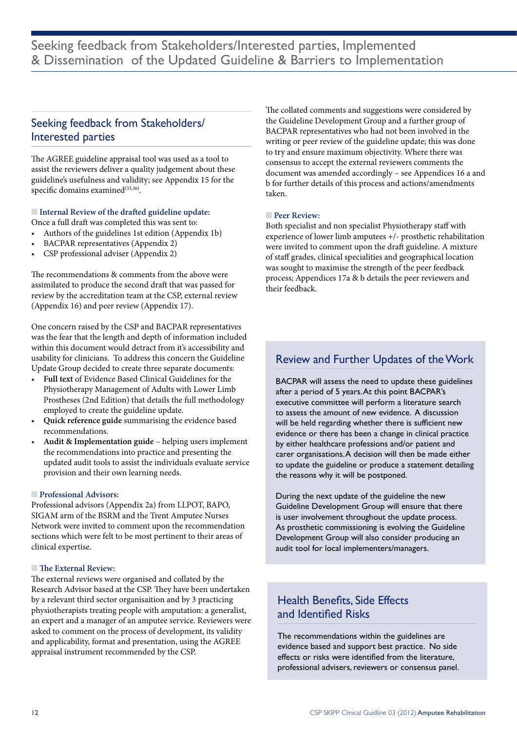# Seeking feedback from Stakeholders/Interested parties, Implemented & Dissemination of the Updated Guideline & Barriers to Implementation

## Seeking feedback from Stakeholders/ Interested parties

The AGREE guideline appraisal tool was used as a tool to assist the reviewers deliver a quality judgement about these guideline's usefulness and validity; see Appendix 15 for the specific domains examined[33,36].

### Internal Review of the drafted guideline update:

Once a full draft was completed this was sent to:

- Authors of the guidelines 1st edition (Appendix 1b)
- BACPAR representatives (Appendix 2)
- CSP professional adviser (Appendix 2)

The recommendations & comments from the above were assimilated to produce the second draft that was passed for review by the accreditation team at the CSP, external review (Appendix 16) and peer review (Appendix 17).

One concern raised by the CSP and BACPAR representatives was the fear that the length and depth of information included within this document would detract from it's accessibility and usability for clinicians. To address this concern the Guideline Update Group decided to create three separate documents:

- **Full text** of Evidence Based Clinical Guidelines for the Physiotherapy Management of Adults with Lower Limb Prostheses (2nd Edition) that details the full methodology employed to create the guideline update.
- **Quick reference guide** summarising the evidence based recommendations.
- **Audit & Implementation guide** – helping users implement the recommendations into practice and presenting the updated audit tools to assist the individuals evaluate service provision and their own learning needs.

### Professional Advisors:

Professional advisors (Appendix 2a) from LLPOT, BAPO, SIGAM arm of the BSRM and the Trent Amputee Nurses Network were invited to comment upon the recommendation sections which were felt to be most pertinent to their areas of clinical expertise.

### The External Review:

The external reviews were organised and collated by the Research Advisor based at the CSP. They have been undertaken by a relevant third sector organisaition and by 3 practicing physiotherapists treating people with amputation: a generalist, an expert and a manager of an amputee service. Reviewers were asked to comment on the process of development, its validity and applicability, format and presentation, using the AGREE appraisal instrument recommended by the CSP.

The collated comments and suggestions were considered by the Guideline Development Group and a further group of BACPAR representatives who had not been involved in the writing or peer review of the guideline update; this was done to try and ensure maximum objectivity. Where there was consensus to accept the external reviewers comments the document was amended accordingly – see Appendices 16 a and b for further details of this process and actions/amendments taken.

### Peer Review:

Both specialist and non specialist Physiotherapy staff with experience of lower limb amputees +/- prosthetic rehabilitation were invited to comment upon the draft guideline. A mixture of staff grades, clinical specialities and geographical location was sought to maximise the strength of the peer feedback process; Appendices 17a & b details the peer reviewers and their feedback.

## Review and Further Updates of the Work

BACPAR will assess the need to update these guidelines after a period of 5 years. At this point BACPAR's executive committee will perform a literature search to assess the amount of new evidence. A discussion will be held regarding whether there is sufficient new evidence or there has been a change in clinical practice by either healthcare professions and/or patient and carer organisations. A decision will then be made either to update the guideline or produce a statement detailing the reasons why it will be postponed.

During the next update of the guideline the new Guideline Development Group will ensure that there is user involvement throughout the update process. As prosthetic commissioning is evolving the Guideline Development Group will also consider producing an audit tool for local implementers/managers.

## Health Benefits, Side Effects and Identified Risks

The recommendations within the guidelines are evidence based and support best practice. No side effects or risks were identified from the literature, professional advisers, reviewers or consensus panel.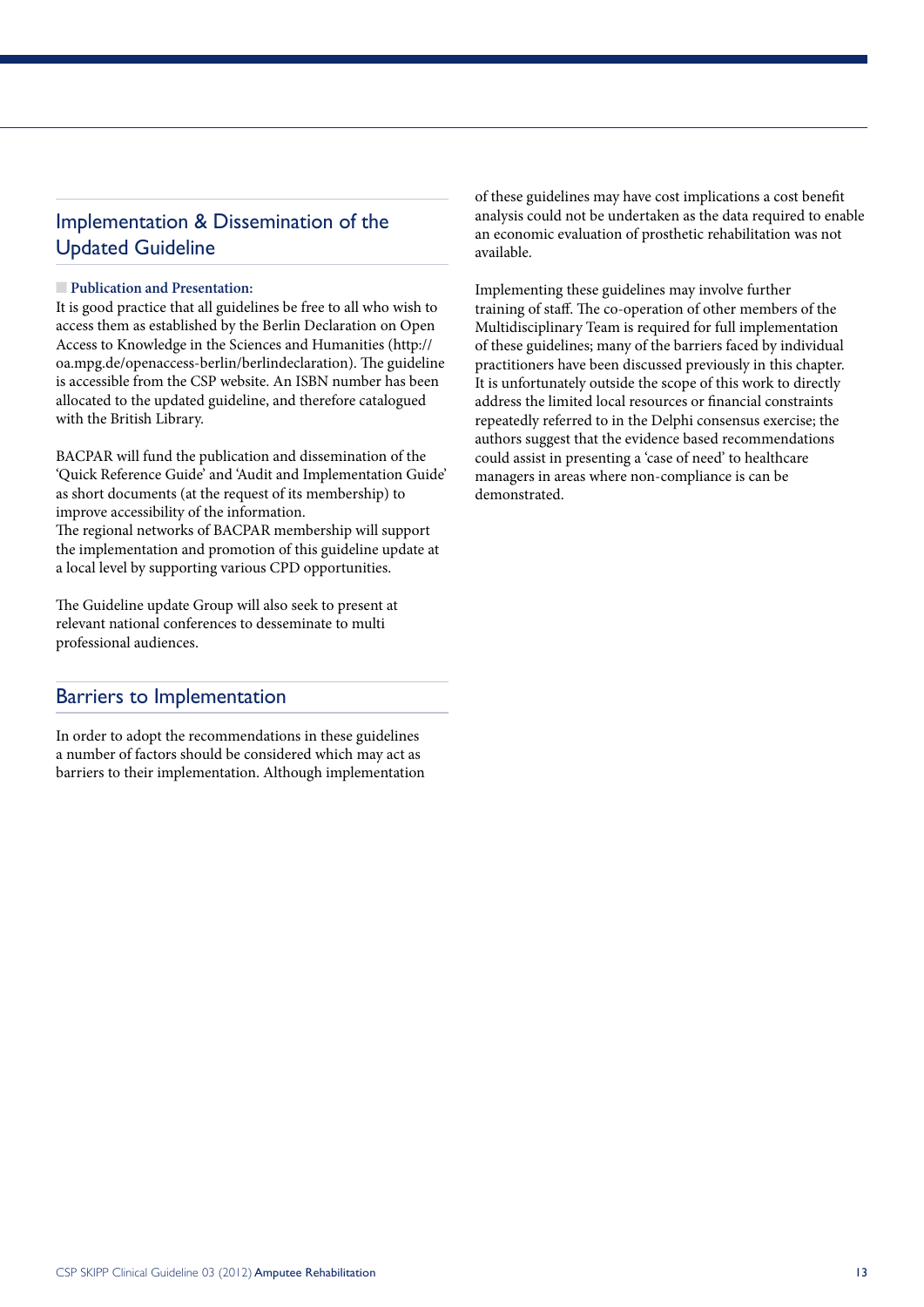## Implementation & Dissemination of the Updated Guideline

**Publication and Presentation:**

It is good practice that all guidelines be free to all who wish to access them as established by the Berlin Declaration on Open Access to Knowledge in the Sciences and Humanities (http://oa.mpg.de/openaccess-berlin/berlindeclaration). The guideline is accessible from the CSP website. An ISBN number has been allocated to the updated guideline, and therefore catalogued with the British Library.

BACPAR will fund the publication and dissemination of the 'Quick Reference Guide' and 'Audit and Implementation Guide' as short documents (at the request of its membership) to improve accessibility of the information.
The regional networks of BACPAR membership will support the implementation and promotion of this guideline update at a local level by supporting various CPD opportunities.

The Guideline update Group will also seek to present at relevant national conferences to desseminate to multi professional audiences.

## Barriers to Implementation

In order to adopt the recommendations in these guidelines a number of factors should be considered which may act as barriers to their implementation. Although implementation of these guidelines may have cost implications a cost benefit analysis could not be undertaken as the data required to enable an economic evaluation of prosthetic rehabilitation was not available.

Implementing these guidelines may involve further training of staff. The co-operation of other members of the Multidisciplinary Team is required for full implementation of these guidelines; many of the barriers faced by individual practitioners have been discussed previously in this chapter. It is unfortunately outside the scope of this work to directly address the limited local resources or financial constraints repeatedly referred to in the Delphi consensus exercise; the authors suggest that the evidence based recommendations could assist in presenting a 'case of need' to healthcare managers in areas where non-compliance is can be demonstrated.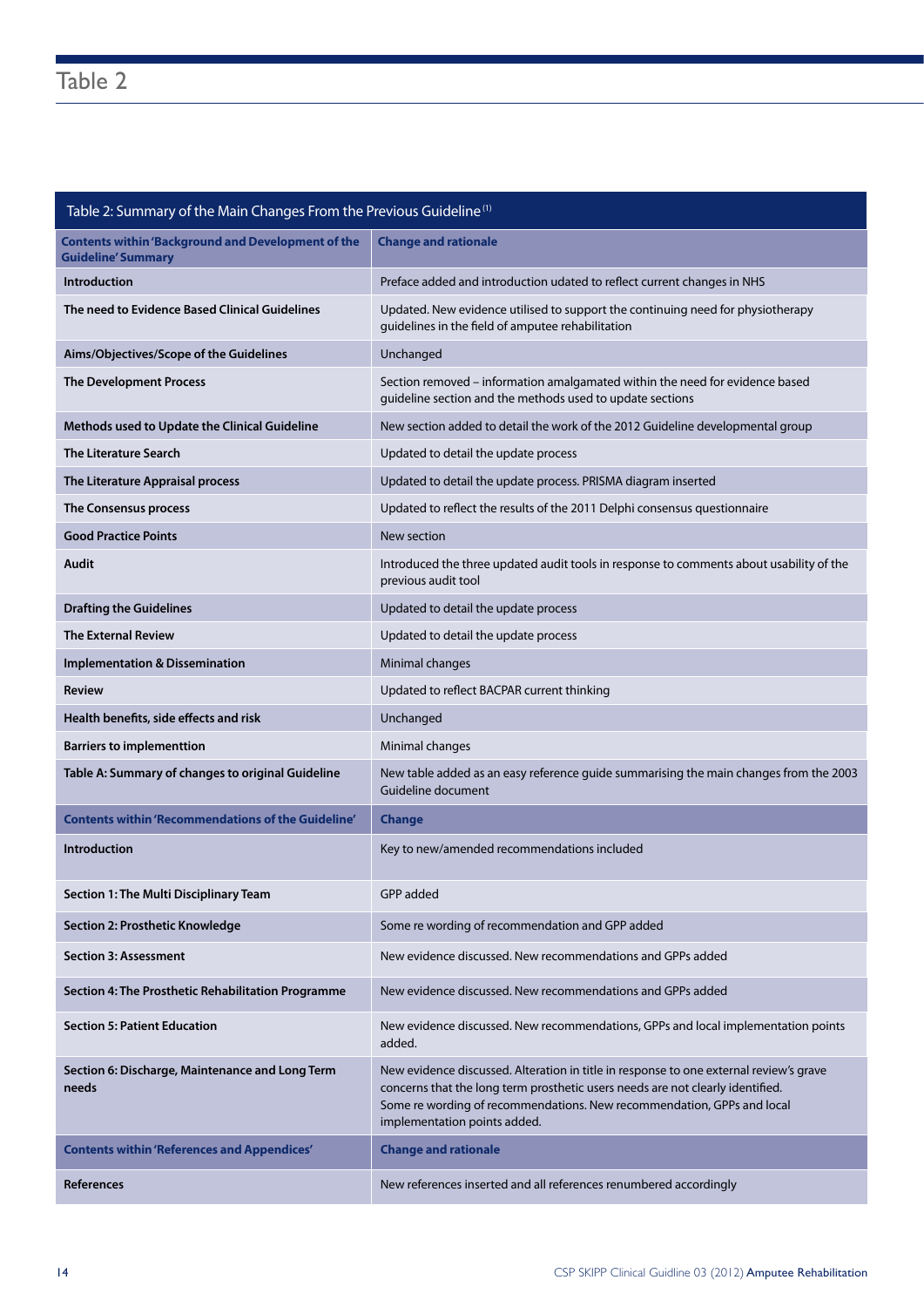## Table 2

| Table 2: Summary of the Main Changes From the Previous Guideline [1] | |
|---|---|
| **Contents within 'Background and Development of the Guideline' Summary** | **Change and rationale** |
| **Introduction** | Preface added and introduction udated to reflect current changes in NHS |
| **The need to Evidence Based Clinical Guidelines** | Updated. New evidence utilised to support the continuing need for physiotherapy guidelines in the field of amputee rehabilitation |
| **Aims/Objectives/Scope of the Guidelines** | Unchanged |
| **The Development Process** | Section removed – information amalgamated within the need for evidence based guideline section and the methods used to update sections |
| **Methods used to Update the Clinical Guideline** | New section added to detail the work of the 2012 Guideline developmental group |
| **The Literature Search** | Updated to detail the update process |
| **The Literature Appraisal process** | Updated to detail the update process. PRISMA diagram inserted |
| **The Consensus process** | Updated to reflect the results of the 2011 Delphi consensus questionnaire |
| **Good Practice Points** | New section |
| **Audit** | Introduced the three updated audit tools in response to comments about usability of the previous audit tool |
| **Drafting the Guidelines** | Updated to detail the update process |
| **The External Review** | Updated to detail the update process |
| **Implementation & Dissemination** | Minimal changes |
| **Review** | Updated to reflect BACPAR current thinking |
| **Health benefits, side effects and risk** | Unchanged |
| **Barriers to implementtion** | Minimal changes |
| **Table A: Summary of changes to original Guideline** | New table added as an easy reference guide summarising the main changes from the 2003 Guideline document |
| **Contents within 'Recommendations of the Guideline'** | **Change** |
| **Introduction** | Key to new/amended recommendations included |
| **Section 1: The Multi Disciplinary Team** | GPP added |
| **Section 2: Prosthetic Knowledge** | Some re wording of recommendation and GPP added |
| **Section 3: Assessment** | New evidence discussed. New recommendations and GPPs added |
| **Section 4: The Prosthetic Rehabilitation Programme** | New evidence discussed. New recommendations and GPPs added |
| **Section 5: Patient Education** | New evidence discussed. New recommendations, GPPs and local implementation points added. |
| **Section 6: Discharge, Maintenance and Long Term needs** | New evidence discussed. Alteration in title in response to one external review's grave concerns that the long term prosthetic users needs are not clearly identified. Some re wording of recommendations. New recommendation, GPPs and local implementation points added. |
| **Contents within 'References and Appendices'** | **Change and rationale** |
| **References** | New references inserted and all references renumbered accordingly |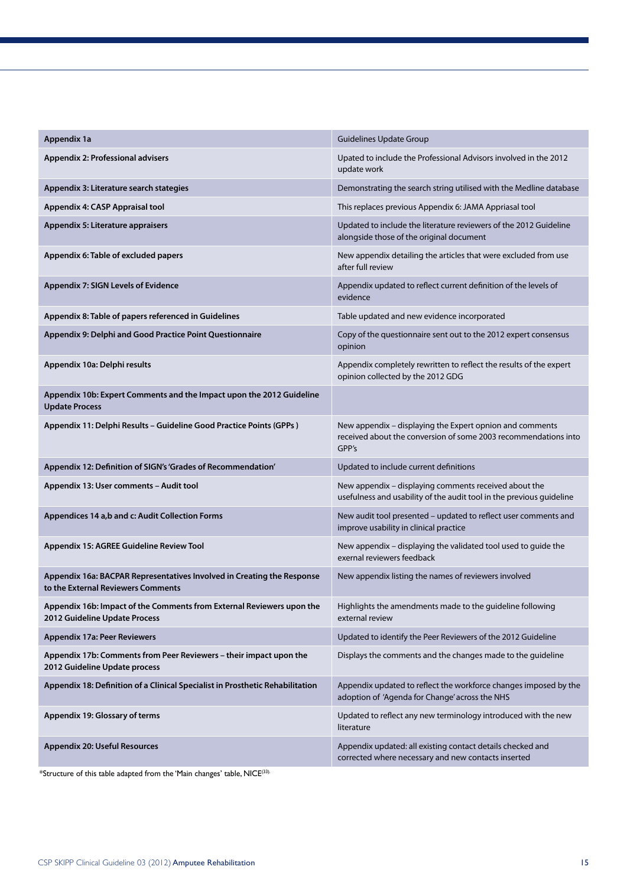| Appendix 1a | Guidelines Update Group |
|---|---|
| **Appendix 2: Professional advisers** | Upated to include the Professional Advisors involved in the 2012 update work |
| **Appendix 3: Literature search stategies** | Demonstrating the search string utilised with the Medline database |
| **Appendix 4: CASP Appraisal tool** | This replaces previous Appendix 6: JAMA Appriasal tool |
| **Appendix 5: Literature appraisers** | Updated to include the literature reviewers of the 2012 Guideline alongside those of the original document |
| **Appendix 6: Table of excluded papers** | New appendix detailing the articles that were excluded from use after full review |
| **Appendix 7: SIGN Levels of Evidence** | Appendix updated to reflect current definition of the levels of evidence |
| **Appendix 8: Table of papers referenced in Guidelines** | Table updated and new evidence incorporated |
| **Appendix 9: Delphi and Good Practice Point Questionnaire** | Copy of the questionnaire sent out to the 2012 expert consensus opinion |
| **Appendix 10a: Delphi results** | Appendix completely rewritten to reflect the results of the expert opinion collected by the 2012 GDG |
| **Appendix 10b: Expert Comments and the Impact upon the 2012 Guideline Update Process** | |
| **Appendix 11: Delphi Results – Guideline Good Practice Points (GPPs )** | New appendix – displaying the Expert opnion and comments received about the conversion of some 2003 recommendations into GPP's |
| **Appendix 12: Definition of SIGN's 'Grades of Recommendation'** | Updated to include current definitions |
| **Appendix 13: User comments – Audit tool** | New appendix – displaying comments received about the usefulness and usability of the audit tool in the previous guideline |
| **Appendices 14 a,b and c: Audit Collection Forms** | New audit tool presented – updated to reflect user comments and improve usability in clinical practice |
| **Appendix 15: AGREE Guideline Review Tool** | New appendix – displaying the validated tool used to guide the exernal reviewers feedback |
| **Appendix 16a: BACPAR Representatives Involved in Creating the Response to the External Reviewers Comments** | New appendix listing the names of reviewers involved |
| **Appendix 16b: Impact of the Comments from External Reviewers upon the 2012 Guideline Update Process** | Highlights the amendments made to the guideline following external review |
| **Appendix 17a: Peer Reviewers** | Updated to identify the Peer Reviewers of the 2012 Guideline |
| **Appendix 17b: Comments from Peer Reviewers – their impact upon the 2012 Guideline Update process** | Displays the comments and the changes made to the guideline |
| **Appendix 18: Definition of a Clinical Specialist in Prosthetic Rehabilitation** | Appendix updated to reflect the workforce changes imposed by the adoption of 'Agenda for Change' across the NHS |
| **Appendix 19: Glossary of terms** | Updated to reflect any new terminology introduced with the new literature |
| **Appendix 20: Useful Resources** | Appendix updated: all existing contact details checked and corrected where necessary and new contacts inserted |

*Structure of this table adapted from the 'Main changes' table, NICE[33].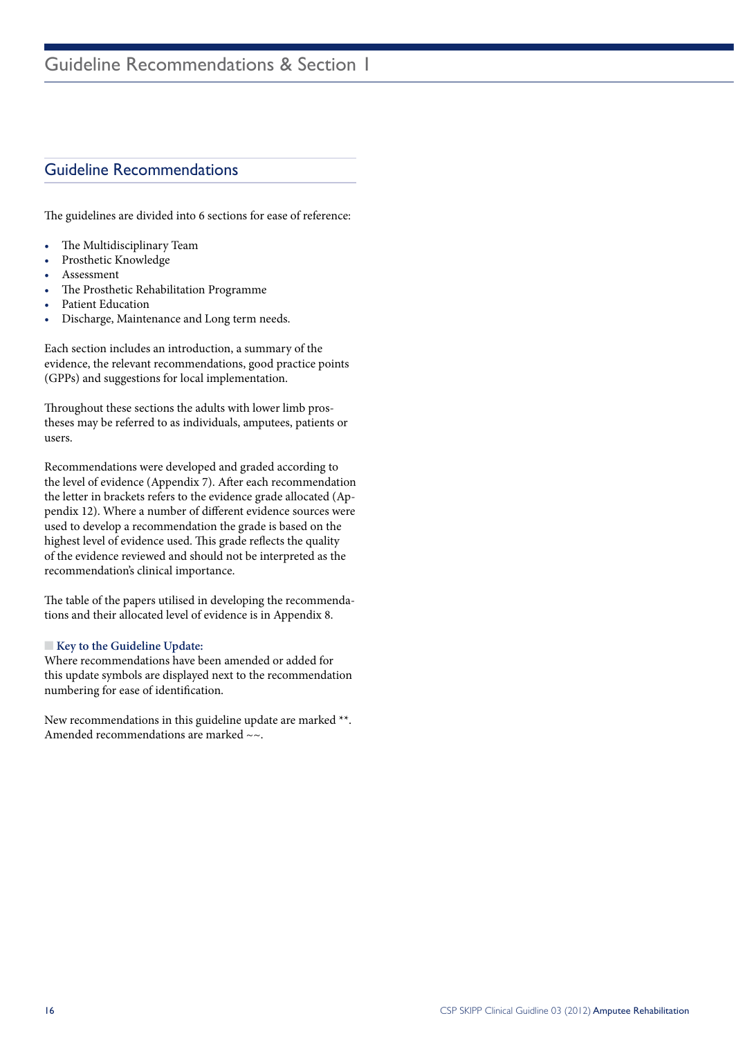# Guideline Recommendations & Section 1

## Guideline Recommendations

The guidelines are divided into 6 sections for ease of reference:

- The Multidisciplinary Team
- Prosthetic Knowledge
- Assessment
- The Prosthetic Rehabilitation Programme
- Patient Education
- Discharge, Maintenance and Long term needs.

Each section includes an introduction, a summary of the evidence, the relevant recommendations, good practice points (GPPs) and suggestions for local implementation.

Throughout these sections the adults with lower limb prostheses may be referred to as individuals, amputees, patients or users.

Recommendations were developed and graded according to the level of evidence (Appendix 7). After each recommendation the letter in brackets refers to the evidence grade allocated (Appendix 12). Where a number of different evidence sources were used to develop a recommendation the grade is based on the highest level of evidence used. This grade reflects the quality of the evidence reviewed and should not be interpreted as the recommendation's clinical importance.

The table of the papers utilised in developing the recommendations and their allocated level of evidence is in Appendix 8.

**Key to the Guideline Update:**
Where recommendations have been amended or added for this update symbols are displayed next to the recommendation numbering for ease of identification.

New recommendations in this guideline update are marked **.
Amended recommendations are marked ~~.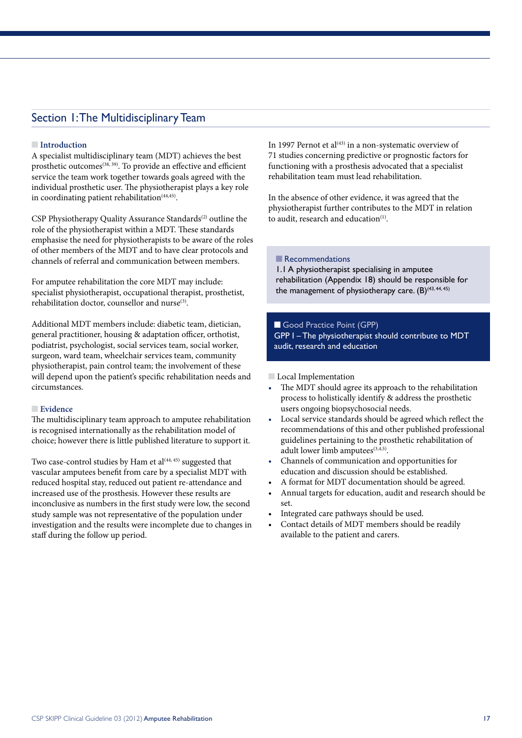## Section 1: The Multidisciplinary Team

### Introduction

A specialist multidisciplinary team (MDT) achieves the best prosthetic outcomes[38, 39]. To provide an effective and efficient service the team work together towards goals agreed with the individual prosthetic user. The physiotherapist plays a key role in coordinating patient rehabilitation[44,45].

CSP Physiotherapy Quality Assurance Standards[2] outline the role of the physiotherapist within a MDT. These standards emphasise the need for physiotherapists to be aware of the roles of other members of the MDT and to have clear protocols and channels of referral and communication between members.

For amputee rehabilitation the core MDT may include: specialist physiotherapist, occupational therapist, prosthetist, rehabilitation doctor, counsellor and nurse[3].

Additional MDT members include: diabetic team, dietician, general practitioner, housing & adaptation officer, orthotist, podiatrist, psychologist, social services team, social worker, surgeon, ward team, wheelchair services team, community physiotherapist, pain control team; the involvement of these will depend upon the patient's specific rehabilitation needs and circumstances.

### Evidence

The multidisciplinary team approach to amputee rehabilitation is recognised internationally as the rehabilitation model of choice; however there is little published literature to support it.

Two case-control studies by Ham et al[44, 45] suggested that vascular amputees benefit from care by a specialist MDT with reduced hospital stay, reduced out patient re-attendance and increased use of the prosthesis. However these results are inconclusive as numbers in the first study were low, the second study sample was not representative of the population under investigation and the results were incomplete due to changes in staff during the follow up period.

In 1997 Pernot et al[43] in a non-systematic overview of 71 studies concerning predictive or prognostic factors for functioning with a prosthesis advocated that a specialist rehabilitation team must lead rehabilitation.

In the absence of other evidence, it was agreed that the physiotherapist further contributes to the MDT in relation to audit, research and education[1].

### Recommendations

1.1 A physiotherapist specialising in amputee rehabilitation (Appendix 18) should be responsible for the management of physiotherapy care. (B)[43, 44, 45]

### Good Practice Point (GPP)

GPP 1 – The physiotherapist should contribute to MDT audit, research and education

### Local Implementation

- The MDT should agree its approach to the rehabilitation process to holistically identify & address the prosthetic users ongoing biopsychosocial needs.
- Local service standards should be agreed which reflect the recommendations of this and other published professional guidelines pertaining to the prosthetic rehabilitation of adult lower limb amputees[3,4,5].
- Channels of communication and opportunities for education and discussion should be established.
- A format for MDT documentation should be agreed.
- Annual targets for education, audit and research should be set.
- Integrated care pathways should be used.
- Contact details of MDT members should be readily available to the patient and carers.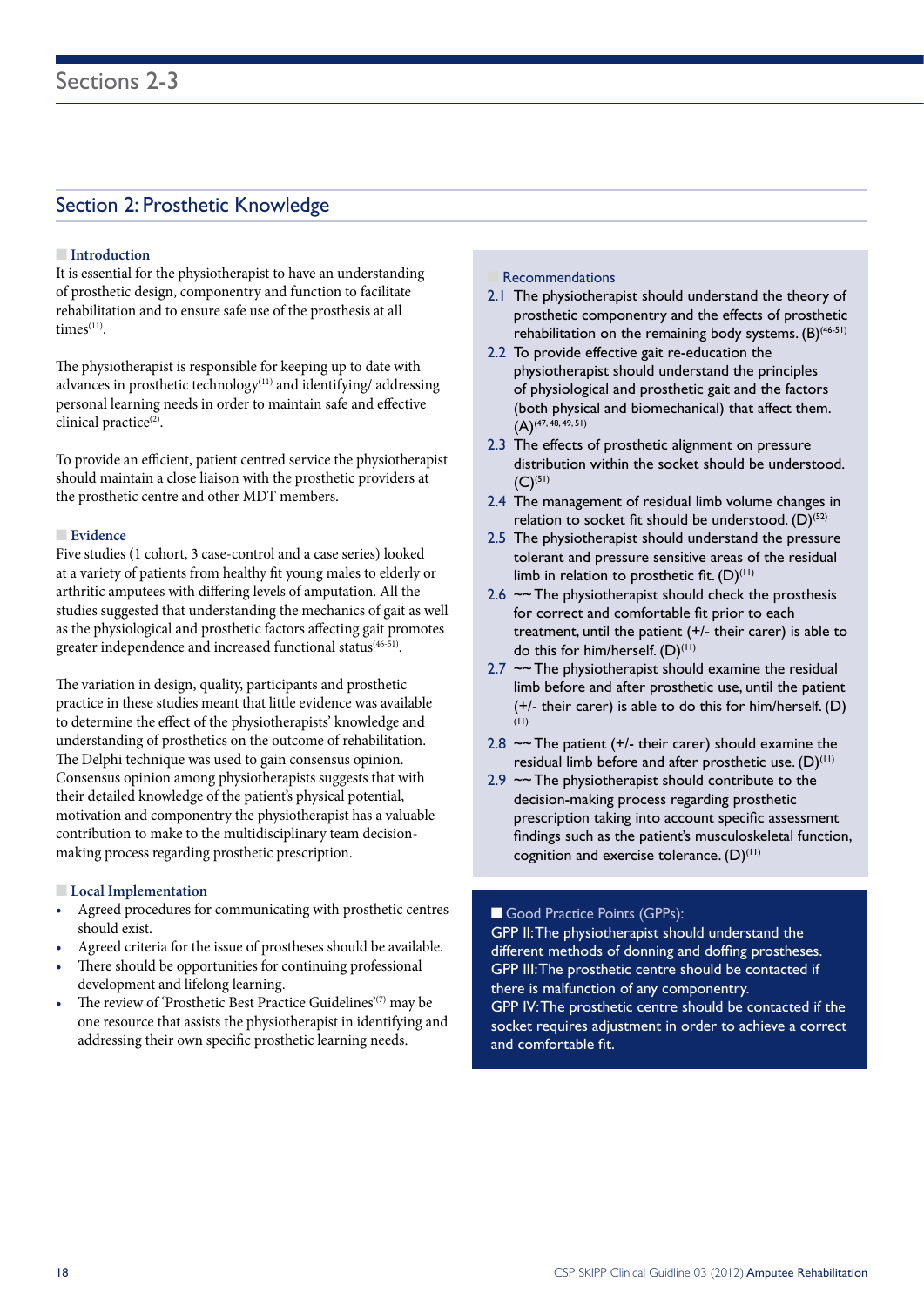# Sections 2-3

## Section 2: Prosthetic Knowledge

### Introduction

It is essential for the physiotherapist to have an understanding of prosthetic design, componentry and function to facilitate rehabilitation and to ensure safe use of the prosthesis at all times[11].

The physiotherapist is responsible for keeping up to date with advances in prosthetic technology[11] and identifying/ addressing personal learning needs in order to maintain safe and effective clinical practice[2].

To provide an efficient, patient centred service the physiotherapist should maintain a close liaison with the prosthetic providers at the prosthetic centre and other MDT members.

### Evidence

Five studies (1 cohort, 3 case-control and a case series) looked at a variety of patients from healthy fit young males to elderly or arthritic amputees with differing levels of amputation. All the studies suggested that understanding the mechanics of gait as well as the physiological and prosthetic factors affecting gait promotes greater independence and increased functional status[46-51].

The variation in design, quality, participants and prosthetic practice in these studies meant that little evidence was available to determine the effect of the physiotherapists' knowledge and understanding of prosthetics on the outcome of rehabilitation. The Delphi technique was used to gain consensus opinion. Consensus opinion among physiotherapists suggests that with their detailed knowledge of the patient's physical potential, motivation and componentry the physiotherapist has a valuable contribution to make to the multidisciplinary team decision-making process regarding prosthetic prescription.

### Local Implementation

- Agreed procedures for communicating with prosthetic centres should exist.
- Agreed criteria for the issue of prostheses should be available.
- There should be opportunities for continuing professional development and lifelong learning.
- The review of 'Prosthetic Best Practice Guidelines'[7] may be one resource that assists the physiotherapist in identifying and addressing their own specific prosthetic learning needs.

### Recommendations

2.1 The physiotherapist should understand the theory of prosthetic componentry and the effects of prosthetic rehabilitation on the remaining body systems. (B)[46-51]

2.2 To provide effective gait re-education the physiotherapist should understand the principles of physiological and prosthetic gait and the factors (both physical and biomechanical) that affect them. (A)[47, 48, 49, 51]

2.3 The effects of prosthetic alignment on pressure distribution within the socket should be understood. (C)[51]

2.4 The management of residual limb volume changes in relation to socket fit should be understood. (D)[52]

2.5 The physiotherapist should understand the pressure tolerant and pressure sensitive areas of the residual limb in relation to prosthetic fit. (D)[11]

2.6 ~~ The physiotherapist should check the prosthesis for correct and comfortable fit prior to each treatment, until the patient (+/- their carer) is able to do this for him/herself. (D)[11]

2.7 ~~ The physiotherapist should examine the residual limb before and after prosthetic use, until the patient (+/- their carer) is able to do this for him/herself. (D)[11]

2.8 ~~ The patient (+/- their carer) should examine the residual limb before and after prosthetic use. (D)[11]

2.9 ~~ The physiotherapist should contribute to the decision-making process regarding prosthetic prescription taking into account specific assessment findings such as the patient's musculoskeletal function, cognition and exercise tolerance. (D)[11]

### Good Practice Points (GPPs):

GPP II: The physiotherapist should understand the different methods of donning and doffing prostheses.
GPP III: The prosthetic centre should be contacted if there is malfunction of any componentry.
GPP IV: The prosthetic centre should be contacted if the socket requires adjustment in order to achieve a correct and comfortable fit.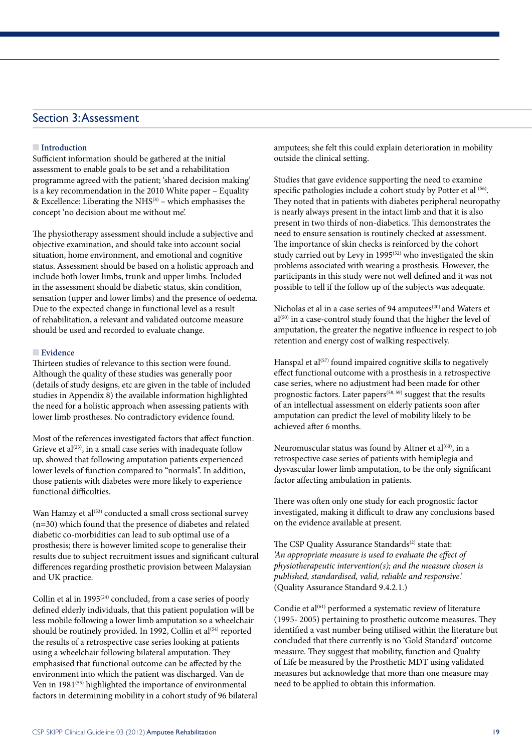## Section 3: Assessment

### Introduction

Sufficient information should be gathered at the initial assessment to enable goals to be set and a rehabilitation programme agreed with the patient; 'shared decision making' is a key recommendation in the 2010 White paper – Equality & Excellence: Liberating the NHS[8] – which emphasises the concept 'no decision about me without me'.

The physiotherapy assessment should include a subjective and objective examination, and should take into account social situation, home environment, and emotional and cognitive status. Assessment should be based on a holistic approach and include both lower limbs, trunk and upper limbs. Included in the assessment should be diabetic status, skin condition, sensation (upper and lower limbs) and the presence of oedema. Due to the expected change in functional level as a result of rehabilitation, a relevant and validated outcome measure should be used and recorded to evaluate change.

### Evidence

Thirteen studies of relevance to this section were found. Although the quality of these studies was generally poor (details of study designs, etc are given in the table of included studies in Appendix 8) the available information highlighted the need for a holistic approach when assessing patients with lower limb prostheses. No contradictory evidence found.

Most of the references investigated factors that affect function. Grieve et al[23], in a small case series with inadequate follow up, showed that following amputation patients experienced lower levels of function compared to "normals". In addition, those patients with diabetes were more likely to experience functional difficulties.

Wan Hamzy et al[53] conducted a small cross sectional survey (n=30) which found that the presence of diabetes and related diabetic co-morbidities can lead to sub optimal use of a prosthesis; there is however limited scope to generalise their results due to subject recruitment issues and significant cultural differences regarding prosthetic provision between Malaysian and UK practice.

Collin et al in 1995[24] concluded, from a case series of poorly defined elderly individuals, that this patient population will be less mobile following a lower limb amputation so a wheelchair should be routinely provided. In 1992, Collin et al[54] reported the results of a retrospective case series looking at patients using a wheelchair following bilateral amputation. They emphasised that functional outcome can be affected by the environment into which the patient was discharged. Van de Ven in 1981[55] highlighted the importance of environmental factors in determining mobility in a cohort study of 96 bilateral amputees; she felt this could explain deterioration in mobility outside the clinical setting.

Studies that gave evidence supporting the need to examine specific pathologies include a cohort study by Potter et al [56]. They noted that in patients with diabetes peripheral neuropathy is nearly always present in the intact limb and that it is also present in two thirds of non-diabetics. This demonstrates the need to ensure sensation is routinely checked at assessment. The importance of skin checks is reinforced by the cohort study carried out by Levy in 1995[52] who investigated the skin problems associated with wearing a prosthesis. However, the participants in this study were not well defined and it was not possible to tell if the follow up of the subjects was adequate.

Nicholas et al in a case series of 94 amputees[20] and Waters et al[50] in a case-control study found that the higher the level of amputation, the greater the negative influence in respect to job retention and energy cost of walking respectively.

Hanspal et al[57] found impaired cognitive skills to negatively effect functional outcome with a prosthesis in a retrospective case series, where no adjustment had been made for other prognostic factors. Later papers[58, 59] suggest that the results of an intellectual assessment on elderly patients soon after amputation can predict the level of mobility likely to be achieved after 6 months.

Neuromuscular status was found by Altner et al[60], in a retrospective case series of patients with hemiplegia and dysvascular lower limb amputation, to be the only significant factor affecting ambulation in patients.

There was often only one study for each prognostic factor investigated, making it difficult to draw any conclusions based on the evidence available at present.

The CSP Quality Assurance Standards[2] state that:
*'An appropriate measure is used to evaluate the effect of physiotherapeutic intervention(s); and the measure chosen is published, standardised, valid, reliable and responsive.'*
(Quality Assurance Standard 9.4.2.1.)

Condie et al[61] performed a systematic review of literature (1995- 2005) pertaining to prosthetic outcome measures. They identified a vast number being utilised within the literature but concluded that there currently is no 'Gold Standard' outcome measure. They suggest that mobility, function and Quality of Life be measured by the Prosthetic MDT using validated measures but acknowledge that more than one measure may need to be applied to obtain this information.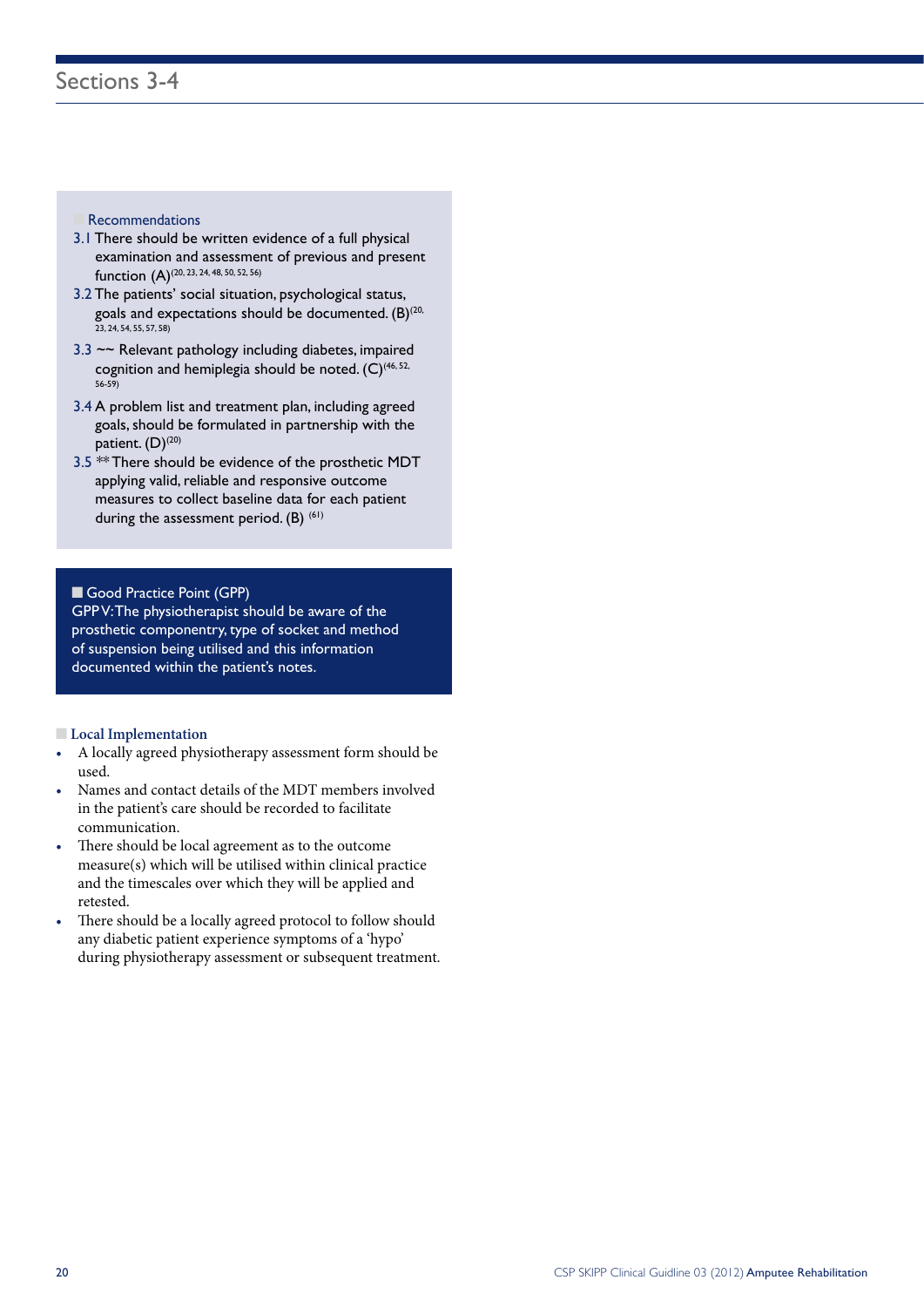## Recommendations

3.1 There should be written evidence of a full physical examination and assessment of previous and present function (A)[20, 23, 24, 48, 50, 52, 56]

3.2 The patients' social situation, psychological status, goals and expectations should be documented. (B)[20, 23, 24, 54, 55, 57, 58]

3.3 ~~ Relevant pathology including diabetes, impaired cognition and hemiplegia should be noted. (C)[46, 52, 56-59]

3.4 A problem list and treatment plan, including agreed goals, should be formulated in partnership with the patient. (D)[20]

3.5 ** There should be evidence of the prosthetic MDT applying valid, reliable and responsive outcome measures to collect baseline data for each patient during the assessment period. (B) [61]

## Good Practice Point (GPP)

GPP V: The physiotherapist should be aware of the prosthetic componentry, type of socket and method of suspension being utilised and this information documented within the patient's notes.

## Local Implementation

- A locally agreed physiotherapy assessment form should be used.
- Names and contact details of the MDT members involved in the patient's care should be recorded to facilitate communication.
- There should be local agreement as to the outcome measure(s) which will be utilised within clinical practice and the timescales over which they will be applied and retested.
- There should be a locally agreed protocol to follow should any diabetic patient experience symptoms of a 'hypo' during physiotherapy assessment or subsequent treatment.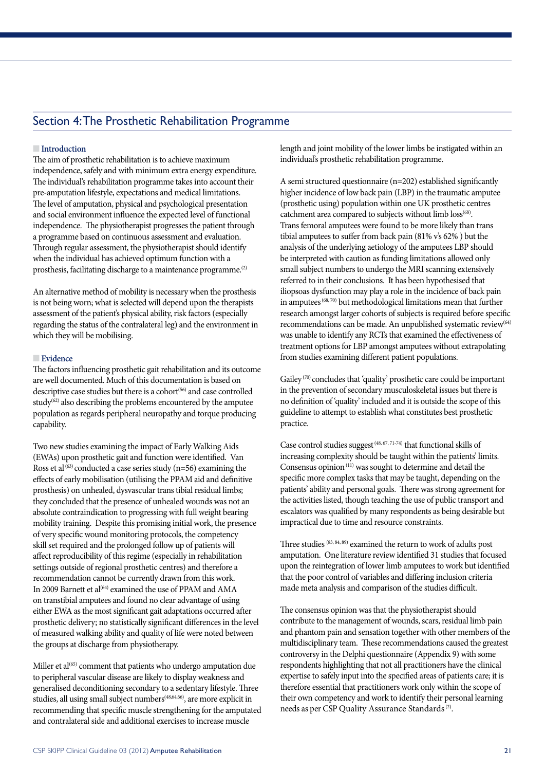## Section 4: The Prosthetic Rehabilitation Programme

### Introduction

The aim of prosthetic rehabilitation is to achieve maximum independence, safely and with minimum extra energy expenditure. The individual's rehabilitation programme takes into account their pre-amputation lifestyle, expectations and medical limitations. The level of amputation, physical and psychological presentation and social environment influence the expected level of functional independence. The physiotherapist progresses the patient through a programme based on continuous assessment and evaluation. Through regular assessment, the physiotherapist should identify when the individual has achieved optimum function with a prosthesis, facilitating discharge to a maintenance programme.[2]

An alternative method of mobility is necessary when the prosthesis is not being worn; what is selected will depend upon the therapists assessment of the patient's physical ability, risk factors (especially regarding the status of the contralateral leg) and the environment in which they will be mobilising.

### Evidence

The factors influencing prosthetic gait rehabilitation and its outcome are well documented. Much of this documentation is based on descriptive case studies but there is a cohort[56] and case controlled study[62] also describing the problems encountered by the amputee population as regards peripheral neuropathy and torque producing capability.

Two new studies examining the impact of Early Walking Aids (EWAs) upon prosthetic gait and function were identified. Van Ross et al[63] conducted a case series study (n=56) examining the effects of early mobilisation (utilising the PPAM aid and definitive prosthesis) on unhealed, dysvascular trans tibial residual limbs; they concluded that the presence of unhealed wounds was not an absolute contraindication to progressing with full weight bearing mobility training. Despite this promising initial work, the presence of very specific wound monitoring protocols, the competency skill set required and the prolonged follow up of patients will affect reproducibility of this regime (especially in rehabilitation settings outside of regional prosthetic centres) and therefore a recommendation cannot be currently drawn from this work. In 2009 Barnett et al[64] examined the use of PPAM and AMA on transtibial amputees and found no clear advantage of using either EWA as the most significant gait adaptations occurred after prosthetic delivery; no statistically significant differences in the level of measured walking ability and quality of life were noted between the groups at discharge from physiotherapy.

Miller et al[65] comment that patients who undergo amputation due to peripheral vascular disease are likely to display weakness and generalised deconditioning secondary to a sedentary lifestyle. Three studies, all using small subject numbers[48,64,66], are more explicit in recommending that specific muscle strengthening for the amputated and contralateral side and additional exercises to increase muscle length and joint mobility of the lower limbs be instigated within an individual's prosthetic rehabilitation programme.

A semi structured questionnaire (n=202) established significantly higher incidence of low back pain (LBP) in the traumatic amputee (prosthetic using) population within one UK prosthetic centres catchment area compared to subjects without limb loss[68]. Trans femoral amputees were found to be more likely than trans tibial amputees to suffer from back pain (81% v's 62% ) but the analysis of the underlying aetiology of the amputees LBP should be interpreted with caution as funding limitations allowed only small subject numbers to undergo the MRI scanning extensively referred to in their conclusions. It has been hypothesised that iliopsoas dysfunction may play a role in the incidence of back pain in amputees[68, 70] but methodological limitations mean that further research amongst larger cohorts of subjects is required before specific recommendations can be made. An unpublished systematic review[64] was unable to identify any RCTs that examined the effectiveness of treatment options for LBP amongst amputees without extrapolating from studies examining different patient populations.

Gailey[70] concludes that 'quality' prosthetic care could be important in the prevention of secondary musculoskeletal issues but there is no definition of 'quality' included and it is outside the scope of this guideline to attempt to establish what constitutes best prosthetic practice.

Case control studies suggest[48, 67, 71-74] that functional skills of increasing complexity should be taught within the patients' limits. Consensus opinion[11] was sought to determine and detail the specific more complex tasks that may be taught, depending on the patients' ability and personal goals. There was strong agreement for the activities listed, though teaching the use of public transport and escalators was qualified by many respondents as being desirable but impractical due to time and resource constraints.

Three studies[83, 84, 89] examined the return to work of adults post amputation. One literature review identified 31 studies that focused upon the reintegration of lower limb amputees to work but identified that the poor control of variables and differing inclusion criteria made meta analysis and comparison of the studies difficult.

The consensus opinion was that the physiotherapist should contribute to the management of wounds, scars, residual limb pain and phantom pain and sensation together with other members of the multidisciplinary team. These recommendations caused the greatest controversy in the Delphi questionnaire (Appendix 9) with some respondents highlighting that not all practitioners have the clinical expertise to safely input into the specified areas of patients care; it is therefore essential that practitioners work only within the scope of their own competency and work to identify their personal learning needs as per CSP Quality Assurance Standards[2].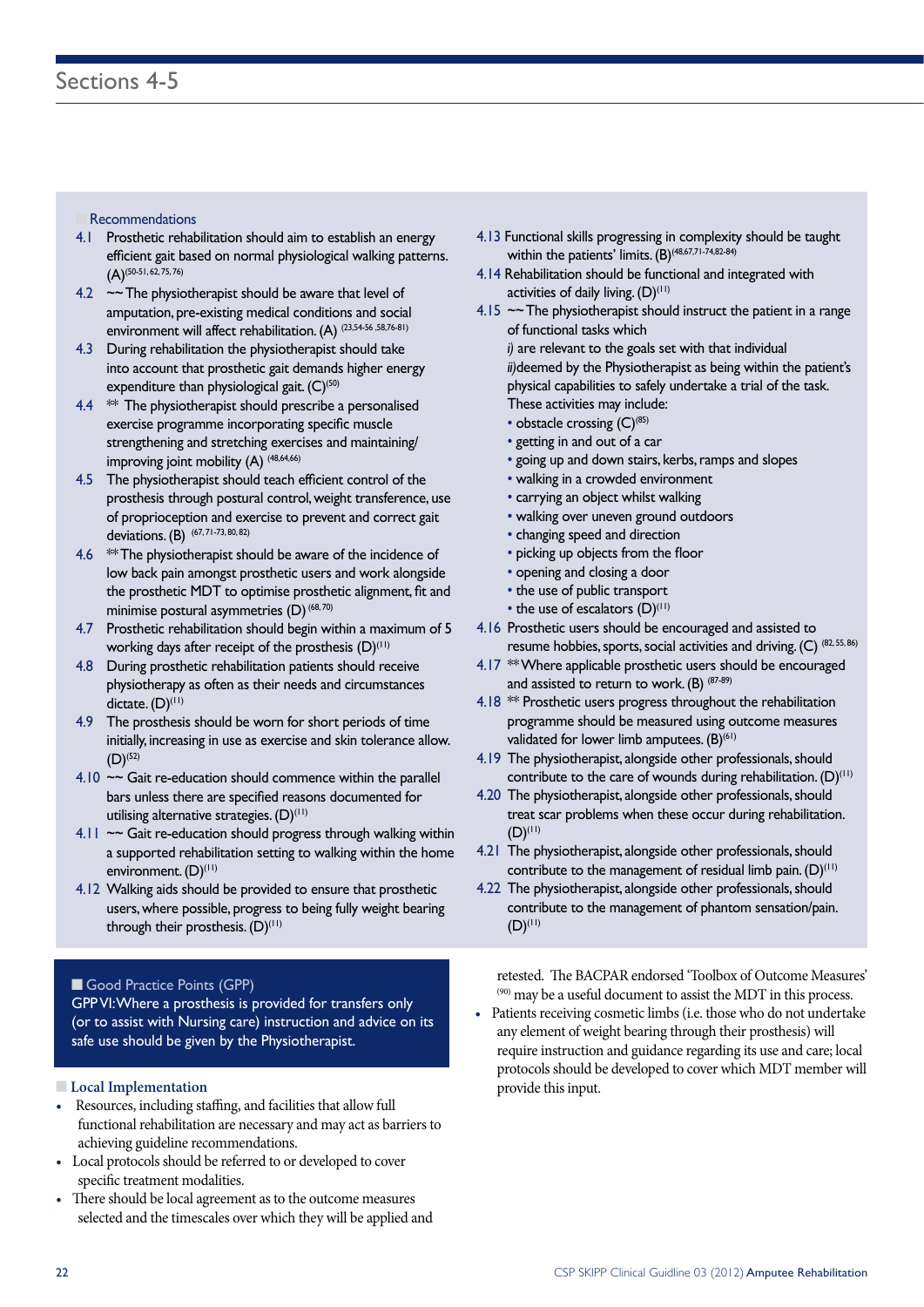# Sections 4-5

## Recommendations

4.1 Prosthetic rehabilitation should aim to establish an energy efficient gait based on normal physiological walking patterns. (A)[50-51, 62, 75, 76]

4.2 ~~ The physiotherapist should be aware that level of amputation, pre-existing medical conditions and social environment will affect rehabilitation. (A) [23,54-56 ,58,76-81]

4.3 During rehabilitation the physiotherapist should take into account that prosthetic gait demands higher energy expenditure than physiological gait. (C)[50]

4.4 ** The physiotherapist should prescribe a personalised exercise programme incorporating specific muscle strengthening and stretching exercises and maintaining/ improving joint mobility (A) [48,64,66]

4.5 The physiotherapist should teach efficient control of the prosthesis through postural control, weight transference, use of proprioception and exercise to prevent and correct gait deviations. (B) [67,71-73, 80, 82]

4.6 **The physiotherapist should be aware of the incidence of low back pain amongst prosthetic users and work alongside the prosthetic MDT to optimise prosthetic alignment, fit and minimise postural asymmetries (D) [68,70]

4.7 Prosthetic rehabilitation should begin within a maximum of 5 working days after receipt of the prosthesis (D)[11]

4.8 During prosthetic rehabilitation patients should receive physiotherapy as often as their needs and circumstances dictate. (D)[11]

4.9 The prosthesis should be worn for short periods of time initially, increasing in use as exercise and skin tolerance allow. (D)[52]

4.10 ~~ Gait re-education should commence within the parallel bars unless there are specified reasons documented for utilising alternative strategies. (D)[11]

4.11 ~~ Gait re-education should progress through walking within a supported rehabilitation setting to walking within the home environment. (D)[11]

4.12 Walking aids should be provided to ensure that prosthetic users, where possible, progress to being fully weight bearing through their prosthesis. (D)[11]

4.13 Functional skills progressing in complexity should be taught within the patients' limits. (B)[48,67,71-74,82-84]

4.14 Rehabilitation should be functional and integrated with activities of daily living. (D)[11]

4.15 ~~ The physiotherapist should instruct the patient in a range of functional tasks which
*i)* are relevant to the goals set with that individual
*ii)*deemed by the Physiotherapist as being within the patient's physical capabilities to safely undertake a trial of the task.
These activities may include:

- obstacle crossing (C)[85]
- getting in and out of a car
- going up and down stairs, kerbs, ramps and slopes
- walking in a crowded environment
- carrying an object whilst walking
- walking over uneven ground outdoors
- changing speed and direction
- picking up objects from the floor
- opening and closing a door
- the use of public transport
- the use of escalators (D)[11]

4.16 Prosthetic users should be encouraged and assisted to resume hobbies, sports, social activities and driving. (C) [82, 55, 86]

4.17 **Where applicable prosthetic users should be encouraged and assisted to return to work. (B) [87-89]

4.18 ** Prosthetic users progress throughout the rehabilitation programme should be measured using outcome measures validated for lower limb amputees. (B)[61]

4.19 The physiotherapist, alongside other professionals, should contribute to the care of wounds during rehabilitation. (D)[11]

4.20 The physiotherapist, alongside other professionals, should treat scar problems when these occur during rehabilitation. (D)[11]

4.21 The physiotherapist, alongside other professionals, should contribute to the management of residual limb pain. (D)[11]

4.22 The physiotherapist, alongside other professionals, should contribute to the management of phantom sensation/pain. (D)[11]

## Good Practice Points (GPP)

GPP VI: Where a prosthesis is provided for transfers only (or to assist with Nursing care) instruction and advice on its safe use should be given by the Physiotherapist.

## Local Implementation

- Resources, including staffing, and facilities that allow full functional rehabilitation are necessary and may act as barriers to achieving guideline recommendations.
- Local protocols should be referred to or developed to cover specific treatment modalities.
- There should be local agreement as to the outcome measures selected and the timescales over which they will be applied and retested. The BACPAR endorsed 'Toolbox of Outcome Measures' [90] may be a useful document to assist the MDT in this process.
- Patients receiving cosmetic limbs (i.e. those who do not undertake any element of weight bearing through their prosthesis) will require instruction and guidance regarding its use and care; local protocols should be developed to cover which MDT member will provide this input.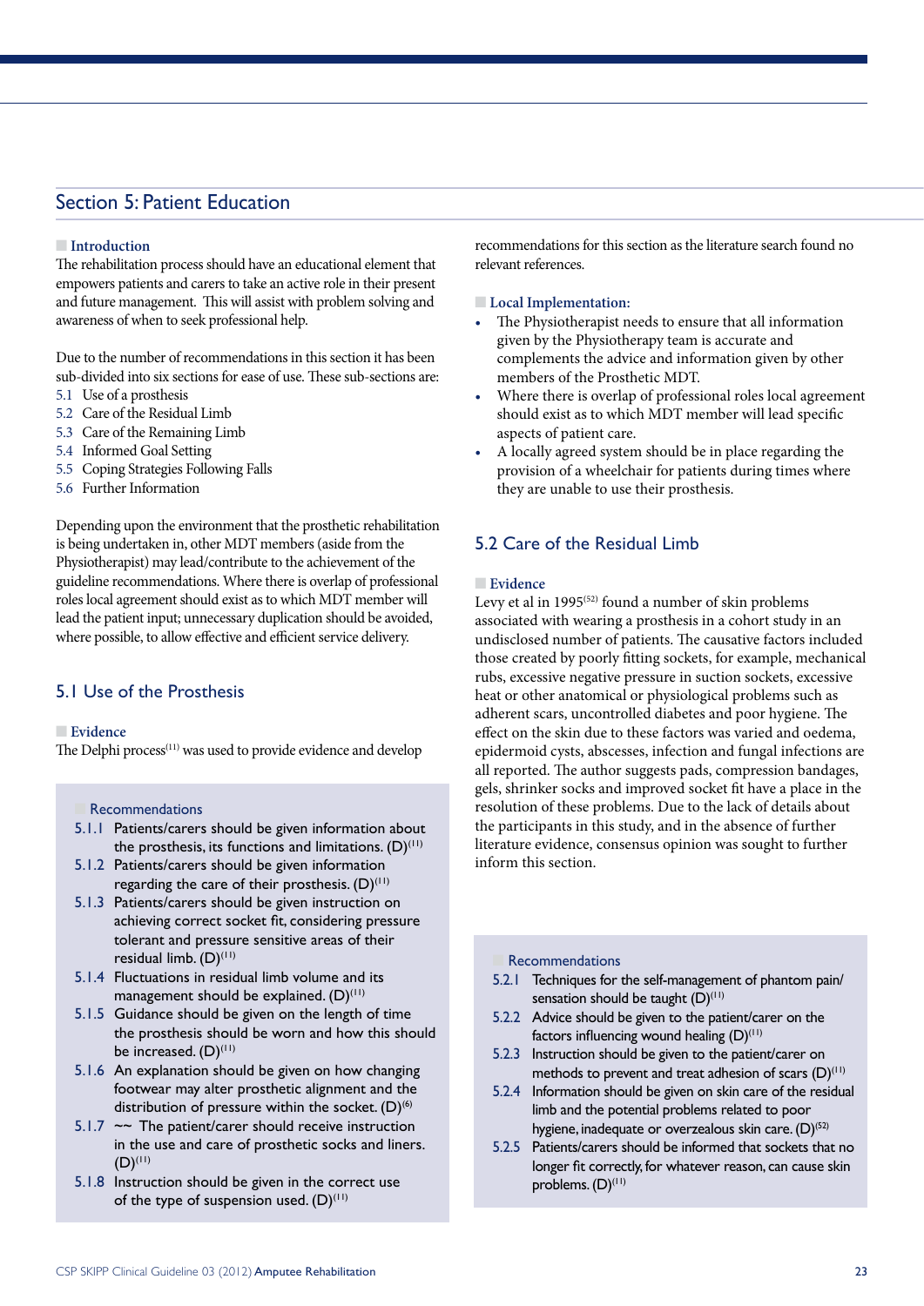## Section 5: Patient Education

### Introduction

The rehabilitation process should have an educational element that empowers patients and carers to take an active role in their present and future management. This will assist with problem solving and awareness of when to seek professional help.

Due to the number of recommendations in this section it has been sub-divided into six sections for ease of use. These sub-sections are:

- 5.1 Use of a prosthesis
- 5.2 Care of the Residual Limb
- 5.3 Care of the Remaining Limb
- 5.4 Informed Goal Setting
- 5.5 Coping Strategies Following Falls
- 5.6 Further Information

Depending upon the environment that the prosthetic rehabilitation is being undertaken in, other MDT members (aside from the Physiotherapist) may lead/contribute to the achievement of the guideline recommendations. Where there is overlap of professional roles local agreement should exist as to which MDT member will lead the patient input; unnecessary duplication should be avoided, where possible, to allow effective and efficient service delivery.

### 5.1 Use of the Prosthesis

#### Evidence

The Delphi process[11] was used to provide evidence and develop recommendations for this section as the literature search found no relevant references.

#### Recommendations

- 5.1.1 Patients/carers should be given information about the prosthesis, its functions and limitations. (D)[11]
- 5.1.2 Patients/carers should be given information regarding the care of their prosthesis. (D)[11]
- 5.1.3 Patients/carers should be given instruction on achieving correct socket fit, considering pressure tolerant and pressure sensitive areas of their residual limb. (D)[11]
- 5.1.4 Fluctuations in residual limb volume and its management should be explained. (D)[11]
- 5.1.5 Guidance should be given on the length of time the prosthesis should be worn and how this should be increased. (D)[11]
- 5.1.6 An explanation should be given on how changing footwear may alter prosthetic alignment and the distribution of pressure within the socket. (D)[6]
- 5.1.7 ~~ The patient/carer should receive instruction in the use and care of prosthetic socks and liners. (D)[11]
- 5.1.8 Instruction should be given in the correct use of the type of suspension used. (D)[11]

#### Local Implementation:

- The Physiotherapist needs to ensure that all information given by the Physiotherapy team is accurate and complements the advice and information given by other members of the Prosthetic MDT.
- Where there is overlap of professional roles local agreement should exist as to which MDT member will lead specific aspects of patient care.
- A locally agreed system should be in place regarding the provision of a wheelchair for patients during times where they are unable to use their prosthesis.

### 5.2 Care of the Residual Limb

#### Evidence

Levy et al in 1995[52] found a number of skin problems associated with wearing a prosthesis in a cohort study in an undisclosed number of patients. The causative factors included those created by poorly fitting sockets, for example, mechanical rubs, excessive negative pressure in suction sockets, excessive heat or other anatomical or physiological problems such as adherent scars, uncontrolled diabetes and poor hygiene. The effect on the skin due to these factors was varied and oedema, epidermoid cysts, abscesses, infection and fungal infections are all reported. The author suggests pads, compression bandages, gels, shrinker socks and improved socket fit have a place in the resolution of these problems. Due to the lack of details about the participants in this study, and in the absence of further literature evidence, consensus opinion was sought to further inform this section.

#### Recommendations

- 5.2.1 Techniques for the self-management of phantom pain/sensation should be taught (D)[11]
- 5.2.2 Advice should be given to the patient/carer on the factors influencing wound healing (D)[11]
- 5.2.3 Instruction should be given to the patient/carer on methods to prevent and treat adhesion of scars (D)[11]
- 5.2.4 Information should be given on skin care of the residual limb and the potential problems related to poor hygiene, inadequate or overzealous skin care. (D)[52]
- 5.2.5 Patients/carers should be informed that sockets that no longer fit correctly, for whatever reason, can cause skin problems. (D)[11]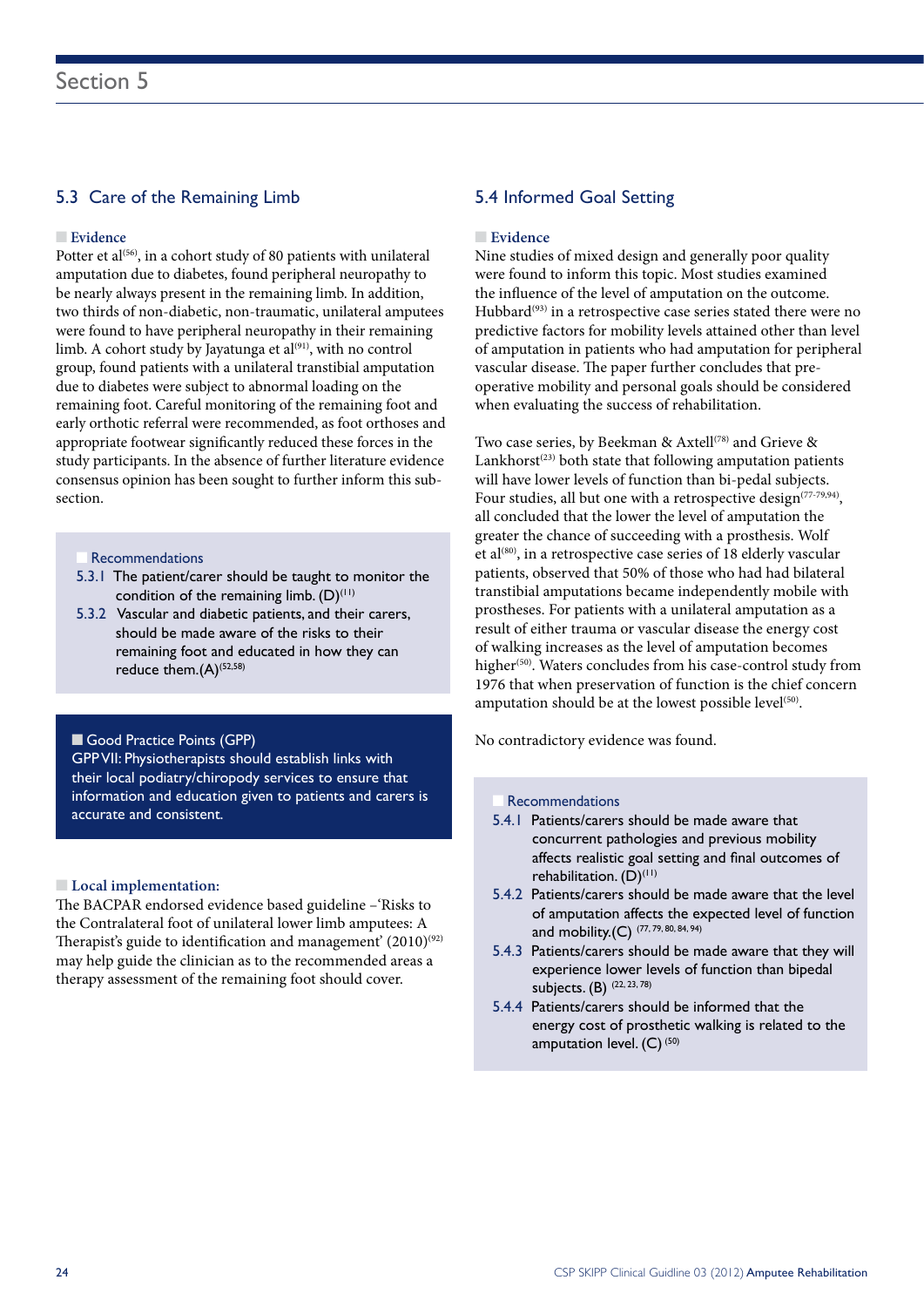## 5.3 Care of the Remaining Limb

**Evidence**

Potter et al[56], in a cohort study of 80 patients with unilateral amputation due to diabetes, found peripheral neuropathy to be nearly always present in the remaining limb. In addition, two thirds of non-diabetic, non-traumatic, unilateral amputees were found to have peripheral neuropathy in their remaining limb. A cohort study by Jayatunga et al[91], with no control group, found patients with a unilateral transtibial amputation due to diabetes were subject to abnormal loading on the remaining foot. Careful monitoring of the remaining foot and early orthotic referral were recommended, as foot orthoses and appropriate footwear significantly reduced these forces in the study participants. In the absence of further literature evidence consensus opinion has been sought to further inform this sub-section.

**Recommendations**

5.3.1 The patient/carer should be taught to monitor the condition of the remaining limb. (D)[11]

5.3.2 Vascular and diabetic patients, and their carers, should be made aware of the risks to their remaining foot and educated in how they can reduce them.(A)[52,58]

**Good Practice Points (GPP)**

GPP VII: Physiotherapists should establish links with their local podiatry/chiropody services to ensure that information and education given to patients and carers is accurate and consistent.

**Local implementation:**

The BACPAR endorsed evidence based guideline –'Risks to the Contralateral foot of unilateral lower limb amputees: A Therapist's guide to identification and management' (2010)[92] may help guide the clinician as to the recommended areas a therapy assessment of the remaining foot should cover.

## 5.4 Informed Goal Setting

**Evidence**

Nine studies of mixed design and generally poor quality were found to inform this topic. Most studies examined the influence of the level of amputation on the outcome. Hubbard[93] in a retrospective case series stated there were no predictive factors for mobility levels attained other than level of amputation in patients who had amputation for peripheral vascular disease. The paper further concludes that pre-operative mobility and personal goals should be considered when evaluating the success of rehabilitation.

Two case series, by Beekman & Axtell[78] and Grieve & Lankhorst[23] both state that following amputation patients will have lower levels of function than bi-pedal subjects. Four studies, all but one with a retrospective design[77-79,94], all concluded that the lower the level of amputation the greater the chance of succeeding with a prosthesis. Wolf et al[80], in a retrospective case series of 18 elderly vascular patients, observed that 50% of those who had had bilateral transtibial amputations became independently mobile with prostheses. For patients with a unilateral amputation as a result of either trauma or vascular disease the energy cost of walking increases as the level of amputation becomes higher[50]. Waters concludes from his case-control study from 1976 that when preservation of function is the chief concern amputation should be at the lowest possible level[50].

No contradictory evidence was found.

**Recommendations**

5.4.1 Patients/carers should be made aware that concurrent pathologies and previous mobility affects realistic goal setting and final outcomes of rehabilitation. (D)[11]

5.4.2 Patients/carers should be made aware that the level of amputation affects the expected level of function and mobility.(C) [77, 79, 80, 84, 94]

5.4.3 Patients/carers should be made aware that they will experience lower levels of function than bipedal subjects. (B) [22, 23, 78]

5.4.4 Patients/carers should be informed that the energy cost of prosthetic walking is related to the amputation level. (C) [50]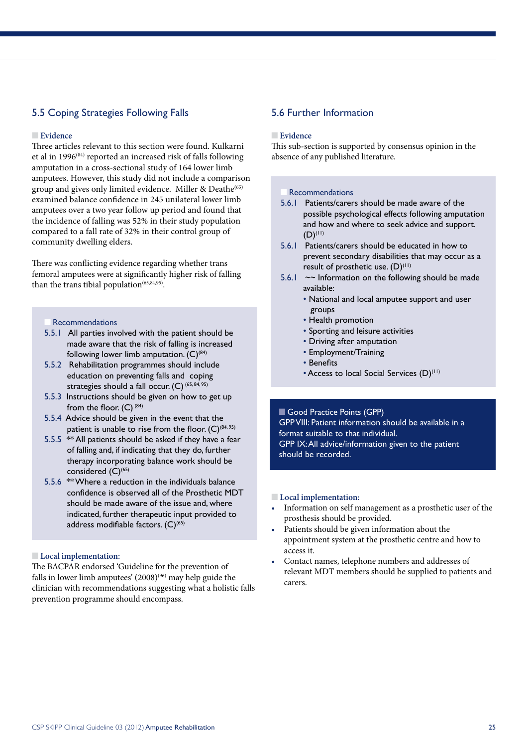## 5.5 Coping Strategies Following Falls

### Evidence

Three articles relevant to this section were found. Kulkarni et al in 1996[84] reported an increased risk of falls following amputation in a cross-sectional study of 164 lower limb amputees. However, this study did not include a comparison group and gives only limited evidence. Miller & Deathe[65] examined balance confidence in 245 unilateral lower limb amputees over a two year follow up period and found that the incidence of falling was 52% in their study population compared to a fall rate of 32% in their control group of community dwelling elders.

There was conflicting evidence regarding whether trans femoral amputees were at significantly higher risk of falling than the trans tibial population[65,84,95].

### Recommendations

5.5.1 All parties involved with the patient should be made aware that the risk of falling is increased following lower limb amputation. (C)[84]

5.5.2 Rehabilitation programmes should include education on preventing falls and coping strategies should a fall occur. (C) [65, 84, 95]

5.5.3 Instructions should be given on how to get up from the floor. (C) [84]

5.5.4 Advice should be given in the event that the patient is unable to rise from the floor. (C)[84, 95]

5.5.5 ** All patients should be asked if they have a fear of falling and, if indicating that they do, further therapy incorporating balance work should be considered (C)[65]

5.5.6 ** Where a reduction in the individuals balance confidence is observed all of the Prosthetic MDT should be made aware of the issue and, where indicated, further therapeutic input provided to address modifiable factors. (C)[65]

### Local implementation:

The BACPAR endorsed 'Guideline for the prevention of falls in lower limb amputees' (2008)[96] may help guide the clinician with recommendations suggesting what a holistic falls prevention programme should encompass.

## 5.6 Further Information

### Evidence

This sub-section is supported by consensus opinion in the absence of any published literature.

### Recommendations

5.6.1 Patients/carers should be made aware of the possible psychological effects following amputation and how and where to seek advice and support. (D)[11]

5.6.1 Patients/carers should be educated in how to prevent secondary disabilities that may occur as a result of prosthetic use. (D)[11]

5.6.1 ~~ Information on the following should be made available:

- National and local amputee support and user groups
- Health promotion
- Sporting and leisure activities
- Driving after amputation
- Employment/Training
- Benefits
- Access to local Social Services (D)[11]

### Good Practice Points (GPP)

GPP VIII: Patient information should be available in a format suitable to that individual.

GPP IX: All advice/information given to the patient should be recorded.

### Local implementation:

- Information on self management as a prosthetic user of the prosthesis should be provided.
- Patients should be given information about the appointment system at the prosthetic centre and how to access it.
- Contact names, telephone numbers and addresses of relevant MDT members should be supplied to patients and carers.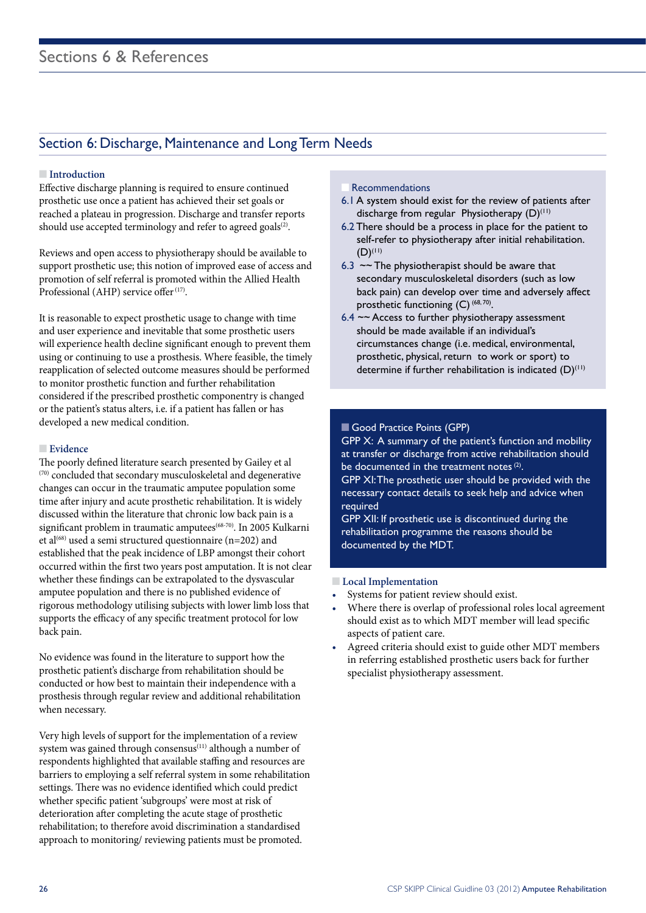## Section 6: Discharge, Maintenance and Long Term Needs

### Introduction

Effective discharge planning is required to ensure continued prosthetic use once a patient has achieved their set goals or reached a plateau in progression. Discharge and transfer reports should use accepted terminology and refer to agreed goals[2].

Reviews and open access to physiotherapy should be available to support prosthetic use; this notion of improved ease of access and promotion of self referral is promoted within the Allied Health Professional (AHP) service offer[17].

It is reasonable to expect prosthetic usage to change with time and user experience and inevitable that some prosthetic users will experience health decline significant enough to prevent them using or continuing to use a prosthesis. Where feasible, the timely reapplication of selected outcome measures should be performed to monitor prosthetic function and further rehabilitation considered if the prescribed prosthetic componentry is changed or the patient's status alters, i.e. if a patient has fallen or has developed a new medical condition.

### Evidence

The poorly defined literature search presented by Gailey et al [70] concluded that secondary musculoskeletal and degenerative changes can occur in the traumatic amputee population some time after injury and acute prosthetic rehabilitation. It is widely discussed within the literature that chronic low back pain is a significant problem in traumatic amputees[68-70]. In 2005 Kulkarni et al[68] used a semi structured questionnaire (n=202) and established that the peak incidence of LBP amongst their cohort occurred within the first two years post amputation. It is not clear whether these findings can be extrapolated to the dysvascular amputee population and there is no published evidence of rigorous methodology utilising subjects with lower limb loss that supports the efficacy of any specific treatment protocol for low back pain.

No evidence was found in the literature to support how the prosthetic patient's discharge from rehabilitation should be conducted or how best to maintain their independence with a prosthesis through regular review and additional rehabilitation when necessary.

Very high levels of support for the implementation of a review system was gained through consensus[11] although a number of respondents highlighted that available staffing and resources are barriers to employing a self referral system in some rehabilitation settings. There was no evidence identified which could predict whether specific patient 'subgroups' were most at risk of deterioration after completing the acute stage of prosthetic rehabilitation; to therefore avoid discrimination a standardised approach to monitoring/ reviewing patients must be promoted.

### Recommendations

6.1 A system should exist for the review of patients after discharge from regular Physiotherapy (D)[11]

6.2 There should be a process in place for the patient to self-refer to physiotherapy after initial rehabilitation. (D)[11]

6.3 ~~ The physiotherapist should be aware that secondary musculoskeletal disorders (such as low back pain) can develop over time and adversely affect prosthetic functioning (C)[68, 70].

6.4 ~~ Access to further physiotherapy assessment should be made available if an individual's circumstances change (i.e. medical, environmental, prosthetic, physical, return to work or sport) to determine if further rehabilitation is indicated (D)[11]

### Good Practice Points (GPP)

GPP X: A summary of the patient's function and mobility at transfer or discharge from active rehabilitation should be documented in the treatment notes [2].

GPP XI: The prosthetic user should be provided with the necessary contact details to seek help and advice when required

GPP XII: If prosthetic use is discontinued during the rehabilitation programme the reasons should be documented by the MDT.

### Local Implementation

- Systems for patient review should exist.
- Where there is overlap of professional roles local agreement should exist as to which MDT member will lead specific aspects of patient care.
- Agreed criteria should exist to guide other MDT members in referring established prosthetic users back for further specialist physiotherapy assessment.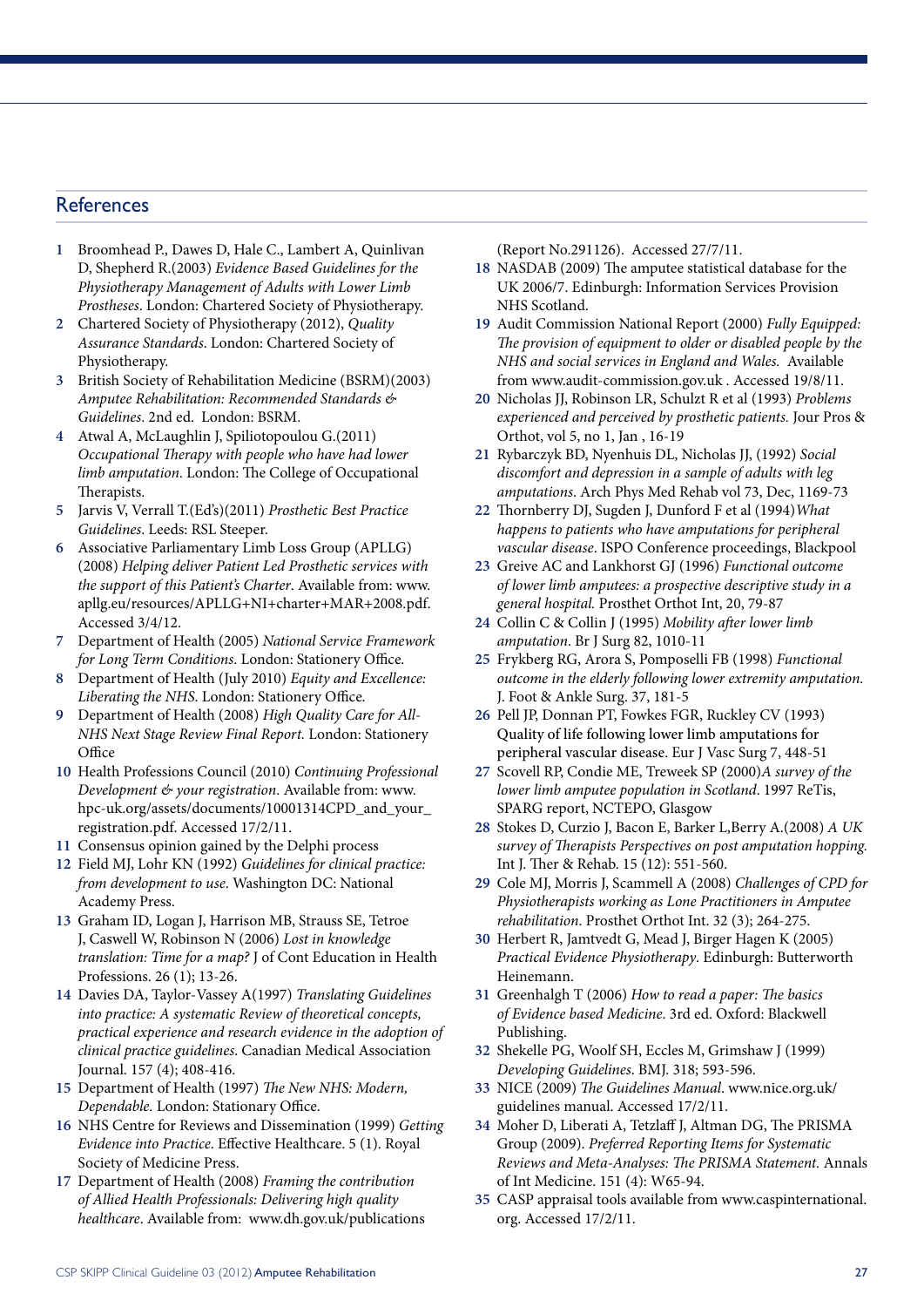## References

1. Broomhead P., Dawes D, Hale C., Lambert A, Quinlivan D, Shepherd R.(2003) *Evidence Based Guidelines for the Physiotherapy Management of Adults with Lower Limb Prostheses*. London: Chartered Society of Physiotherapy.
2. Chartered Society of Physiotherapy (2012), *Quality Assurance Standards*. London: Chartered Society of Physiotherapy.
3. British Society of Rehabilitation Medicine (BSRM)(2003) *Amputee Rehabilitation: Recommended Standards & Guidelines*. 2nd ed. London: BSRM.
4. Atwal A, McLaughlin J, Spiliotopoulou G.(2011) *Occupational Therapy with people who have had lower limb amputation*. London: The College of Occupational Therapists.
5. Jarvis V, Verrall T.(Ed's)(2011) *Prosthetic Best Practice Guidelines*. Leeds: RSL Steeper.
6. Associative Parliamentary Limb Loss Group (APLLG) (2008) *Helping deliver Patient Led Prosthetic services with the support of this Patient's Charter*. Available from: www.apllg.eu/resources/APLLG+NI+charter+MAR+2008.pdf. Accessed 3/4/12.
7. Department of Health (2005) *National Service Framework for Long Term Conditions*. London: Stationery Office.
8. Department of Health (July 2010) *Equity and Excellence: Liberating the NHS*. London: Stationery Office.
9. Department of Health (2008) *High Quality Care for All-NHS Next Stage Review Final Report.* London: Stationery Office
10. Health Professions Council (2010) *Continuing Professional Development & your registration*. Available from: www.hpc-uk.org/assets/documents/10001314CPD_and_your_registration.pdf. Accessed 17/2/11.
11. Consensus opinion gained by the Delphi process
12. Field MJ, Lohr KN (1992) *Guidelines for clinical practice: from development to use*. Washington DC: National Academy Press.
13. Graham ID, Logan J, Harrison MB, Strauss SE, Tetroe J, Caswell W, Robinson N (2006) *Lost in knowledge translation: Time for a map?* J of Cont Education in Health Professions. 26 (1); 13-26.
14. Davies DA, Taylor-Vassey A(1997) *Translating Guidelines into practice: A systematic Review of theoretical concepts, practical experience and research evidence in the adoption of clinical practice guidelines*. Canadian Medical Association Journal. 157 (4); 408-416.
15. Department of Health (1997) *The New NHS: Modern, Dependable.* London: Stationary Office.
16. NHS Centre for Reviews and Dissemination (1999) *Getting Evidence into Practice*. Effective Healthcare. 5 (1). Royal Society of Medicine Press.
17. Department of Health (2008) *Framing the contribution of Allied Health Professionals: Delivering high quality healthcare*. Available from: www.dh.gov.uk/publications (Report No.291126). Accessed 27/7/11.
18. NASDAB (2009) The amputee statistical database for the UK 2006/7. Edinburgh: Information Services Provision NHS Scotland.
19. Audit Commission National Report (2000) *Fully Equipped: The provision of equipment to older or disabled people by the NHS and social services in England and Wales.* Available from www.audit-commission.gov.uk . Accessed 19/8/11.
20. Nicholas JJ, Robinson LR, Schulzt R et al (1993) *Problems experienced and perceived by prosthetic patients.* Jour Pros & Orthot, vol 5, no 1, Jan , 16-19
21. Rybarczyk BD, Nyenhuis DL, Nicholas JJ, (1992) *Social discomfort and depression in a sample of adults with leg amputations*. Arch Phys Med Rehab vol 73, Dec, 1169-73
22. Thornberry DJ, Sugden J, Dunford F et al (1994)*What happens to patients who have amputations for peripheral vascular disease*. ISPO Conference proceedings, Blackpool
23. Greive AC and Lankhorst GJ (1996) *Functional outcome of lower limb amputees: a prospective descriptive study in a general hospital.* Prosthet Orthot Int, 20, 79-87
24. Collin C & Collin J (1995) *Mobility after lower limb amputation*. Br J Surg 82, 1010-11
25. Frykberg RG, Arora S, Pomposelli FB (1998) *Functional outcome in the elderly following lower extremity amputation.* J. Foot & Ankle Surg. 37, 181-5
26. Pell JP, Donnan PT, Fowkes FGR, Ruckley CV (1993) Quality of life following lower limb amputations for peripheral vascular disease. Eur J Vasc Surg 7, 448-51
27. Scovell RP, Condie ME, Treweek SP (2000)*A survey of the lower limb amputee population in Scotland*. 1997 ReTis, SPARG report, NCTEPO, Glasgow
28. Stokes D, Curzio J, Bacon E, Barker L,Berry A.(2008) *A UK survey of Therapists Perspectives on post amputation hopping.* Int J. Ther & Rehab. 15 (12): 551-560.
29. Cole MJ, Morris J, Scammell A (2008) *Challenges of CPD for Physiotherapists working as Lone Practitioners in Amputee rehabilitation*. Prosthet Orthot Int. 32 (3); 264-275.
30. Herbert R, Jamtvedt G, Mead J, Birger Hagen K (2005) *Practical Evidence Physiotherapy*. Edinburgh: Butterworth Heinemann.
31. Greenhalgh T (2006) *How to read a paper: The basics of Evidence based Medicine*. 3rd ed. Oxford: Blackwell Publishing.
32. Shekelle PG, Woolf SH, Eccles M, Grimshaw J (1999) *Developing Guidelines*. BMJ. 318; 593-596.
33. NICE (2009) *The Guidelines Manual*. www.nice.org.uk/guidelines manual. Accessed 17/2/11.
34. Moher D, Liberati A, Tetzlaff J, Altman DG, The PRISMA Group (2009). *Preferred Reporting Items for Systematic Reviews and Meta-Analyses: The PRISMA Statement.* Annals of Int Medicine. 151 (4): W65-94.
35. CASP appraisal tools available from www.caspinternational.org. Accessed 17/2/11.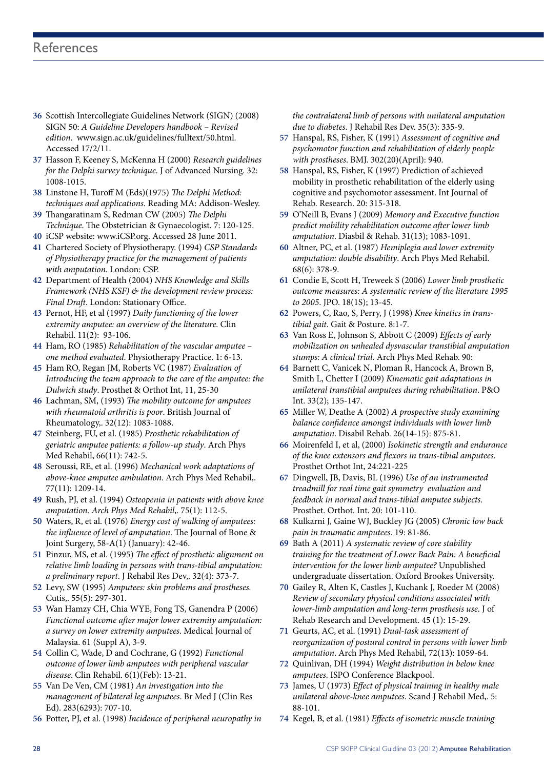## References

36 Scottish Intercollegiate Guidelines Network (SIGN) (2008) SIGN 50: *A Guideline Developers handbook – Revised edition*. www.sign.ac.uk/guidelines/fulltext/50.html. Accessed 17/2/11.

37 Hasson F, Keeney S, McKenna H (2000) *Research guidelines for the Delphi survey technique*. J of Advanced Nursing. 32: 1008-1015.

38 Linstone H, Turoff M (Eds)(1975) *The Delphi Method: techniques and applications*. Reading MA: Addison-Wesley.

39 Thangaratinam S, Redman CW (2005) *The Delphi Technique*. The Obstetrician & Gynaecologist. 7: 120-125.

40 iCSP website: www.iCSP.org. Accessed 28 June 2011.

41 Chartered Society of Physiotherapy. (1994) *CSP Standards of Physiotherapy practice for the management of patients with amputation*. London: CSP.

42 Department of Health (2004) *NHS Knowledge and Skills Framework (NHS KSF) & the development review process: Final Draft*. London: Stationary Office.

43 Pernot, HF, et al (1997) *Daily functioning of the lower extremity amputee: an overview of the literature*. Clin Rehabil. 11(2): 93-106.

44 Ham, RO (1985) *Rehabilitation of the vascular amputee – one method evaluated*. Physiotherapy Practice. 1: 6-13.

45 Ham RO, Regan JM, Roberts VC (1987) *Evaluation of Introducing the team approach to the care of the amputee: the Dulwich study*. Prosthet & Orthot Int, 11, 25-30

46 Lachman, SM, (1993) *The mobility outcome for amputees with rheumatoid arthritis is poor*. British Journal of Rheumatology,. 32(12): 1083-1088.

47 Steinberg, FU, et al. (1985) *Prosthetic rehabilitation of geriatric amputee patients: a follow-up study*. Arch Phys Med Rehabil, 66(11): 742-5.

48 Seroussi, RE, et al. (1996) *Mechanical work adaptations of above-knee amputee ambulation*. Arch Phys Med Rehabil,. 77(11): 1209-14.

49 Rush, PJ, et al. (1994) *Osteopenia in patients with above knee amputation. Arch Phys Med Rehabil*,. 75(1): 112-5.

50 Waters, R, et al. (1976) *Energy cost of walking of amputees: the influence of level of amputation*. The Journal of Bone & Joint Surgery, 58-A(1) (January): 42-46.

51 Pinzur, MS, et al. (1995) *The effect of prosthetic alignment on relative limb loading in persons with trans-tibial amputation: a preliminary report*. J Rehabil Res Dev,. 32(4): 373-7.

52 Levy, SW (1995) *Amputees: skin problems and prostheses*. Cutis,. 55(5): 297-301.

53 Wan Hamzy CH, Chia WYE, Fong TS, Ganendra P (2006) *Functional outcome after major lower extremity amputation: a survey on lower extremity amputees*. Medical Journal of Malaysia. 61 (Suppl A), 3-9.

54 Collin C, Wade, D and Cochrane, G (1992) *Functional outcome of lower limb amputees with peripheral vascular disease*. Clin Rehabil. 6(1)(Feb): 13-21.

55 Van De Ven, CM (1981) *An investigation into the management of bilateral leg amputees*. Br Med J (Clin Res Ed). 283(6293): 707-10.

56 Potter, PJ, et al. (1998) *Incidence of peripheral neuropathy in the contralateral limb of persons with unilateral amputation due to diabetes*. J Rehabil Res Dev. 35(3): 335-9.

57 Hanspal, RS, Fisher, K (1991) *Assessment of cognitive and psychomotor function and rehabilitation of elderly people with prostheses*. BMJ. 302(20)(April): 940.

58 Hanspal, RS, Fisher, K (1997) Prediction of achieved mobility in prosthetic rehabilitation of the elderly using cognitive and psychomotor assessment. Int Journal of Rehab. Research. 20: 315-318.

59 O'Neill B, Evans J (2009) *Memory and Executive function predict mobility rehabilitation outcome after lower limb amputation*. Diasbil & Rehab. 31(13); 1083-1091.

60 Altner, PC, et al. (1987) *Hemiplegia and lower extremity amputation: double disability*. Arch Phys Med Rehabil. 68(6): 378-9.

61 Condie E, Scott H, Treweek S (2006) *Lower limb prosthetic outcome measures: A systematic review of the literature 1995 to 2005*. JPO. 18(1S); 13-45.

62 Powers, C, Rao, S, Perry, J (1998) *Knee kinetics in trans-tibial gait*. Gait & Posture. 8:1-7.

63 Van Ross E, Johnson S, Abbott C (2009) *Effects of early mobilization on unhealed dysvascular transtibial amputation stumps: A clinical trial*. Arch Phys Med Rehab. 90:

64 Barnett C, Vanicek N, Ploman R, Hancock A, Brown B, Smith L, Chetter I (2009) *Kinematic gait adaptations in unilateral transtibial amputees during rehabilitation*. P&O Int. 33(2); 135-147.

65 Miller W, Deathe A (2002) *A prospective study examining balance confidence amongst individuals with lower limb amputation*. Disabil Rehab. 26(14-15): 875-81.

66 Moirenfeld I, et al, (2000) *Isokinetic strength and endurance of the knee extensors and flexors in trans-tibial amputees*. Prosthet Orthot Int, 24:221-225

67 Dingwell, JB, Davis, BL (1996) *Use of an instrumented treadmill for real time gait symmetry evaluation and feedback in normal and trans-tibial amputee subjects*. Prosthet. Orthot. Int. 20: 101-110.

68 Kulkarni J, Gaine WJ, Buckley JG (2005) *Chronic low back pain in traumatic amputees*. 19: 81-86.

69 Bath A (2011) *A systematic review of core stability training for the treatment of Lower Back Pain: A beneficial intervention for the lower limb amputee?* Unpublished undergraduate dissertation. Oxford Brookes University.

70 Gailey R, Alten K, Castles J, Kuchank J, Roeder M (2008) *Review of secondary physical conditions associated with lower-limb amputation and long-term prosthesis use*. J of Rehab Research and Development. 45 (1): 15-29.

71 Geurts, AC, et al. (1991) *Dual-task assessment of reorganization of postural control in persons with lower limb amputation*. Arch Phys Med Rehabil, 72(13): 1059-64.

72 Quinlivan, DH (1994) *Weight distribution in below knee amputees*. ISPO Conference Blackpool.

73 James, U (1973) *Effect of physical training in healthy male unilateral above-knee amputees*. Scand J Rehabil Med,. 5: 88-101.

74 Kegel, B, et al. (1981) *Effects of isometric muscle training*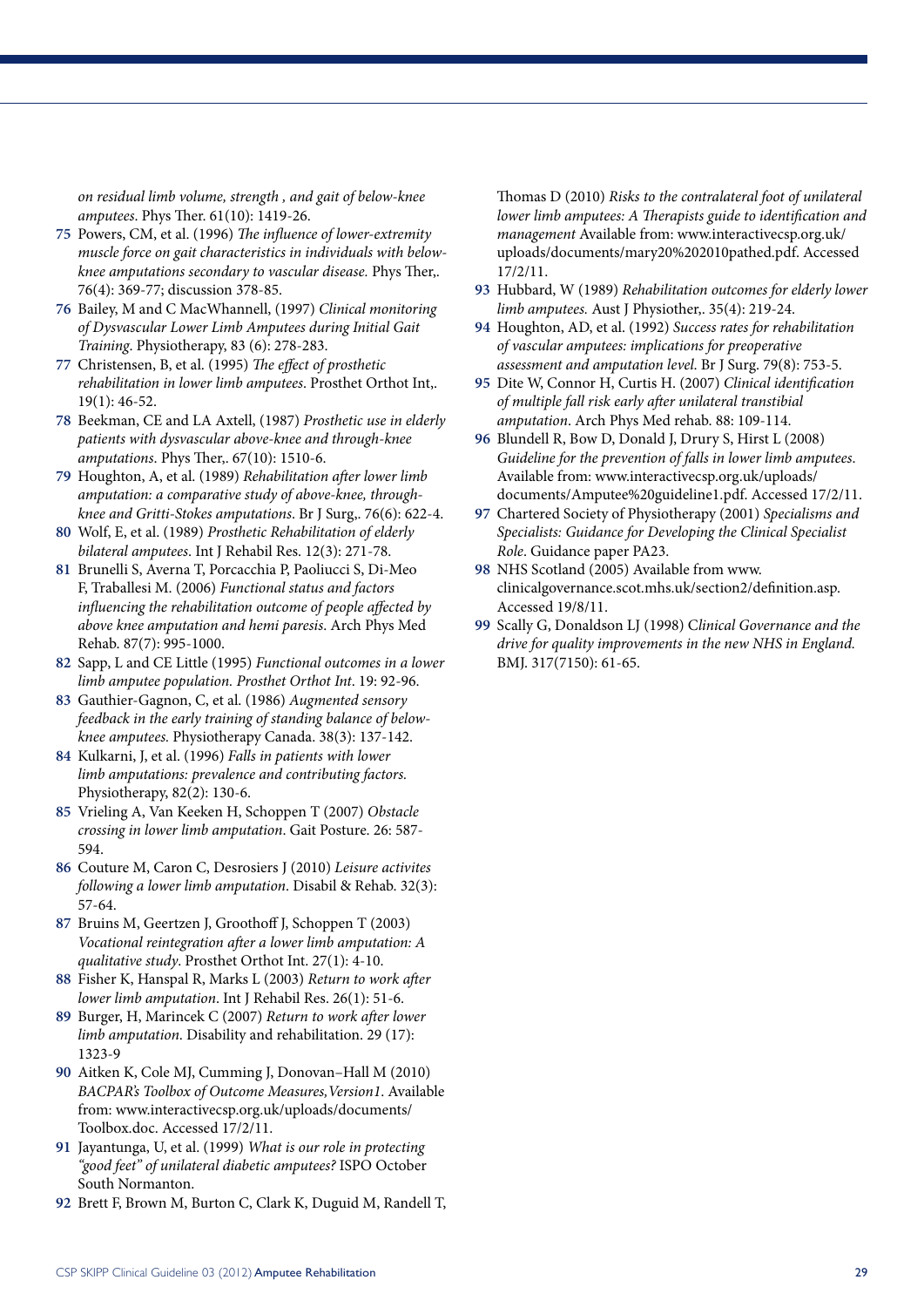*on residual limb volume, strength , and gait of below-knee amputees*. Phys Ther. 61(10): 1419-26.

**75** Powers, CM, et al. (1996) *The influence of lower-extremity muscle force on gait characteristics in individuals with below-knee amputations secondary to vascular disease.* Phys Ther,. 76(4): 369-77; discussion 378-85.

**76** Bailey, M and C MacWhannell, (1997) *Clinical monitoring of Dysvascular Lower Limb Amputees during Initial Gait Training*. Physiotherapy, 83 (6): 278-283.

**77** Christensen, B, et al. (1995) *The effect of prosthetic rehabilitation in lower limb amputees*. Prosthet Orthot Int,. 19(1): 46-52.

**78** Beekman, CE and LA Axtell, (1987) *Prosthetic use in elderly patients with dysvascular above-knee and through-knee amputations*. Phys Ther,. 67(10): 1510-6.

**79** Houghton, A, et al. (1989) *Rehabilitation after lower limb amputation: a comparative study of above-knee, through-knee and Gritti-Stokes amputations*. Br J Surg,. 76(6): 622-4.

**80** Wolf, E, et al. (1989) *Prosthetic Rehabilitation of elderly bilateral amputees*. Int J Rehabil Res. 12(3): 271-78.

**81** Brunelli S, Averna T, Porcacchia P, Paoliucci S, Di-Meo F, Traballesi M. (2006) *Functional status and factors influencing the rehabilitation outcome of people affected by above knee amputation and hemi paresis*. Arch Phys Med Rehab. 87(7): 995-1000.

**82** Sapp, L and CE Little (1995) *Functional outcomes in a lower limb amputee population. Prosthet Orthot Int*. 19: 92-96.

**83** Gauthier-Gagnon, C, et al. (1986) *Augmented sensory feedback in the early training of standing balance of below-knee amputees.* Physiotherapy Canada. 38(3): 137-142.

**84** Kulkarni, J, et al. (1996) *Falls in patients with lower limb amputations: prevalence and contributing factors.* Physiotherapy, 82(2): 130-6.

**85** Vrieling A, Van Keeken H, Schoppen T (2007) *Obstacle crossing in lower limb amputation*. Gait Posture. 26: 587-594.

**86** Couture M, Caron C, Desrosiers J (2010) *Leisure activites following a lower limb amputation*. Disabil & Rehab. 32(3): 57-64.

**87** Bruins M, Geertzen J, Groothoff J, Schoppen T (2003) *Vocational reintegration after a lower limb amputation: A qualitative study*. Prosthet Orthot Int. 27(1): 4-10.

**88** Fisher K, Hanspal R, Marks L (2003) *Return to work after lower limb amputation*. Int J Rehabil Res. 26(1): 51-6.

**89** Burger, H, Marincek C (2007) *Return to work after lower limb amputation*. Disability and rehabilitation. 29 (17): 1323-9

**90** Aitken K, Cole MJ, Cumming J, Donovan–Hall M (2010) *BACPAR's Toolbox of Outcome Measures,Version1*. Available from: www.interactivecsp.org.uk/uploads/documents/Toolbox.doc. Accessed 17/2/11.

**91** Jayantunga, U, et al. (1999) *What is our role in protecting "good feet" of unilateral diabetic amputees?* ISPO October South Normanton.

**92** Brett F, Brown M, Burton C, Clark K, Duguid M, Randell T, Thomas D (2010) *Risks to the contralateral foot of unilateral lower limb amputees: A Therapists guide to identification and management* Available from: www.interactivecsp.org.uk/uploads/documents/mary20%202010pathed.pdf. Accessed 17/2/11.

**93** Hubbard, W (1989) *Rehabilitation outcomes for elderly lower limb amputees.* Aust J Physiother,. 35(4): 219-24.

**94** Houghton, AD, et al. (1992) *Success rates for rehabilitation of vascular amputees: implications for preoperative assessment and amputation level*. Br J Surg. 79(8): 753-5.

**95** Dite W, Connor H, Curtis H. (2007) *Clinical identification of multiple fall risk early after unilateral transtibial amputation*. Arch Phys Med rehab. 88: 109-114.

**96** Blundell R, Bow D, Donald J, Drury S, Hirst L (2008) *Guideline for the prevention of falls in lower limb amputees*. Available from: www.interactivecsp.org.uk/uploads/documents/Amputee%20guideline1.pdf. Accessed 17/2/11.

**97** Chartered Society of Physiotherapy (2001) *Specialisms and Specialists: Guidance for Developing the Clinical Specialist Role*. Guidance paper PA23.

**98** NHS Scotland (2005) Available from www.clinicalgovernance.scot.nhs.uk/section2/definition.asp. Accessed 19/8/11.

**99** Scally G, Donaldson LJ (1998) C*linical Governance and the drive for quality improvements in the new NHS in England.* BMJ. 317(7150): 61-65.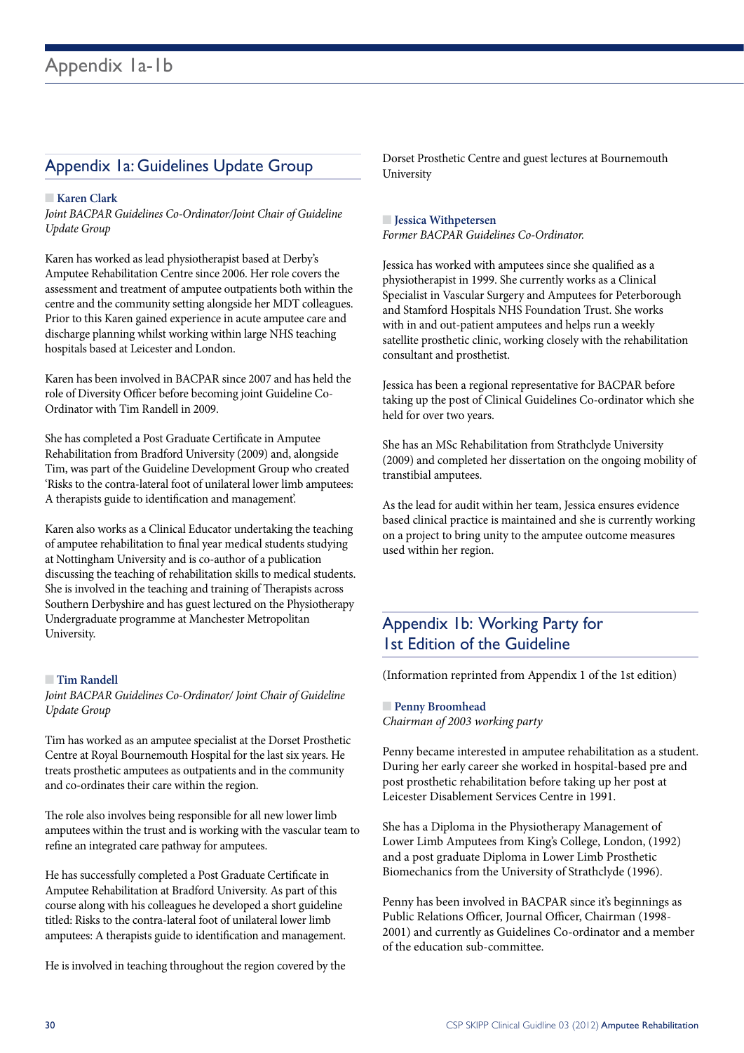# Appendix 1a-1b

## Appendix 1a: Guidelines Update Group

**Karen Clark**
*Joint BACPAR Guidelines Co-Ordinator/Joint Chair of Guideline Update Group*

Karen has worked as lead physiotherapist based at Derby's Amputee Rehabilitation Centre since 2006. Her role covers the assessment and treatment of amputee outpatients both within the centre and the community setting alongside her MDT colleagues. Prior to this Karen gained experience in acute amputee care and discharge planning whilst working within large NHS teaching hospitals based at Leicester and London.

Karen has been involved in BACPAR since 2007 and has held the role of Diversity Officer before becoming joint Guideline Co-Ordinator with Tim Randell in 2009.

She has completed a Post Graduate Certificate in Amputee Rehabilitation from Bradford University (2009) and, alongside Tim, was part of the Guideline Development Group who created 'Risks to the contra-lateral foot of unilateral lower limb amputees: A therapists guide to identification and management'.

Karen also works as a Clinical Educator undertaking the teaching of amputee rehabilitation to final year medical students studying at Nottingham University and is co-author of a publication discussing the teaching of rehabilitation skills to medical students. She is involved in the teaching and training of Therapists across Southern Derbyshire and has guest lectured on the Physiotherapy Undergraduate programme at Manchester Metropolitan University.

**Tim Randell**
*Joint BACPAR Guidelines Co-Ordinator/ Joint Chair of Guideline Update Group*

Tim has worked as an amputee specialist at the Dorset Prosthetic Centre at Royal Bournemouth Hospital for the last six years. He treats prosthetic amputees as outpatients and in the community and co-ordinates their care within the region.

The role also involves being responsible for all new lower limb amputees within the trust and is working with the vascular team to refine an integrated care pathway for amputees.

He has successfully completed a Post Graduate Certificate in Amputee Rehabilitation at Bradford University. As part of this course along with his colleagues he developed a short guideline titled: Risks to the contra-lateral foot of unilateral lower limb amputees: A therapists guide to identification and management.

He is involved in teaching throughout the region covered by the Dorset Prosthetic Centre and guest lectures at Bournemouth University

**Jessica Withpetersen**
*Former BACPAR Guidelines Co-Ordinator.*

Jessica has worked with amputees since she qualified as a physiotherapist in 1999. She currently works as a Clinical Specialist in Vascular Surgery and Amputees for Peterborough and Stamford Hospitals NHS Foundation Trust. She works with in and out-patient amputees and helps run a weekly satellite prosthetic clinic, working closely with the rehabilitation consultant and prosthetist.

Jessica has been a regional representative for BACPAR before taking up the post of Clinical Guidelines Co-ordinator which she held for over two years.

She has an MSc Rehabilitation from Strathclyde University (2009) and completed her dissertation on the ongoing mobility of transtibial amputees.

As the lead for audit within her team, Jessica ensures evidence based clinical practice is maintained and she is currently working on a project to bring unity to the amputee outcome measures used within her region.

## Appendix 1b: Working Party for 1st Edition of the Guideline

(Information reprinted from Appendix 1 of the 1st edition)

**Penny Broomhead**
*Chairman of 2003 working party*

Penny became interested in amputee rehabilitation as a student. During her early career she worked in hospital-based pre and post prosthetic rehabilitation before taking up her post at Leicester Disablement Services Centre in 1991.

She has a Diploma in the Physiotherapy Management of Lower Limb Amputees from King's College, London, (1992) and a post graduate Diploma in Lower Limb Prosthetic Biomechanics from the University of Strathclyde (1996).

Penny has been involved in BACPAR since it's beginnings as Public Relations Officer, Journal Officer, Chairman (1998-2001) and currently as Guidelines Co-ordinator and a member of the education sub-committee.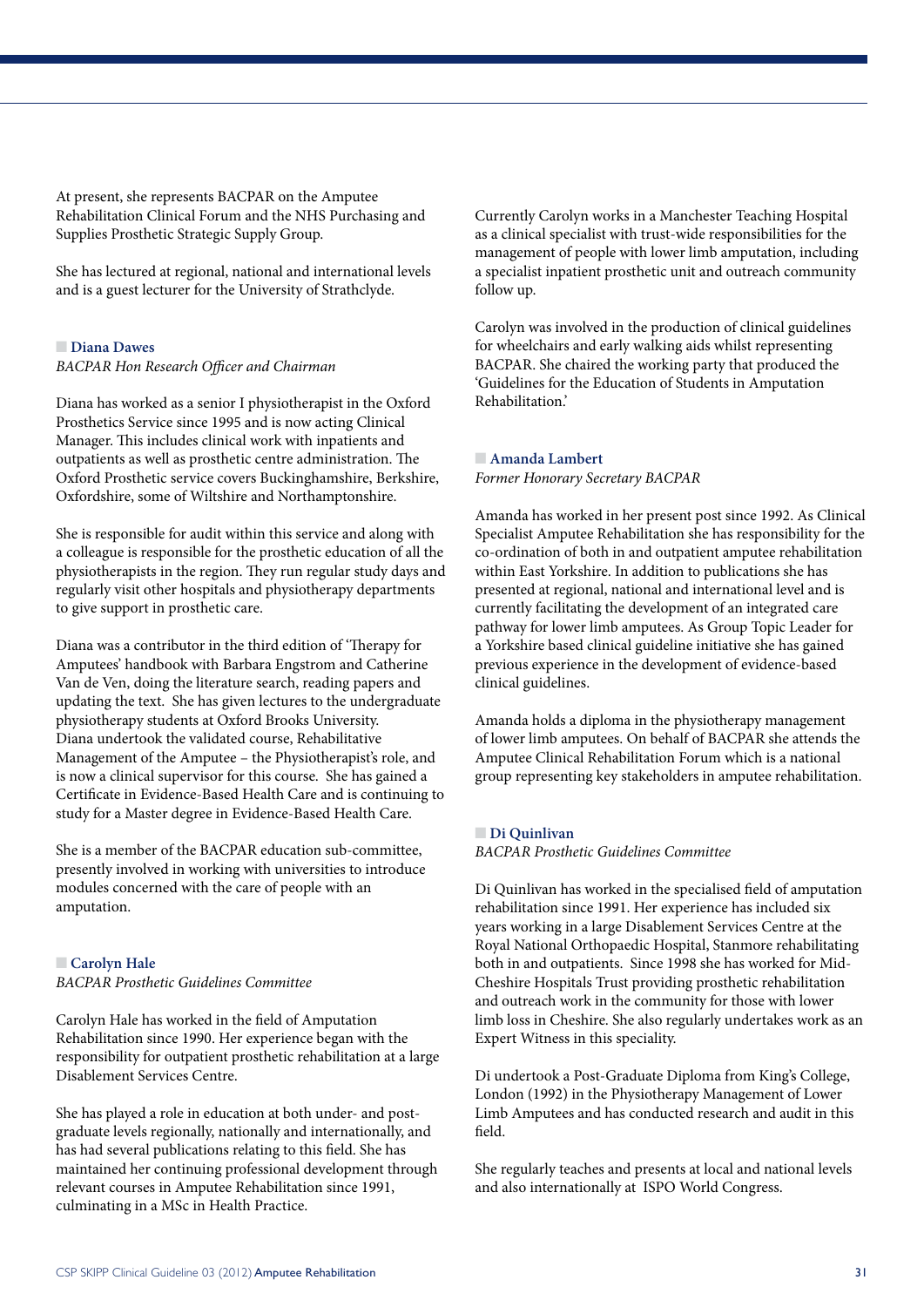At present, she represents BACPAR on the Amputee Rehabilitation Clinical Forum and the NHS Purchasing and Supplies Prosthetic Strategic Supply Group.

She has lectured at regional, national and international levels and is a guest lecturer for the University of Strathclyde.

### Diana Dawes

*BACPAR Hon Research Officer and Chairman*

Diana has worked as a senior I physiotherapist in the Oxford Prosthetics Service since 1995 and is now acting Clinical Manager. This includes clinical work with inpatients and outpatients as well as prosthetic centre administration. The Oxford Prosthetic service covers Buckinghamshire, Berkshire, Oxfordshire, some of Wiltshire and Northamptonshire.

She is responsible for audit within this service and along with a colleague is responsible for the prosthetic education of all the physiotherapists in the region. They run regular study days and regularly visit other hospitals and physiotherapy departments to give support in prosthetic care.

Diana was a contributor in the third edition of 'Therapy for Amputees' handbook with Barbara Engstrom and Catherine Van de Ven, doing the literature search, reading papers and updating the text. She has given lectures to the undergraduate physiotherapy students at Oxford Brooks University. Diana undertook the validated course, Rehabilitative Management of the Amputee – the Physiotherapist's role, and is now a clinical supervisor for this course. She has gained a Certificate in Evidence-Based Health Care and is continuing to study for a Master degree in Evidence-Based Health Care.

She is a member of the BACPAR education sub-committee, presently involved in working with universities to introduce modules concerned with the care of people with an amputation.

### Carolyn Hale

*BACPAR Prosthetic Guidelines Committee*

Carolyn Hale has worked in the field of Amputation Rehabilitation since 1990. Her experience began with the responsibility for outpatient prosthetic rehabilitation at a large Disablement Services Centre.

She has played a role in education at both under- and post-graduate levels regionally, nationally and internationally, and has had several publications relating to this field. She has maintained her continuing professional development through relevant courses in Amputee Rehabilitation since 1991, culminating in a MSc in Health Practice.

Currently Carolyn works in a Manchester Teaching Hospital as a clinical specialist with trust-wide responsibilities for the management of people with lower limb amputation, including a specialist inpatient prosthetic unit and outreach community follow up.

Carolyn was involved in the production of clinical guidelines for wheelchairs and early walking aids whilst representing BACPAR. She chaired the working party that produced the 'Guidelines for the Education of Students in Amputation Rehabilitation.'

### Amanda Lambert

*Former Honorary Secretary BACPAR*

Amanda has worked in her present post since 1992. As Clinical Specialist Amputee Rehabilitation she has responsibility for the co-ordination of both in and outpatient amputee rehabilitation within East Yorkshire. In addition to publications she has presented at regional, national and international level and is currently facilitating the development of an integrated care pathway for lower limb amputees. As Group Topic Leader for a Yorkshire based clinical guideline initiative she has gained previous experience in the development of evidence-based clinical guidelines.

Amanda holds a diploma in the physiotherapy management of lower limb amputees. On behalf of BACPAR she attends the Amputee Clinical Rehabilitation Forum which is a national group representing key stakeholders in amputee rehabilitation.

### Di Quinlivan

*BACPAR Prosthetic Guidelines Committee*

Di Quinlivan has worked in the specialised field of amputation rehabilitation since 1991. Her experience has included six years working in a large Disablement Services Centre at the Royal National Orthopaedic Hospital, Stanmore rehabilitating both in and outpatients. Since 1998 she has worked for Mid-Cheshire Hospitals Trust providing prosthetic rehabilitation and outreach work in the community for those with lower limb loss in Cheshire. She also regularly undertakes work as an Expert Witness in this speciality.

Di undertook a Post-Graduate Diploma from King's College, London (1992) in the Physiotherapy Management of Lower Limb Amputees and has conducted research and audit in this field.

She regularly teaches and presents at local and national levels and also internationally at ISPO World Congress.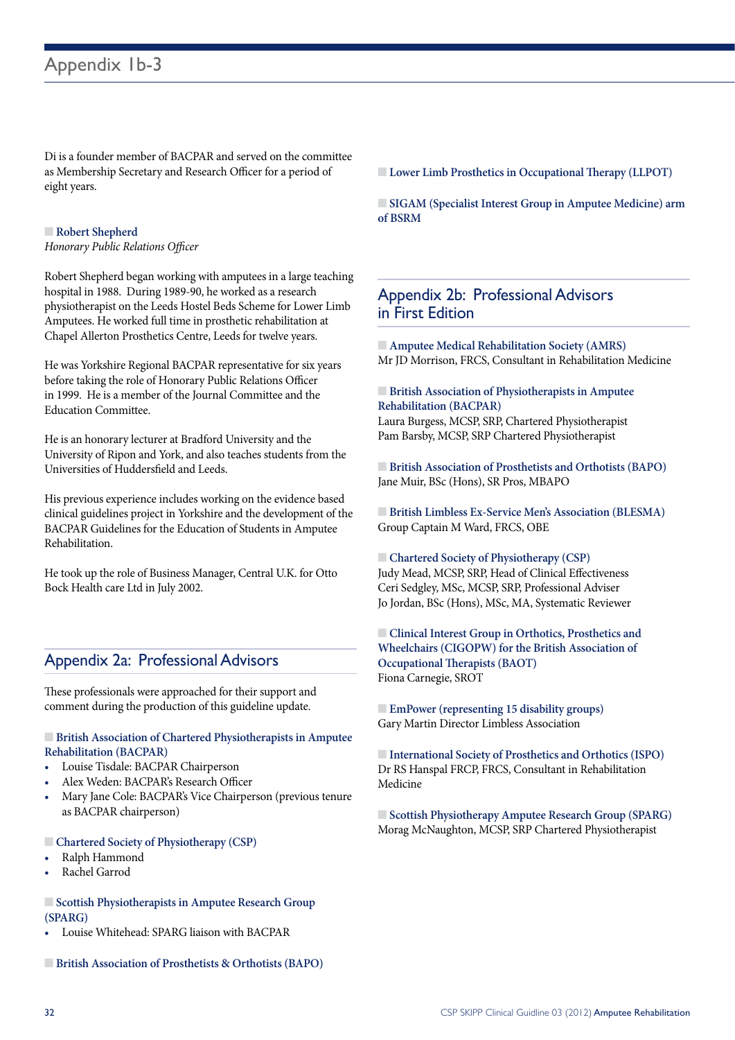Di is a founder member of BACPAR and served on the committee as Membership Secretary and Research Officer for a period of eight years.

**Robert Shepherd**
*Honorary Public Relations Officer*

Robert Shepherd began working with amputees in a large teaching hospital in 1988. During 1989-90, he worked as a research physiotherapist on the Leeds Hostel Beds Scheme for Lower Limb Amputees. He worked full time in prosthetic rehabilitation at Chapel Allerton Prosthetics Centre, Leeds for twelve years.

He was Yorkshire Regional BACPAR representative for six years before taking the role of Honorary Public Relations Officer in 1999. He is a member of the Journal Committee and the Education Committee.

He is an honorary lecturer at Bradford University and the University of Ripon and York, and also teaches students from the Universities of Huddersfield and Leeds.

His previous experience includes working on the evidence based clinical guidelines project in Yorkshire and the development of the BACPAR Guidelines for the Education of Students in Amputee Rehabilitation.

He took up the role of Business Manager, Central U.K. for Otto Bock Health care Ltd in July 2002.

## Appendix 2a: Professional Advisors

These professionals were approached for their support and comment during the production of this guideline update.

**British Association of Chartered Physiotherapists in Amputee Rehabilitation (BACPAR)**

- Louise Tisdale: BACPAR Chairperson
- Alex Weden: BACPAR's Research Officer
- Mary Jane Cole: BACPAR's Vice Chairperson (previous tenure as BACPAR chairperson)

**Chartered Society of Physiotherapy (CSP)**

- Ralph Hammond
- Rachel Garrod

**Scottish Physiotherapists in Amputee Research Group (SPARG)**

- Louise Whitehead: SPARG liaison with BACPAR

**British Association of Prosthetists & Orthotists (BAPO)**

**Lower Limb Prosthetics in Occupational Therapy (LLPOT)**

**SIGAM (Specialist Interest Group in Amputee Medicine) arm of BSRM**

## Appendix 2b: Professional Advisors in First Edition

**Amputee Medical Rehabilitation Society (AMRS)**
Mr JD Morrison, FRCS, Consultant in Rehabilitation Medicine

**British Association of Physiotherapists in Amputee Rehabilitation (BACPAR)**
Laura Burgess, MCSP, SRP, Chartered Physiotherapist
Pam Barsby, MCSP, SRP Chartered Physiotherapist

**British Association of Prosthetists and Orthotists (BAPO)**
Jane Muir, BSc (Hons), SR Pros, MBAPO

**British Limbless Ex-Service Men's Association (BLESMA)**
Group Captain M Ward, FRCS, OBE

**Chartered Society of Physiotherapy (CSP)**
Judy Mead, MCSP, SRP, Head of Clinical Effectiveness
Ceri Sedgley, MSc, MCSP, SRP, Professional Adviser
Jo Jordan, BSc (Hons), MSc, MA, Systematic Reviewer

**Clinical Interest Group in Orthotics, Prosthetics and Wheelchairs (CIGOPW) for the British Association of Occupational Therapists (BAOT)**
Fiona Carnegie, SROT

**EmPower (representing 15 disability groups)**
Gary Martin Director Limbless Association

**International Society of Prosthetics and Orthotics (ISPO)**
Dr RS Hanspal FRCP, FRCS, Consultant in Rehabilitation Medicine

**Scottish Physiotherapy Amputee Research Group (SPARG)**
Morag McNaughton, MCSP, SRP Chartered Physiotherapist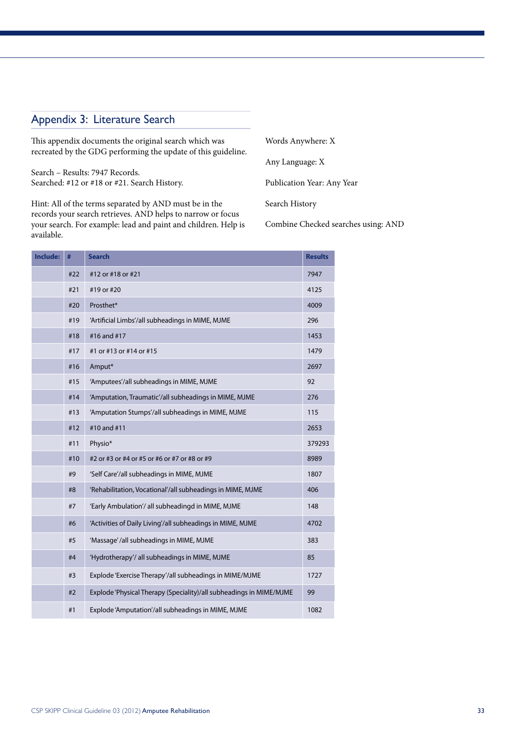## Appendix 3: Literature Search

This appendix documents the original search which was recreated by the GDG performing the update of this guideline.

Search – Results: 7947 Records.
Searched: #12 or #18 or #21. Search History.

Hint: All of the terms separated by AND must be in the records your search retrieves. AND helps to narrow or focus your search. For example: lead and paint and children. Help is available.

Words Anywhere: X

Any Language: X

Publication Year: Any Year

Search History

Combine Checked searches using: AND

| Include: | # | Search | Results |
|---|---|---|---|
| | #22 | #12 or #18 or #21 | 7947 |
| | #21 | #19 or #20 | 4125 |
| | #20 | Prosthet* | 4009 |
| | #19 | 'Artificial Limbs'/all subheadings in MIME, MJME | 296 |
| | #18 | #16 and #17 | 1453 |
| | #17 | #1 or #13 or #14 or #15 | 1479 |
| | #16 | Amput* | 2697 |
| | #15 | 'Amputees'/all subheadings in MIME, MJME | 92 |
| | #14 | 'Amputation, Traumatic'/all subheadings in MIME, MJME | 276 |
| | #13 | 'Amputation Stumps'/all subheadings in MIME, MJME | 115 |
| | #12 | #10 and #11 | 2653 |
| | #11 | Physio* | 379293 |
| | #10 | #2 or #3 or #4 or #5 or #6 or #7 or #8 or #9 | 8989 |
| | #9 | 'Self Care'/all subheadings in MIME, MJME | 1807 |
| | #8 | 'Rehabilitation, Vocational'/all subheadings in MIME, MJME | 406 |
| | #7 | 'Early Ambulation'/ all subheadingd in MIME, MJME | 148 |
| | #6 | 'Activities of Daily Living'/all subheadings in MIME, MJME | 4702 |
| | #5 | 'Massage' /all subheadings in MIME, MJME | 383 |
| | #4 | 'Hydrotherapy'/ all subheadings in MIME, MJME | 85 |
| | #3 | Explode 'Exercise Therapy'/all subheadings in MIME/MJME | 1727 |
| | #2 | Explode 'Physical Therapy (Speciality)/all subheadings in MIME/MJME | 99 |
| | #1 | Explode 'Amputation'/all subheadings in MIME, MJME | 1082 |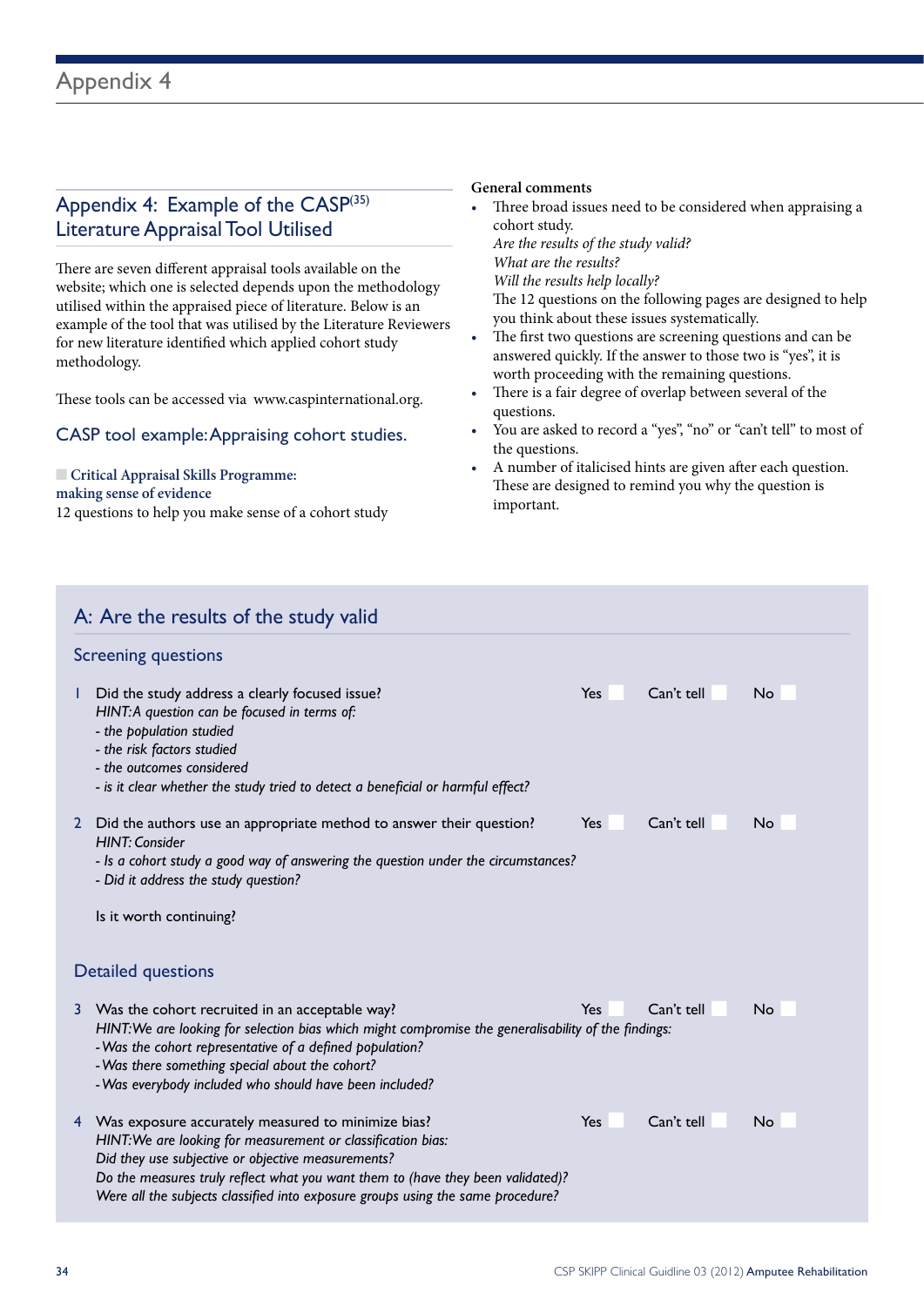# Appendix 4

## Appendix 4: Example of the CASP[35] Literature Appraisal Tool Utilised

There are seven different appraisal tools available on the website; which one is selected depends upon the methodology utilised within the appraised piece of literature. Below is an example of the tool that was utilised by the Literature Reviewers for new literature identified which applied cohort study methodology.

These tools can be accessed via www.caspinternational.org.

### CASP tool example: Appraising cohort studies.

**Critical Appraisal Skills Programme: making sense of evidence**
12 questions to help you make sense of a cohort study

**General comments**

- Three broad issues need to be considered when appraising a cohort study.
  *Are the results of the study valid?*
  *What are the results?*
  *Will the results help locally?*
  The 12 questions on the following pages are designed to help you think about these issues systematically.
- The first two questions are screening questions and can be answered quickly. If the answer to those two is "yes", it is worth proceeding with the remaining questions.
- There is a fair degree of overlap between several of the questions.
- You are asked to record a "yes", "no" or "can't tell" to most of the questions.
- A number of italicised hints are given after each question. These are designed to remind you why the question is important.

## A: Are the results of the study valid

### Screening questions

1 Did the study address a clearly focused issue? Yes ☐ Can't tell ☐ No ☐
*HINT: A question can be focused in terms of:*
*- the population studied*
*- the risk factors studied*
*- the outcomes considered*
*- is it clear whether the study tried to detect a beneficial or harmful effect?*

2 Did the authors use an appropriate method to answer their question? Yes ☐ Can't tell ☐ No ☐
*HINT: Consider*
*- Is a cohort study a good way of answering the question under the circumstances?*
*- Did it address the study question?*

Is it worth continuing?

### Detailed questions

3 Was the cohort recruited in an acceptable way? Yes ☐ Can't tell ☐ No ☐
*HINT: We are looking for selection bias which might compromise the generalisability of the findings:*
*- Was the cohort representative of a defined population?*
*- Was there something special about the cohort?*
*- Was everybody included who should have been included?*

4 Was exposure accurately measured to minimize bias? Yes ☐ Can't tell ☐ No ☐
*HINT: We are looking for measurement or classification bias:*
*Did they use subjective or objective measurements?*
*Do the measures truly reflect what you want them to (have they been validated)?*
*Were all the subjects classified into exposure groups using the same procedure?*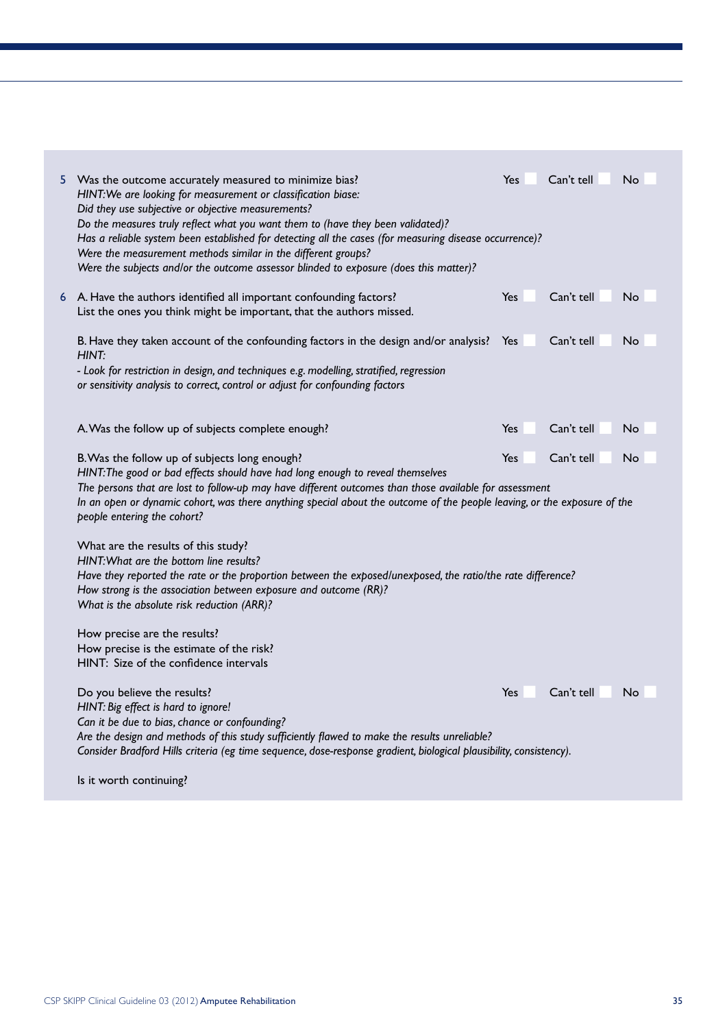5 Was the outcome accurately measured to minimize bias? Yes ☐ Can't tell ☐ No ☐

*HINT: We are looking for measurement or classification biase:*
*Did they use subjective or objective measurements?*
*Do the measures truly reflect what you want them to (have they been validated)?*
*Has a reliable system been established for detecting all the cases (for measuring disease occurrence)?*
*Were the measurement methods similar in the different groups?*
*Were the subjects and/or the outcome assessor blinded to exposure (does this matter)?*

6 A. Have the authors identified all important confounding factors? Yes ☐ Can't tell ☐ No ☐

List the ones you think might be important, that the authors missed.

B. Have they taken account of the confounding factors in the design and/or analysis? Yes ☐ Can't tell ☐ No ☐

*HINT:*
*- Look for restriction in design, and techniques e.g. modelling, stratified, regression or sensitivity analysis to correct, control or adjust for confounding factors*

A. Was the follow up of subjects complete enough? Yes ☐ Can't tell ☐ No ☐

B. Was the follow up of subjects long enough? Yes ☐ Can't tell ☐ No ☐

*HINT: The good or bad effects should have had long enough to reveal themselves*
*The persons that are lost to follow-up may have different outcomes than those available for assessment*
*In an open or dynamic cohort, was there anything special about the outcome of the people leaving, or the exposure of the people entering the cohort?*

What are the results of this study?

*HINT: What are the bottom line results?*
*Have they reported the rate or the proportion between the exposed/unexposed, the ratio/the rate difference?*
*How strong is the association between exposure and outcome (RR)?*
*What is the absolute risk reduction (ARR)?*

How precise are the results?
How precise is the estimate of the risk?
HINT: Size of the confidence intervals

Do you believe the results? Yes ☐ Can't tell ☐ No ☐

*HINT: Big effect is hard to ignore!*
*Can it be due to bias, chance or confounding?*
*Are the design and methods of this study sufficiently flawed to make the results unreliable?*
*Consider Bradford Hills criteria (eg time sequence, dose-response gradient, biological plausibility, consistency).*

Is it worth continuing?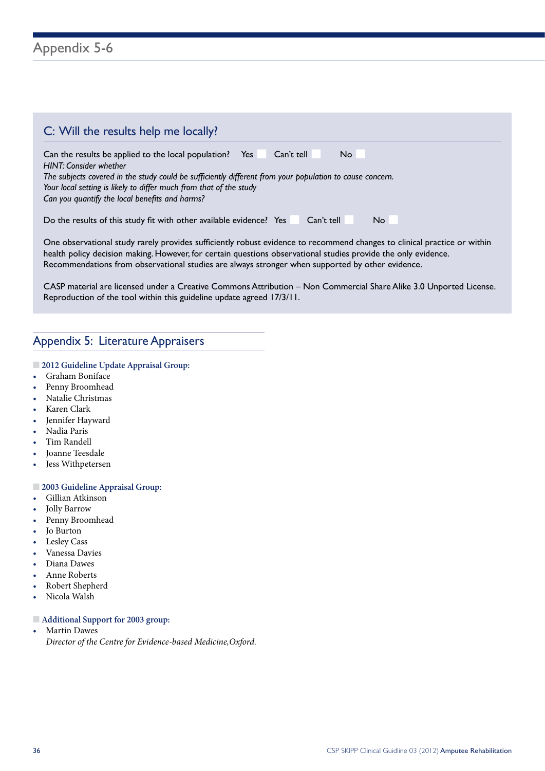# Appendix 5-6

## C: Will the results help me locally?

Can the results be applied to the local population? Yes ☐ Can't tell ☐ No ☐

*HINT: Consider whether*

*The subjects covered in the study could be sufficiently different from your population to cause concern.*

*Your local setting is likely to differ much from that of the study*

*Can you quantify the local benefits and harms?*

Do the results of this study fit with other available evidence? Yes ☐ Can't tell ☐ No ☐

One observational study rarely provides sufficiently robust evidence to recommend changes to clinical practice or within health policy decision making. However, for certain questions observational studies provide the only evidence. Recommendations from observational studies are always stronger when supported by other evidence.

CASP material are licensed under a Creative Commons Attribution – Non Commercial Share Alike 3.0 Unported License. Reproduction of the tool within this guideline update agreed 17/3/11.

## Appendix 5: Literature Appraisers

### 2012 Guideline Update Appraisal Group:

- Graham Boniface
- Penny Broomhead
- Natalie Christmas
- Karen Clark
- Jennifer Hayward
- Nadia Paris
- Tim Randell
- Joanne Teesdale
- Jess Withpetersen

### 2003 Guideline Appraisal Group:

- Gillian Atkinson
- Jolly Barrow
- Penny Broomhead
- Jo Burton
- Lesley Cass
- Vanessa Davies
- Diana Dawes
- Anne Roberts
- Robert Shepherd
- Nicola Walsh

### Additional Support for 2003 group:

- Martin Dawes
  *Director of the Centre for Evidence-based Medicine,Oxford.*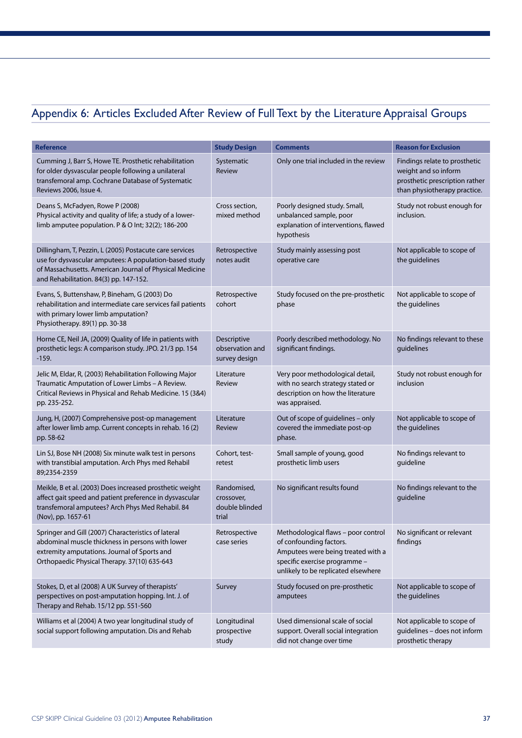## Appendix 6: Articles Excluded After Review of Full Text by the Literature Appraisal Groups

| Reference | Study Design | Comments | Reason for Exclusion |
|---|---|---|---|
| Cumming J, Barr S, Howe TE. Prosthetic rehabilitation for older dysvascular people following a unilateral transfemoral amp. Cochrane Database of Systematic Reviews 2006, Issue 4. | Systematic Review | Only one trial included in the review | Findings relate to prosthetic weight and so inform prosthetic prescription rather than physiotherapy practice. |
| Deans S, McFadyen, Rowe P (2008) Physical activity and quality of life; a study of a lower-limb amputee population. P & O Int; 32(2); 186-200 | Cross section, mixed method | Poorly designed study. Small, unbalanced sample, poor explanation of interventions, flawed hypothesis | Study not robust enough for inclusion. |
| Dillingham, T, Pezzin, L (2005) Postacute care services use for dysvascular amputees: A population-based study of Massachusetts. American Journal of Physical Medicine and Rehabilitation. 84(3) pp. 147-152. | Retrospective notes audit | Study mainly assessing post operative care | Not applicable to scope of the guidelines |
| Evans, S, Buttenshaw, P, Bineham, G (2003) Do rehabilitation and intermediate care services fail patients with primary lower limb amputation? Physiotherapy. 89(1) pp. 30-38 | Retrospective cohort | Study focused on the pre-prosthetic phase | Not applicable to scope of the guidelines |
| Horne CE, Neil JA, (2009) Quality of life in patients with prosthetic legs: A comparison study. JPO. 21/3 pp. 154 -159. | Descriptive observation and survey design | Poorly described methodology. No significant findings. | No findings relevant to these guidelines |
| Jelic M, Eldar, R, (2003) Rehabilitation Following Major Traumatic Amputation of Lower Limbs – A Review. Critical Reviews in Physical and Rehab Medicine. 15 (3&4) pp. 235-252. | Literature Review | Very poor methodological detail, with no search strategy stated or description on how the literature was appraised. | Study not robust enough for inclusion |
| Jung, H, (2007) Comprehensive post-op management after lower limb amp. Current concepts in rehab. 16 (2) pp. 58-62 | Literature Review | Out of scope of guidelines – only covered the immediate post-op phase. | Not applicable to scope of the guidelines |
| Lin SJ, Bose NH (2008) Six minute walk test in persons with transtibial amputation. Arch Phys med Rehabil 89;2354-2359 | Cohort, test-retest | Small sample of young, good prosthetic limb users | No findings relevant to guideline |
| Meikle, B et al. (2003) Does increased prosthetic weight affect gait speed and patient preference in dysvascular transfemoral amputees? Arch Phys Med Rehabil. 84 (Nov), pp. 1657-61 | Randomised, crossover, double blinded trial | No significant results found | No findings relevant to the guideline |
| Springer and Gill (2007) Characteristics of lateral abdominal muscle thickness in persons with lower extremity amputations. Journal of Sports and Orthopaedic Physical Therapy. 37(10) 635-643 | Retrospective case series | Methodological flaws – poor control of confounding factors. Amputees were being treated with a specific exercise programme – unlikely to be replicated elsewhere | No significant or relevant findings |
| Stokes, D, et al (2008) A UK Survey of therapists' perspectives on post-amputation hopping. Int. J. of Therapy and Rehab. 15/12 pp. 551-560 | Survey | Study focused on pre-prosthetic amputees | Not applicable to scope of the guidelines |
| Williams et al (2004) A two year longitudinal study of social support following amputation. Dis and Rehab | Longitudinal prospective study | Used dimensional scale of social support. Overall social integration did not change over time | Not applicable to scope of guidelines – does not inform prosthetic therapy |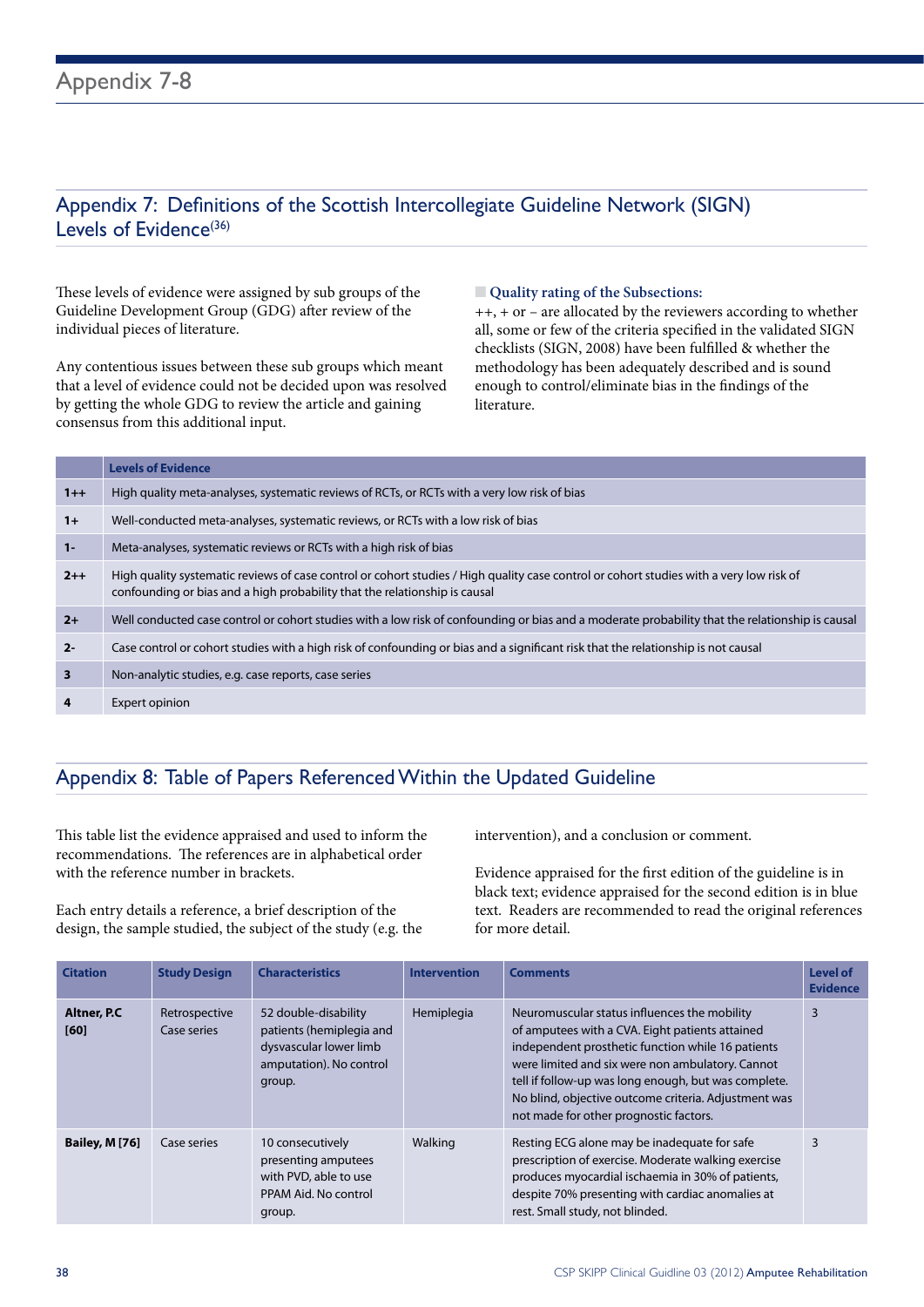## Appendix 7: Definitions of the Scottish Intercollegiate Guideline Network (SIGN) Levels of Evidence[36]

These levels of evidence were assigned by sub groups of the Guideline Development Group (GDG) after review of the individual pieces of literature.

Any contentious issues between these sub groups which meant that a level of evidence could not be decided upon was resolved by getting the whole GDG to review the article and gaining consensus from this additional input.

**Quality rating of the Subsections:**

++, + or – are allocated by the reviewers according to whether all, some or few of the criteria specified in the validated SIGN checklists (SIGN, 2008) have been fulfilled & whether the methodology has been adequately described and is sound enough to control/eliminate bias in the findings of the literature.

| | Levels of Evidence |
|---|---|
| **1++** | High quality meta-analyses, systematic reviews of RCTs, or RCTs with a very low risk of bias |
| **1+** | Well-conducted meta-analyses, systematic reviews, or RCTs with a low risk of bias |
| **1-** | Meta-analyses, systematic reviews or RCTs with a high risk of bias |
| **2++** | High quality systematic reviews of case control or cohort studies / High quality case control or cohort studies with a very low risk of confounding or bias and a high probability that the relationship is causal |
| **2+** | Well conducted case control or cohort studies with a low risk of confounding or bias and a moderate probability that the relationship is causal |
| **2-** | Case control or cohort studies with a high risk of confounding or bias and a significant risk that the relationship is not causal |
| **3** | Non-analytic studies, e.g. case reports, case series |
| **4** | Expert opinion |

## Appendix 8: Table of Papers Referenced Within the Updated Guideline

This table list the evidence appraised and used to inform the recommendations. The references are in alphabetical order with the reference number in brackets.

Each entry details a reference, a brief description of the design, the sample studied, the subject of the study (e.g. the intervention), and a conclusion or comment.

Evidence appraised for the first edition of the guideline is in black text; evidence appraised for the second edition is in blue text. Readers are recommended to read the original references for more detail.

| Citation | Study Design | Characteristics | Intervention | Comments | Level of Evidence |
|---|---|---|---|---|---|
| **Altner, P.C [60]** | Retrospective Case series | 52 double-disability patients (hemiplegia and dysvascular lower limb amputation). No control group. | Hemiplegia | Neuromuscular status influences the mobility of amputees with a CVA. Eight patients attained independent prosthetic function while 16 patients were limited and six were non ambulatory. Cannot tell if follow-up was long enough, but was complete. No blind, objective outcome criteria. Adjustment was not made for other prognostic factors. | 3 |
| **Bailey, M [76]** | Case series | 10 consecutively presenting amputees with PVD, able to use PPAM Aid. No control group. | Walking | Resting ECG alone may be inadequate for safe prescription of exercise. Moderate walking exercise produces myocardial ischaemia in 30% of patients, despite 70% presenting with cardiac anomalies at rest. Small study, not blinded. | 3 |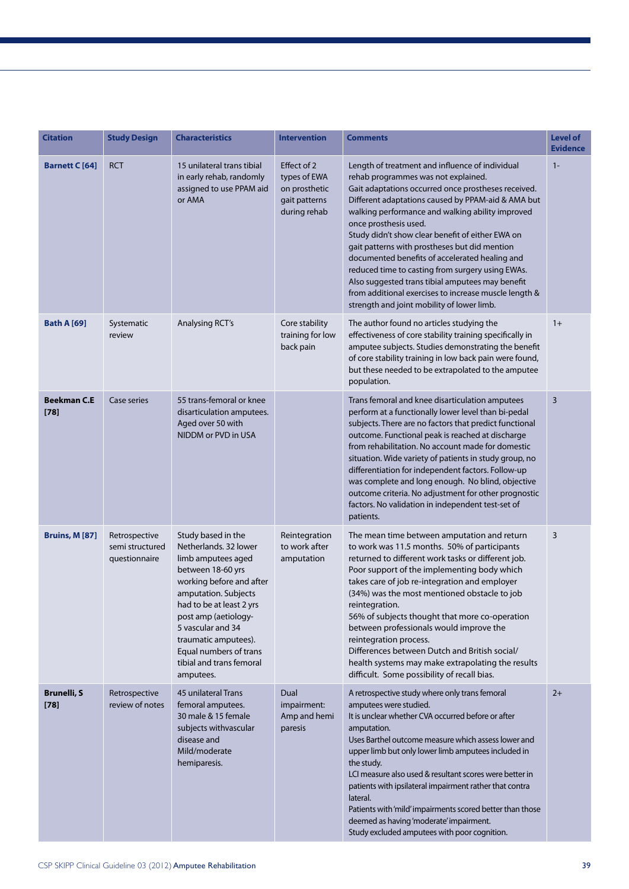| Citation | Study Design | Characteristics | Intervention | Comments | Level of Evidence |
|---|---|---|---|---|---|
| **Barnett C [64]** | RCT | 15 unilateral trans tibial in early rehab, randomly assigned to use PPAM aid or AMA | Effect of 2 types of EWA on prosthetic gait patterns during rehab | Length of treatment and influence of individual rehab programmes was not explained. Gait adaptations occurred once prostheses received. Different adaptations caused by PPAM-aid & AMA but walking performance and walking ability improved once prosthesis used. Study didn't show clear benefit of either EWA on gait patterns with prostheses but did mention documented benefits of accelerated healing and reduced time to casting from surgery using EWAs. Also suggested trans tibial amputees may benefit from additional exercises to increase muscle length & strength and joint mobility of lower limb. | 1- |
| **Bath A [69]** | Systematic review | Analysing RCT's | Core stability training for low back pain | The author found no articles studying the effectiveness of core stability training specifically in amputee subjects. Studies demonstrating the benefit of core stability training in low back pain were found, but these needed to be extrapolated to the amputee population. | 1+ |
| **Beekman C.E [78]** | Case series | 55 trans-femoral or knee disarticulation amputees. Aged over 50 with NIDDM or PVD in USA | | Trans femoral and knee disarticulation amputees perform at a functionally lower level than bi-pedal subjects. There are no factors that predict functional outcome. Functional peak is reached at discharge from rehabilitation. No account made for domestic situation. Wide variety of patients in study group, no differentiation for independent factors. Follow-up was complete and long enough. No blind, objective outcome criteria. No adjustment for other prognostic factors. No validation in independent test-set of patients. | 3 |
| **Bruins, M [87]** | Retrospective semi structured questionnaire | Study based in the Netherlands. 32 lower limb amputees aged between 18-60 yrs working before and after amputation. Subjects had to be at least 2 yrs post amp (aetiology-5 vascular and 34 traumatic amputees). Equal numbers of trans tibial and trans femoral amputees. | Reintegration to work after amputation | The mean time between amputation and return to work was 11.5 months. 50% of participants returned to different work tasks or different job. Poor support of the implementing body which takes care of job re-integration and employer (34%) was the most mentioned obstacle to job reintegration. 56% of subjects thought that more co-operation between professionals would improve the reintegration process. Differences between Dutch and British social/ health systems may make extrapolating the results difficult. Some possibility of recall bias. | 3 |
| **Brunelli, S [78]** | Retrospective review of notes | 45 unilateral Trans femoral amputees. 30 male & 15 female subjects withvascular disease and Mild/moderate hemiparesis. | Dual impairment: Amp and hemi paresis | A retrospective study where only trans femoral amputees were studied. It is unclear whether CVA occurred before or after amputation. Uses Barthel outcome measure which assess lower and upper limb but only lower limb amputees included in the study. LCI measure also used & resultant scores were better in patients with ipsilateral impairment rather that contra lateral. Patients with 'mild' impairments scored better than those deemed as having 'moderate' impairment. Study excluded amputees with poor cognition. | 2+ |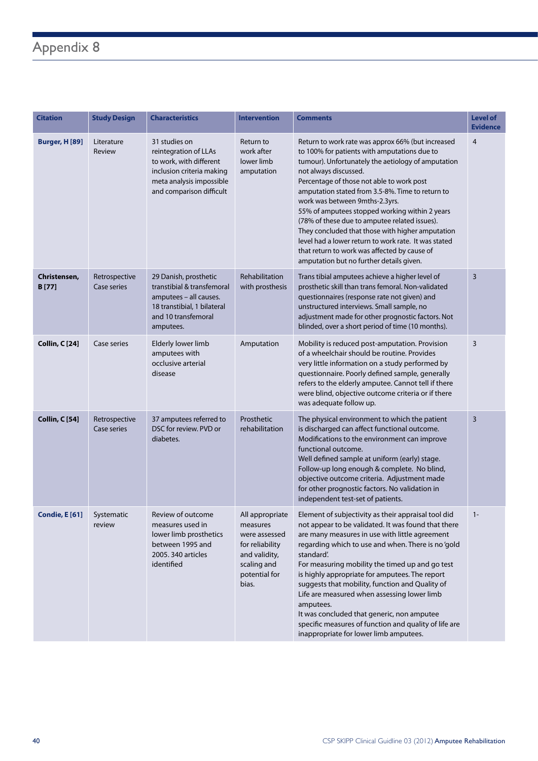# Appendix 8

| Citation | Study Design | Characteristics | Intervention | Comments | Level of Evidence |
|---|---|---|---|---|---|
| **Burger, H [89]** | Literature Review | 31 studies on reintegration of LLAs to work, with different inclusion criteria making meta analysis impossible and comparison difficult | Return to work after lower limb amputation | Return to work rate was approx 66% (but increased to 100% for patients with amputations due to tumour). Unfortunately the aetiology of amputation not always discussed.<br>Percentage of those not able to work post amputation stated from 3.5-8%. Time to return to work was between 9mths-2.3yrs.<br>55% of amputees stopped working within 2 years (78% of these due to amputee related issues).<br>They concluded that those with higher amputation level had a lower return to work rate. It was stated that return to work was affected by cause of amputation but no further details given. | 4 |
| **Christensen, B [77]** | Retrospective Case series | 29 Danish, prosthetic transtibial & transfemoral amputees – all causes. 18 transtibial, 1 bilateral and 10 transfemoral amputees. | Rehabilitation with prosthesis | Trans tibial amputees achieve a higher level of prosthetic skill than trans femoral. Non-validated questionnaires (response rate not given) and unstructured interviews. Small sample, no adjustment made for other prognostic factors. Not blinded, over a short period of time (10 months). | 3 |
| **Collin, C [24]** | Case series | Elderly lower limb amputees with occlusive arterial disease | Amputation | Mobility is reduced post-amputation. Provision of a wheelchair should be routine. Provides very little information on a study performed by questionnaire. Poorly defined sample, generally refers to the elderly amputee. Cannot tell if there were blind, objective outcome criteria or if there was adequate follow up. | 3 |
| **Collin, C [54]** | Retrospective Case series | 37 amputees referred to DSC for review. PVD or diabetes. | Prosthetic rehabilitation | The physical environment to which the patient is discharged can affect functional outcome. Modifications to the environment can improve functional outcome.<br>Well defined sample at uniform (early) stage. Follow-up long enough & complete. No blind, objective outcome criteria. Adjustment made for other prognostic factors. No validation in independent test-set of patients. | 3 |
| **Condie, E [61]** | Systematic review | Review of outcome measures used in lower limb prosthetics between 1995 and 2005. 340 articles identified | All appropriate measures were assessed for reliability and validity, scaling and potential for bias. | Element of subjectivity as their appraisal tool did not appear to be validated. It was found that there are many measures in use with little agreement regarding which to use and when. There is no 'gold standard'.<br>For measuring mobility the timed up and go test is highly appropriate for amputees. The report suggests that mobility, function and Quality of Life are measured when assessing lower limb amputees.<br>It was concluded that generic, non amputee specific measures of function and quality of life are inappropriate for lower limb amputees. | 1- |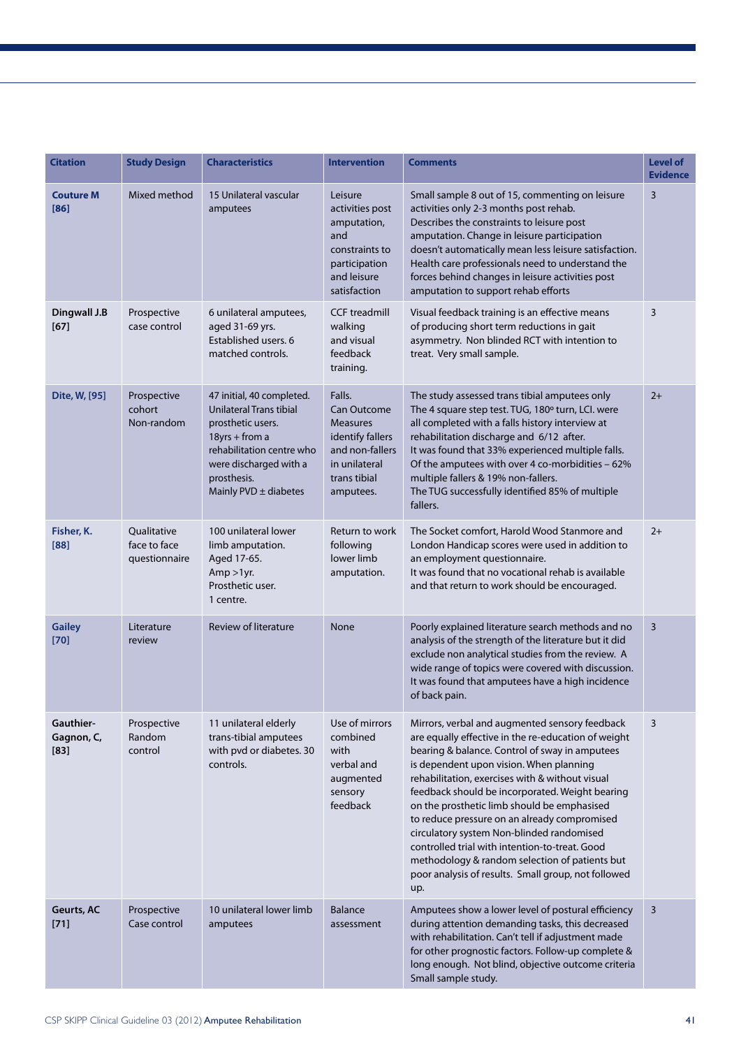| Citation | Study Design | Characteristics | Intervention | Comments | Level of Evidence |
|---|---|---|---|---|---|
| Couture M [86] | Mixed method | 15 Unilateral vascular amputees | Leisure activities post amputation, and constraints to participation and leisure satisfaction | Small sample 8 out of 15, commenting on leisure activities only 2-3 months post rehab. Describes the constraints to leisure post amputation. Change in leisure participation doesn't automatically mean less leisure satisfaction. Health care professionals need to understand the forces behind changes in leisure activities post amputation to support rehab efforts | 3 |
| Dingwall J.B [67] | Prospective case control | 6 unilateral amputees, aged 31-69 yrs. Established users. 6 matched controls. | CCF treadmill walking and visual feedback training. | Visual feedback training is an effective means of producing short term reductions in gait asymmetry. Non blinded RCT with intention to treat. Very small sample. | 3 |
| Dite, W, [95] | Prospective cohort Non-random | 47 initial, 40 completed. Unilateral Trans tibial prosthetic users. 18yrs + from a rehabilitation centre who were discharged with a prosthesis. Mainly PVD ± diabetes | Falls. Can Outcome Measures identify fallers and non-fallers in unilateral trans tibial amputees. | The study assessed trans tibial amputees only The 4 square step test. TUG, 180º turn, LCI. were all completed with a falls history interview at rehabilitation discharge and 6/12 after. It was found that 33% experienced multiple falls. Of the amputees with over 4 co-morbidities – 62% multiple fallers & 19% non-fallers. The TUG successfully identified 85% of multiple fallers. | 2+ |
| Fisher, K. [88] | Qualitative face to face questionnaire | 100 unilateral lower limb amputation. Aged 17-65. Amp >1yr. Prosthetic user. 1 centre. | Return to work following lower limb amputation. | The Socket comfort, Harold Wood Stanmore and London Handicap scores were used in addition to an employment questionnaire. It was found that no vocational rehab is available and that return to work should be encouraged. | 2+ |
| Gailey [70] | Literature review | Review of literature | None | Poorly explained literature search methods and no analysis of the strength of the literature but it did exclude non analytical studies from the review. A wide range of topics were covered with discussion. It was found that amputees have a high incidence of back pain. | 3 |
| Gauthier-Gagnon, C, [83] | Prospective Random control | 11 unilateral elderly trans-tibial amputees with pvd or diabetes. 30 controls. | Use of mirrors combined with verbal and augmented sensory feedback | Mirrors, verbal and augmented sensory feedback are equally effective in the re-education of weight bearing & balance. Control of sway in amputees is dependent upon vision. When planning rehabilitation, exercises with & without visual feedback should be incorporated. Weight bearing on the prosthetic limb should be emphasised to reduce pressure on an already compromised circulatory system Non-blinded randomised controlled trial with intention-to-treat. Good methodology & random selection of patients but poor analysis of results. Small group, not followed up. | 3 |
| Geurts, AC [71] | Prospective Case control | 10 unilateral lower limb amputees | Balance assessment | Amputees show a lower level of postural efficiency during attention demanding tasks, this decreased with rehabilitation. Can't tell if adjustment made for other prognostic factors. Follow-up complete & long enough. Not blind, objective outcome criteria Small sample study. | 3 |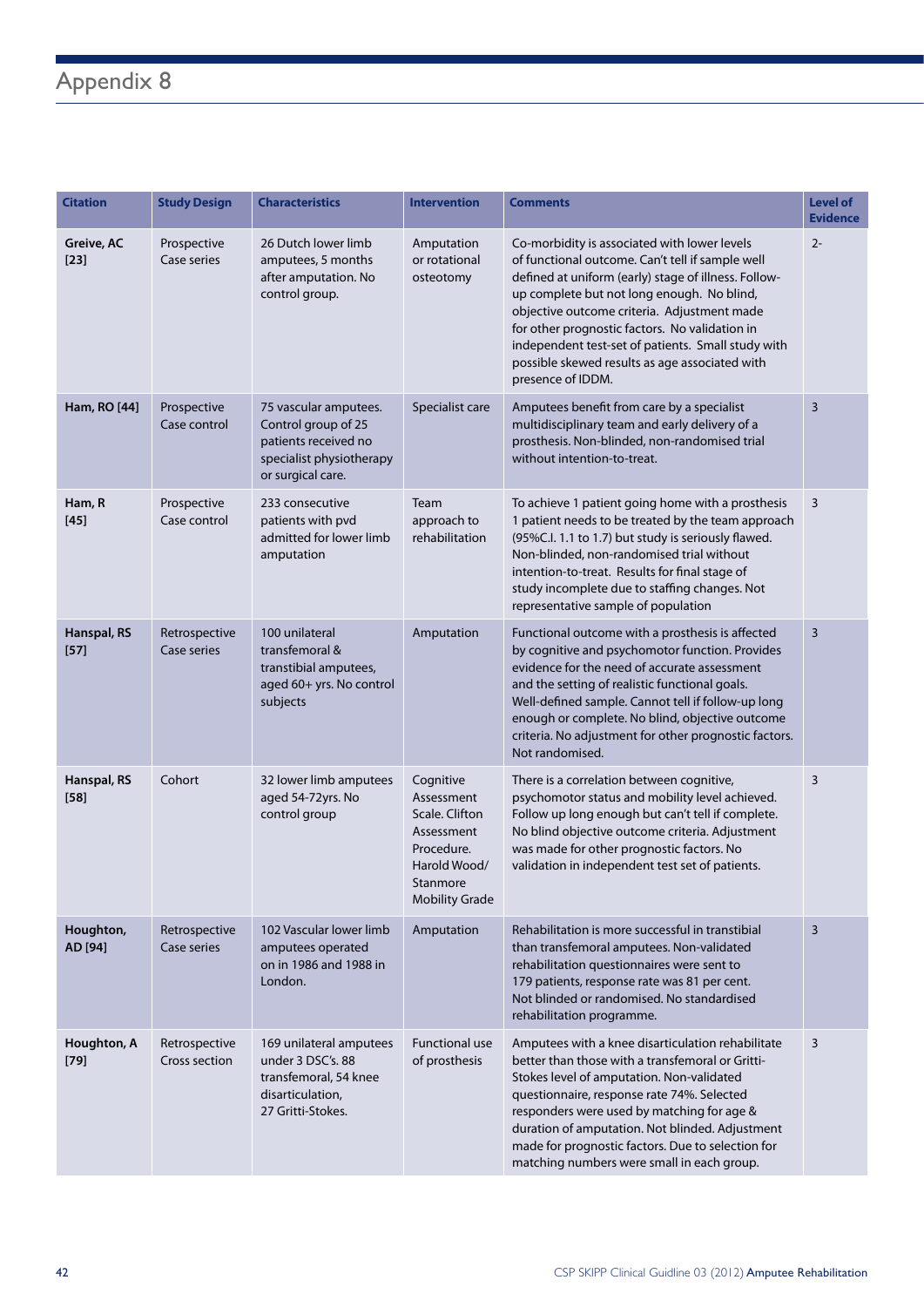# Appendix 8

| Citation | Study Design | Characteristics | Intervention | Comments | Level of Evidence |
|---|---|---|---|---|---|
| **Greive, AC [23]** | Prospective Case series | 26 Dutch lower limb amputees, 5 months after amputation. No control group. | Amputation or rotational osteotomy | Co-morbidity is associated with lower levels of functional outcome. Can't tell if sample well defined at uniform (early) stage of illness. Follow-up complete but not long enough. No blind, objective outcome criteria. Adjustment made for other prognostic factors. No validation in independent test-set of patients. Small study with possible skewed results as age associated with presence of IDDM. | 2- |
| **Ham, RO [44]** | Prospective Case control | 75 vascular amputees. Control group of 25 patients received no specialist physiotherapy or surgical care. | Specialist care | Amputees benefit from care by a specialist multidisciplinary team and early delivery of a prosthesis. Non-blinded, non-randomised trial without intention-to-treat. | 3 |
| **Ham, R [45]** | Prospective Case control | 233 consecutive patients with pvd admitted for lower limb amputation | Team approach to rehabilitation | To achieve 1 patient going home with a prosthesis 1 patient needs to be treated by the team approach (95%C.I. 1.1 to 1.7) but study is seriously flawed. Non-blinded, non-randomised trial without intention-to-treat. Results for final stage of study incomplete due to staffing changes. Not representative sample of population | 3 |
| **Hanspal, RS [57]** | Retrospective Case series | 100 unilateral transfemoral & transtibial amputees, aged 60+ yrs. No control subjects | Amputation | Functional outcome with a prosthesis is affected by cognitive and psychomotor function. Provides evidence for the need of accurate assessment and the setting of realistic functional goals. Well-defined sample. Cannot tell if follow-up long enough or complete. No blind, objective outcome criteria. No adjustment for other prognostic factors. Not randomised. | 3 |
| **Hanspal, RS [58]** | Cohort | 32 lower limb amputees aged 54-72yrs. No control group | Cognitive Assessment Scale. Clifton Assessment Procedure. Harold Wood/ Stanmore Mobility Grade | There is a correlation between cognitive, psychomotor status and mobility level achieved. Follow up long enough but can't tell if complete. No blind objective outcome criteria. Adjustment was made for other prognostic factors. No validation in independent test set of patients. | 3 |
| **Houghton, AD [94]** | Retrospective Case series | 102 Vascular lower limb amputees operated on in 1986 and 1988 in London. | Amputation | Rehabilitation is more successful in transtibial than transfemoral amputees. Non-validated rehabilitation questionnaires were sent to 179 patients, response rate was 81 per cent. Not blinded or randomised. No standardised rehabilitation programme. | 3 |
| **Houghton, A [79]** | Retrospective Cross section | 169 unilateral amputees under 3 DSC's. 88 transfemoral, 54 knee disarticulation, 27 Gritti-Stokes. | Functional use of prosthesis | Amputees with a knee disarticulation rehabilitate better than those with a transfemoral or Gritti-Stokes level of amputation. Non-validated questionnaire, response rate 74%. Selected responders were used by matching for age & duration of amputation. Not blinded. Adjustment made for prognostic factors. Due to selection for matching numbers were small in each group. | 3 |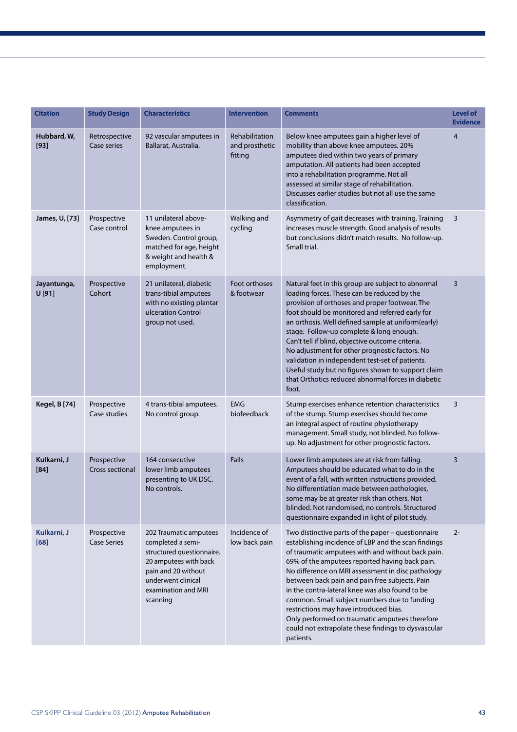| Citation | Study Design | Characteristics | Intervention | Comments | Level of Evidence |
|---|---|---|---|---|---|
| **Hubbard, W, [93]** | Retrospective Case series | 92 vascular amputees in Ballarat, Australia. | Rehabilitation and prosthetic fitting | Below knee amputees gain a higher level of mobility than above knee amputees. 20% amputees died within two years of primary amputation. All patients had been accepted into a rehabilitation programme. Not all assessed at similar stage of rehabilitation. Discusses earlier studies but not all use the same classification. | 4 |
| **James, U, [73]** | Prospective Case control | 11 unilateral above-knee amputees in Sweden. Control group, matched for age, height & weight and health & employment. | Walking and cycling | Asymmetry of gait decreases with training. Training increases muscle strength. Good analysis of results but conclusions didn't match results. No follow-up. Small trial. | 3 |
| **Jayantunga, U [91]** | Prospective Cohort | 21 unilateral, diabetic trans-tibial amputees with no existing plantar ulceration Control group not used. | Foot orthoses & footwear | Natural feet in this group are subject to abnormal loading forces. These can be reduced by the provision of orthoses and proper footwear. The foot should be monitored and referred early for an orthosis. Well defined sample at uniform(early) stage. Follow-up complete & long enough. Can't tell if blind, objective outcome criteria. No adjustment for other prognostic factors. No validation in independent test-set of patients. Useful study but no figures shown to support claim that Orthotics reduced abnormal forces in diabetic foot. | 3 |
| **Kegel, B [74]** | Prospective Case studies | 4 trans-tibial amputees. No control group. | EMG biofeedback | Stump exercises enhance retention characteristics of the stump. Stump exercises should become an integral aspect of routine physiotherapy management. Small study, not blinded. No follow-up. No adjustment for other prognostic factors. | 3 |
| **Kulkarni, J [84]** | Prospective Cross sectional | 164 consecutive lower limb amputees presenting to UK DSC. No controls. | Falls | Lower limb amputees are at risk from falling. Amputees should be educated what to do in the event of a fall, with written instructions provided. No differentiation made between pathologies, some may be at greater risk than others. Not blinded. Not randomised, no controls. Structured questionnaire expanded in light of pilot study. | 3 |
| **Kulkarni, J [68]** | Prospective Case Series | 202 Traumatic amputees completed a semi-structured questionnaire. 20 amputees with back pain and 20 without underwent clinical examination and MRI scanning | Incidence of low back pain | Two distinctive parts of the paper – questionnaire establishing incidence of LBP and the scan findings of traumatic amputees with and without back pain. 69% of the amputees reported having back pain. No difference on MRI assessment in disc pathology between back pain and pain free subjects. Pain in the contra-lateral knee was also found to be common. Small subject numbers due to funding restrictions may have introduced bias. Only performed on traumatic amputees therefore could not extrapolate these findings to dysvascular patients. | 2- |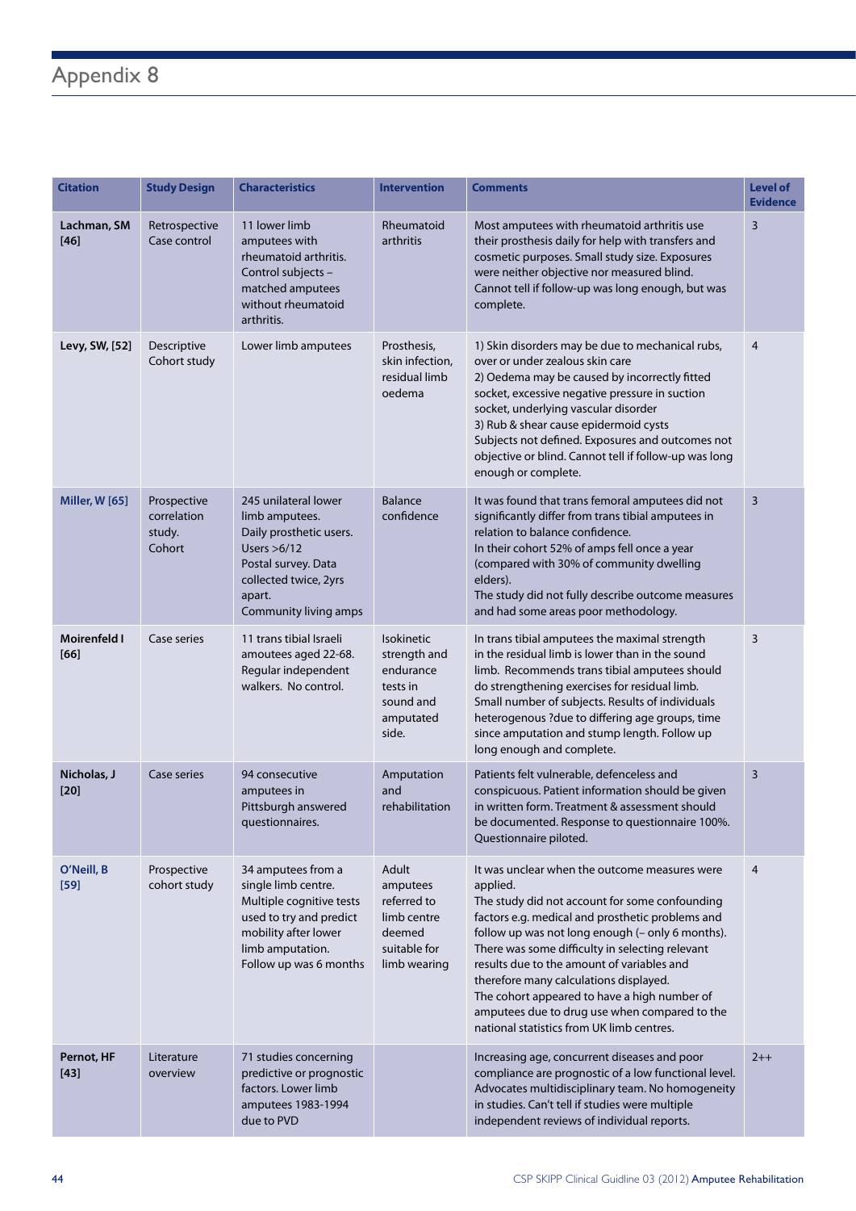# Appendix 8

| Citation | Study Design | Characteristics | Intervention | Comments | Level of Evidence |
|---|---|---|---|---|---|
| **Lachman, SM [46]** | Retrospective Case control | 11 lower limb amputees with rheumatoid arthritis. Control subjects – matched amputees without rheumatoid arthritis. | Rheumatoid arthritis | Most amputees with rheumatoid arthritis use their prosthesis daily for help with transfers and cosmetic purposes. Small study size. Exposures were neither objective nor measured blind. Cannot tell if follow-up was long enough, but was complete. | 3 |
| **Levy, SW, [52]** | Descriptive Cohort study | Lower limb amputees | Prosthesis, skin infection, residual limb oedema | 1) Skin disorders may be due to mechanical rubs, over or under zealous skin care<br>2) Oedema may be caused by incorrectly fitted socket, excessive negative pressure in suction socket, underlying vascular disorder<br>3) Rub & shear cause epidermoid cysts<br>Subjects not defined. Exposures and outcomes not objective or blind. Cannot tell if follow-up was long enough or complete. | 4 |
| **Miller, W [65]** | Prospective correlation study. Cohort | 245 unilateral lower limb amputees. Daily prosthetic users. Users >6/12 Postal survey. Data collected twice, 2yrs apart. Community living amps | Balance confidence | It was found that trans femoral amputees did not significantly differ from trans tibial amputees in relation to balance confidence.<br>In their cohort 52% of amps fell once a year (compared with 30% of community dwelling elders).<br>The study did not fully describe outcome measures and had some areas poor methodology. | 3 |
| **Moirenfeld I [66]** | Case series | 11 trans tibial Israeli amoutees aged 22-68. Regular independent walkers. No control. | Isokinetic strength and endurance tests in sound and amputated side. | In trans tibial amputees the maximal strength in the residual limb is lower than in the sound limb. Recommends trans tibial amputees should do strengthening exercises for residual limb. Small number of subjects. Results of individuals heterogenous ?due to differing age groups, time since amputation and stump length. Follow up long enough and complete. | 3 |
| **Nicholas, J [20]** | Case series | 94 consecutive amputees in Pittsburgh answered questionnaires. | Amputation and rehabilitation | Patients felt vulnerable, defenceless and conspicuous. Patient information should be given in written form. Treatment & assessment should be documented. Response to questionnaire 100%. Questionnaire piloted. | 3 |
| **O'Neill, B [59]** | Prospective cohort study | 34 amputees from a single limb centre. Multiple cognitive tests used to try and predict mobility after lower limb amputation. Follow up was 6 months | Adult amputees referred to limb centre deemed suitable for limb wearing | It was unclear when the outcome measures were applied.<br>The study did not account for some confounding factors e.g. medical and prosthetic problems and follow up was not long enough (– only 6 months).<br>There was some difficulty in selecting relevant results due to the amount of variables and therefore many calculations displayed.<br>The cohort appeared to have a high number of amputees due to drug use when compared to the national statistics from UK limb centres. | 4 |
| **Pernot, HF [43]** | Literature overview | 71 studies concerning predictive or prognostic factors. Lower limb amputees 1983-1994 due to PVD | | Increasing age, concurrent diseases and poor compliance are prognostic of a low functional level. Advocates multidisciplinary team. No homogeneity in studies. Can't tell if studies were multiple independent reviews of individual reports. | 2++ |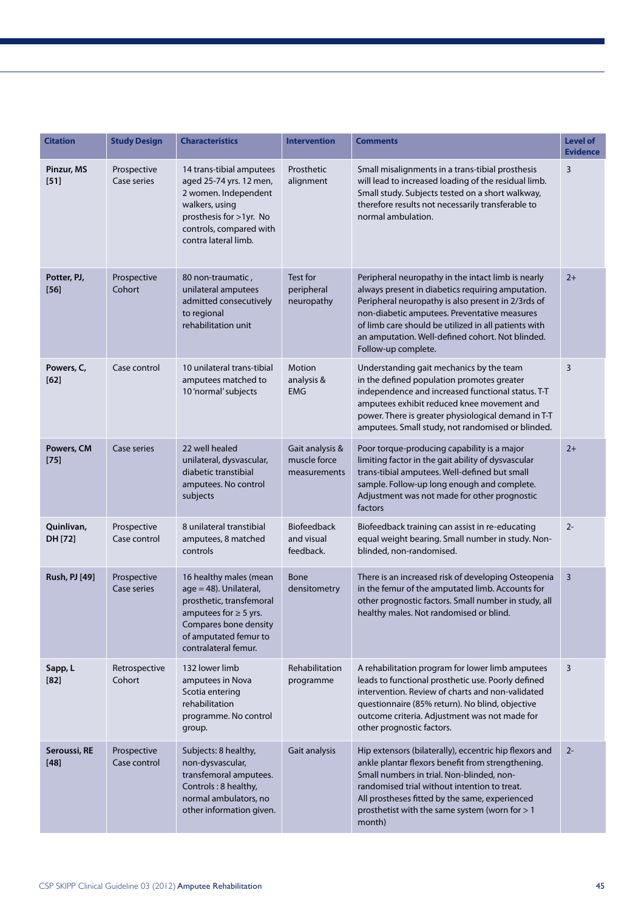| Citation | Study Design | Characteristics | Intervention | Comments | Level of Evidence |
|---|---|---|---|---|---|
| **Pinzur, MS [51]** | Prospective Case series | 14 trans-tibial amputees aged 25-74 yrs. 12 men, 2 women. Independent walkers, using prosthesis for >1yr. No controls, compared with contra lateral limb. | Prosthetic alignment | Small misalignments in a trans-tibial prosthesis will lead to increased loading of the residual limb. Small study. Subjects tested on a short walkway, therefore results not necessarily transferable to normal ambulation. | 3 |
| **Potter, PJ, [56]** | Prospective Cohort | 80 non-traumatic , unilateral amputees admitted consecutively to regional rehabilitation unit | Test for peripheral neuropathy | Peripheral neuropathy in the intact limb is nearly always present in diabetics requiring amputation. Peripheral neuropathy is also present in 2/3rds of non-diabetic amputees. Preventative measures of limb care should be utilized in all patients with an amputation. Well-defined cohort. Not blinded. Follow-up complete. | 2+ |
| **Powers, C, [62]** | Case control | 10 unilateral trans-tibial amputees matched to 10 'normal' subjects | Motion analysis & EMG | Understanding gait mechanics by the team in the defined population promotes greater independence and increased functional status. T-T amputees exhibit reduced knee movement and power. There is greater physiological demand in T-T amputees. Small study, not randomised or blinded. | 3 |
| **Powers, CM [75]** | Case series | 22 well healed unilateral, dysvascular, diabetic transtibial amputees. No control subjects | Gait analysis & muscle force measurements | Poor torque-producing capability is a major limiting factor in the gait ability of dysvascular trans-tibial amputees. Well-defined but small sample. Follow-up long enough and complete. Adjustment was not made for other prognostic factors | 2+ |
| **Quinlivan, DH [72]** | Prospective Case control | 8 unilateral transtibial amputees, 8 matched controls | Biofeedback and visual feedback. | Biofeedback training can assist in re-educating equal weight bearing. Small number in study. Non-blinded, non-randomised. | 2- |
| **Rush, PJ [49]** | Prospective Case series | 16 healthy males (mean age = 48). Unilateral, prosthetic, transfemoral amputees for ≥ 5 yrs. Compares bone density of amputated femur to contralateral femur. | Bone densitometry | There is an increased risk of developing Osteopenia in the femur of the amputated limb. Accounts for other prognostic factors. Small number in study, all healthy males. Not randomised or blind. | 3 |
| **Sapp, L [82]** | Retrospective Cohort | 132 lower limb amputees in Nova Scotia entering rehabilitation programme. No control group. | Rehabilitation programme | A rehabilitation program for lower limb amputees leads to functional prosthetic use. Poorly defined intervention. Review of charts and non-validated questionnaire (85% return). No blind, objective outcome criteria. Adjustment was not made for other prognostic factors. | 3 |
| **Seroussi, RE [48]** | Prospective Case control | Subjects: 8 healthy, non-dysvascular, transfemoral amputees. Controls : 8 healthy, normal ambulators, no other information given. | Gait analysis | Hip extensors (bilaterally), eccentric hip flexors and ankle plantar flexors benefit from strengthening. Small numbers in trial. Non-blinded, non-randomised trial without intention to treat. All prostheses fitted by the same, experienced prosthetist with the same system (worn for > 1 month) | 2- |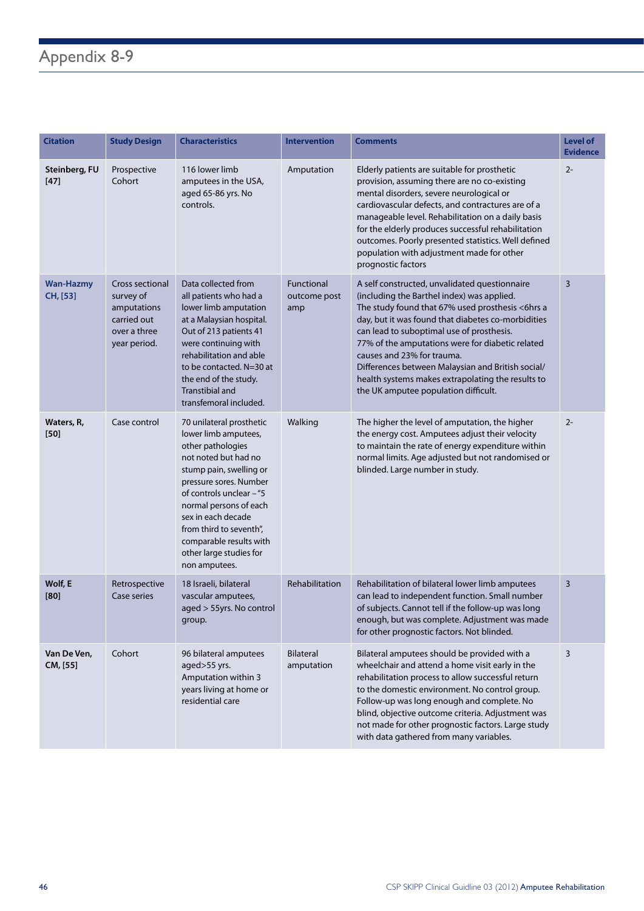# Appendix 8-9

| Citation | Study Design | Characteristics | Intervention | Comments | Level of Evidence |
|---|---|---|---|---|---|
| **Steinberg, FU [47]** | Prospective Cohort | 116 lower limb amputees in the USA, aged 65-86 yrs. No controls. | Amputation | Elderly patients are suitable for prosthetic provision, assuming there are no co-existing mental disorders, severe neurological or cardiovascular defects, and contractures are of a manageable level. Rehabilitation on a daily basis for the elderly produces successful rehabilitation outcomes. Poorly presented statistics. Well defined population with adjustment made for other prognostic factors | 2- |
| **Wan-Hazmy CH, [53]** | Cross sectional survey of amputations carried out over a three year period. | Data collected from all patients who had a lower limb amputation at a Malaysian hospital. Out of 213 patients 41 were continuing with rehabilitation and able to be contacted. N=30 at the end of the study. Transtibial and transfemoral included. | Functional outcome post amp | A self constructed, unvalidated questionnaire (including the Barthel index) was applied. The study found that 67% used prosthesis <6hrs a day, but it was found that diabetes co-morbidities can lead to suboptimal use of prosthesis. 77% of the amputations were for diabetic related causes and 23% for trauma. Differences between Malaysian and British social/ health systems makes extrapolating the results to the UK amputee population difficult. | 3 |
| **Waters, R, [50]** | Case control | 70 unilateral prosthetic lower limb amputees, other pathologies not noted but had no stump pain, swelling or pressure sores. Number of controls unclear – "5 normal persons of each sex in each decade from third to seventh", comparable results with other large studies for non amputees. | Walking | The higher the level of amputation, the higher the energy cost. Amputees adjust their velocity to maintain the rate of energy expenditure within normal limits. Age adjusted but not randomised or blinded. Large number in study. | 2- |
| **Wolf, E [80]** | Retrospective Case series | 18 Israeli, bilateral vascular amputees, aged > 55yrs. No control group. | Rehabilitation | Rehabilitation of bilateral lower limb amputees can lead to independent function. Small number of subjects. Cannot tell if the follow-up was long enough, but was complete. Adjustment was made for other prognostic factors. Not blinded. | 3 |
| **Van De Ven, CM, [55]** | Cohort | 96 bilateral amputees aged>55 yrs. Amputation within 3 years living at home or residential care | Bilateral amputation | Bilateral amputees should be provided with a wheelchair and attend a home visit early in the rehabilitation process to allow successful return to the domestic environment. No control group. Follow-up was long enough and complete. No blind, objective outcome criteria. Adjustment was not made for other prognostic factors. Large study with data gathered from many variables. | 3 |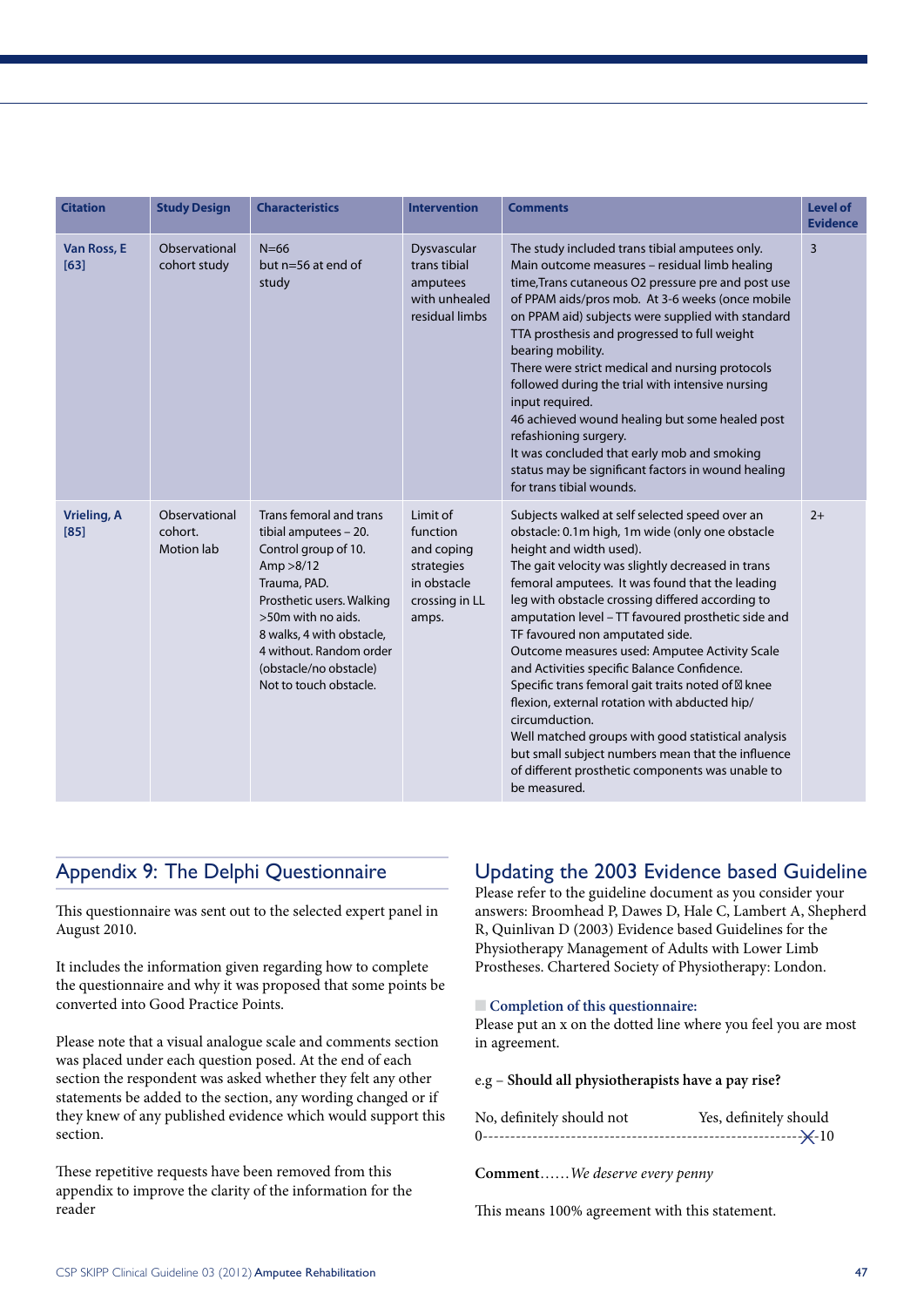| Citation | Study Design | Characteristics | Intervention | Comments | Level of Evidence |
|---|---|---|---|---|---|
| Van Ross, E [63] | Observational cohort study | N=66 but n=56 at end of study | Dysvascular trans tibial amputees with unhealed residual limbs | The study included trans tibial amputees only. Main outcome measures – residual limb healing time,Trans cutaneous O2 pressure pre and post use of PPAM aids/pros mob. At 3-6 weeks (once mobile on PPAM aid) subjects were supplied with standard TTA prosthesis and progressed to full weight bearing mobility. There were strict medical and nursing protocols followed during the trial with intensive nursing input required. 46 achieved wound healing but some healed post refashioning surgery. It was concluded that early mob and smoking status may be significant factors in wound healing for trans tibial wounds. | 3 |
| Vrieling, A [85] | Observational cohort. Motion lab | Trans femoral and trans tibial amputees – 20. Control group of 10. Amp >8/12 Trauma, PAD. Prosthetic users. Walking >50m with no aids. 8 walks, 4 with obstacle, 4 without. Random order (obstacle/no obstacle) Not to touch obstacle. | Limit of function and coping strategies in obstacle crossing in LL amps. | Subjects walked at self selected speed over an obstacle: 0.1m high, 1m wide (only one obstacle height and width used). The gait velocity was slightly decreased in trans femoral amputees. It was found that the leading leg with obstacle crossing differed according to amputation level – TT favoured prosthetic side and TF favoured non amputated side. Outcome measures used: Amputee Activity Scale and Activities specific Balance Confidence. Specific trans femoral gait traits noted of knee flexion, external rotation with abducted hip/ circumduction. Well matched groups with good statistical analysis but small subject numbers mean that the influence of different prosthetic components was unable to be measured. | 2+ |

## Appendix 9: The Delphi Questionnaire

This questionnaire was sent out to the selected expert panel in August 2010.

It includes the information given regarding how to complete the questionnaire and why it was proposed that some points be converted into Good Practice Points.

Please note that a visual analogue scale and comments section was placed under each question posed. At the end of each section the respondent was asked whether they felt any other statements be added to the section, any wording changed or if they knew of any published evidence which would support this section.

These repetitive requests have been removed from this appendix to improve the clarity of the information for the reader

## Updating the 2003 Evidence based Guideline

Please refer to the guideline document as you consider your answers: Broomhead P, Dawes D, Hale C, Lambert A, Shepherd R, Quinlivan D (2003) Evidence based Guidelines for the Physiotherapy Management of Adults with Lower Limb Prostheses. Chartered Society of Physiotherapy: London.

### Completion of this questionnaire:

Please put an x on the dotted line where you feel you are most in agreement.

e.g – **Should all physiotherapists have a pay rise?**

No, definitely should not                Yes, definitely should
0-------------------------------------------------------------X-10

**Comment**……*We deserve every penny*

This means 100% agreement with this statement.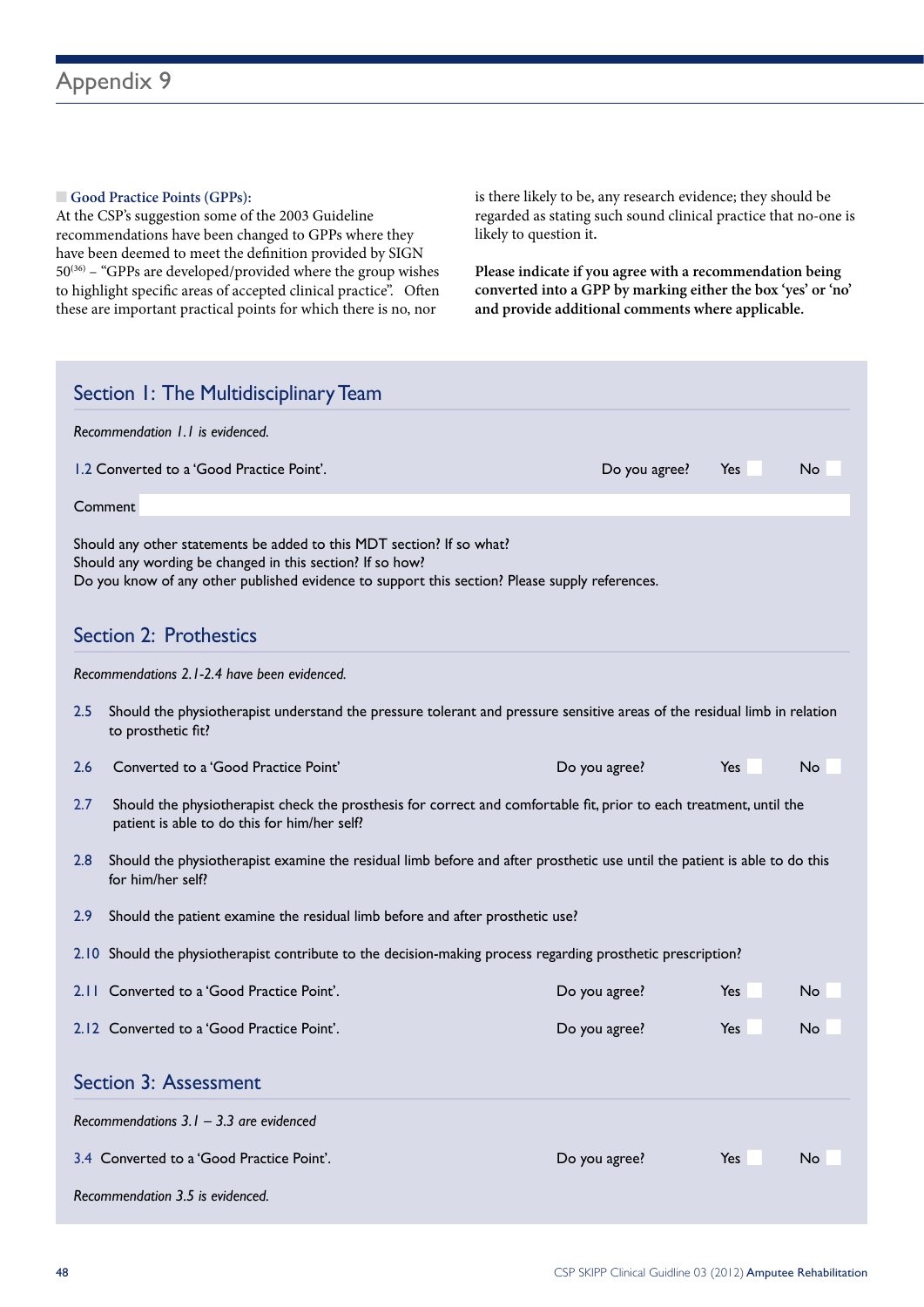# Appendix 9

**Good Practice Points (GPPs):**
At the CSP's suggestion some of the 2003 Guideline recommendations have been changed to GPPs where they have been deemed to meet the definition provided by SIGN 50[36] – "GPPs are developed/provided where the group wishes to highlight specific areas of accepted clinical practice". Often these are important practical points for which there is no, nor is there likely to be, any research evidence; they should be regarded as stating such sound clinical practice that no-one is likely to question it.

**Please indicate if you agree with a recommendation being converted into a GPP by marking either the box 'yes' or 'no' and provide additional comments where applicable.**

## Section 1: The Multidisciplinary Team

*Recommendation 1.1 is evidenced.*

1.2 Converted to a 'Good Practice Point'. Do you agree? Yes ☐ No ☐

Comment

Should any other statements be added to this MDT section? If so what?
Should any wording be changed in this section? If so how?
Do you know of any other published evidence to support this section? Please supply references.

## Section 2: Prothestics

*Recommendations 2.1-2.4 have been evidenced.*

2.5 Should the physiotherapist understand the pressure tolerant and pressure sensitive areas of the residual limb in relation to prosthetic fit?

2.6 Converted to a 'Good Practice Point' Do you agree? Yes ☐ No ☐

2.7 Should the physiotherapist check the prosthesis for correct and comfortable fit, prior to each treatment, until the patient is able to do this for him/her self?

2.8 Should the physiotherapist examine the residual limb before and after prosthetic use until the patient is able to do this for him/her self?

2.9 Should the patient examine the residual limb before and after prosthetic use?

2.10 Should the physiotherapist contribute to the decision-making process regarding prosthetic prescription?

2.11 Converted to a 'Good Practice Point'. Do you agree? Yes ☐ No ☐

2.12 Converted to a 'Good Practice Point'. Do you agree? Yes ☐ No ☐

## Section 3: Assessment

*Recommendations 3.1 – 3.3 are evidenced*

3.4 Converted to a 'Good Practice Point'. Do you agree? Yes ☐ No ☐

*Recommendation 3.5 is evidenced.*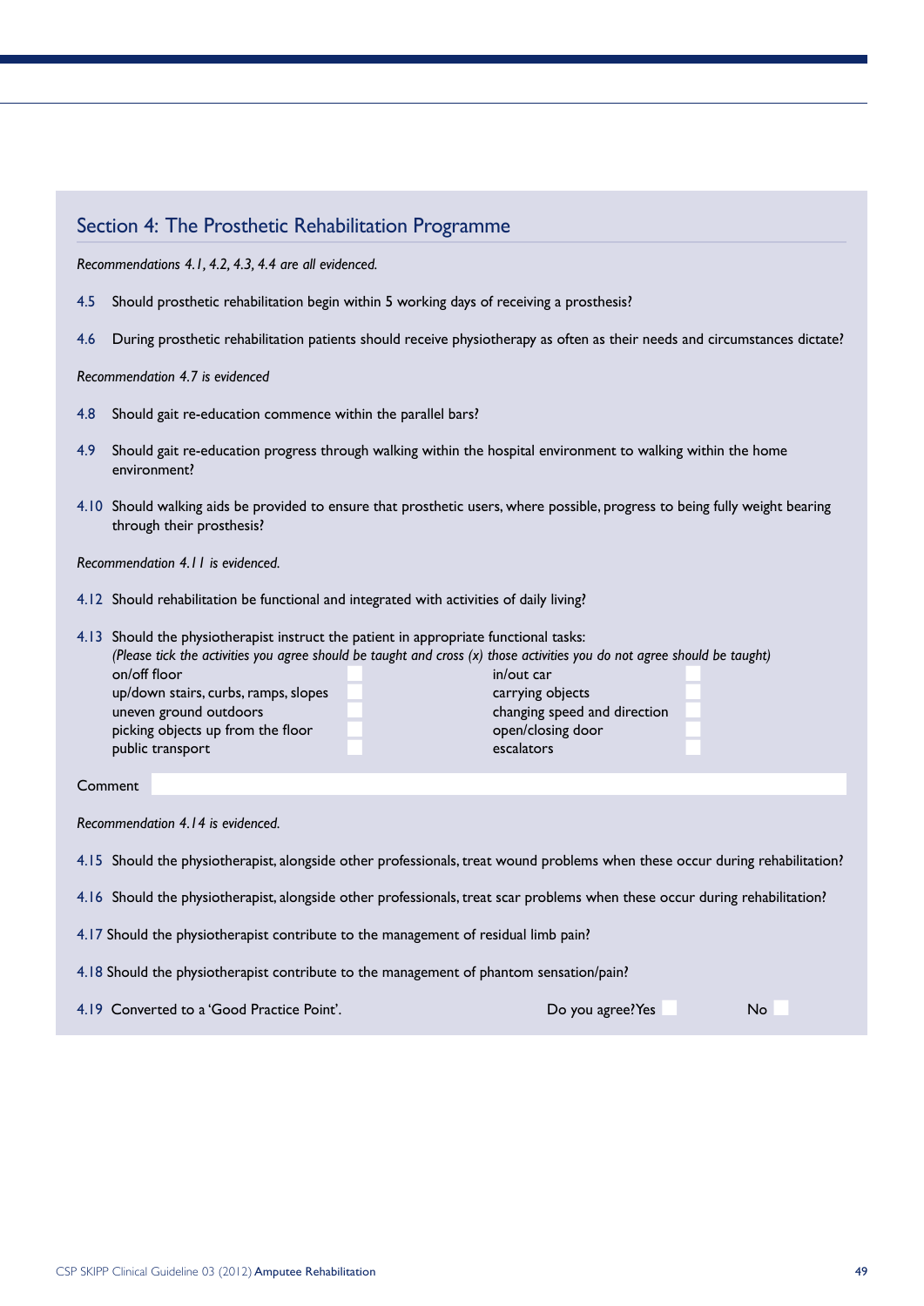## Section 4: The Prosthetic Rehabilitation Programme

*Recommendations 4.1, 4.2, 4.3, 4.4 are all evidenced.*

4.5 Should prosthetic rehabilitation begin within 5 working days of receiving a prosthesis?

4.6 During prosthetic rehabilitation patients should receive physiotherapy as often as their needs and circumstances dictate?

*Recommendation 4.7 is evidenced*

4.8 Should gait re-education commence within the parallel bars?

4.9 Should gait re-education progress through walking within the hospital environment to walking within the home environment?

4.10 Should walking aids be provided to ensure that prosthetic users, where possible, progress to being fully weight bearing through their prosthesis?

*Recommendation 4.11 is evidenced.*

4.12 Should rehabilitation be functional and integrated with activities of daily living?

4.13 Should the physiotherapist instruct the patient in appropriate functional tasks:
*(Please tick the activities you agree should be taught and cross (x) those activities you do not agree should be taught)*

| Activity | | Activity | |
|---|---|---|---|
| on/off floor | | in/out car | |
| up/down stairs, curbs, ramps, slopes | | carrying objects | |
| uneven ground outdoors | | changing speed and direction | |
| picking objects up from the floor | | open/closing door | |
| public transport | | escalators | |

Comment

*Recommendation 4.14 is evidenced.*

4.15 Should the physiotherapist, alongside other professionals, treat wound problems when these occur during rehabilitation?

4.16 Should the physiotherapist, alongside other professionals, treat scar problems when these occur during rehabilitation?

4.17 Should the physiotherapist contribute to the management of residual limb pain?

4.18 Should the physiotherapist contribute to the management of phantom sensation/pain?

4.19 Converted to a 'Good Practice Point'. Do you agree? Yes No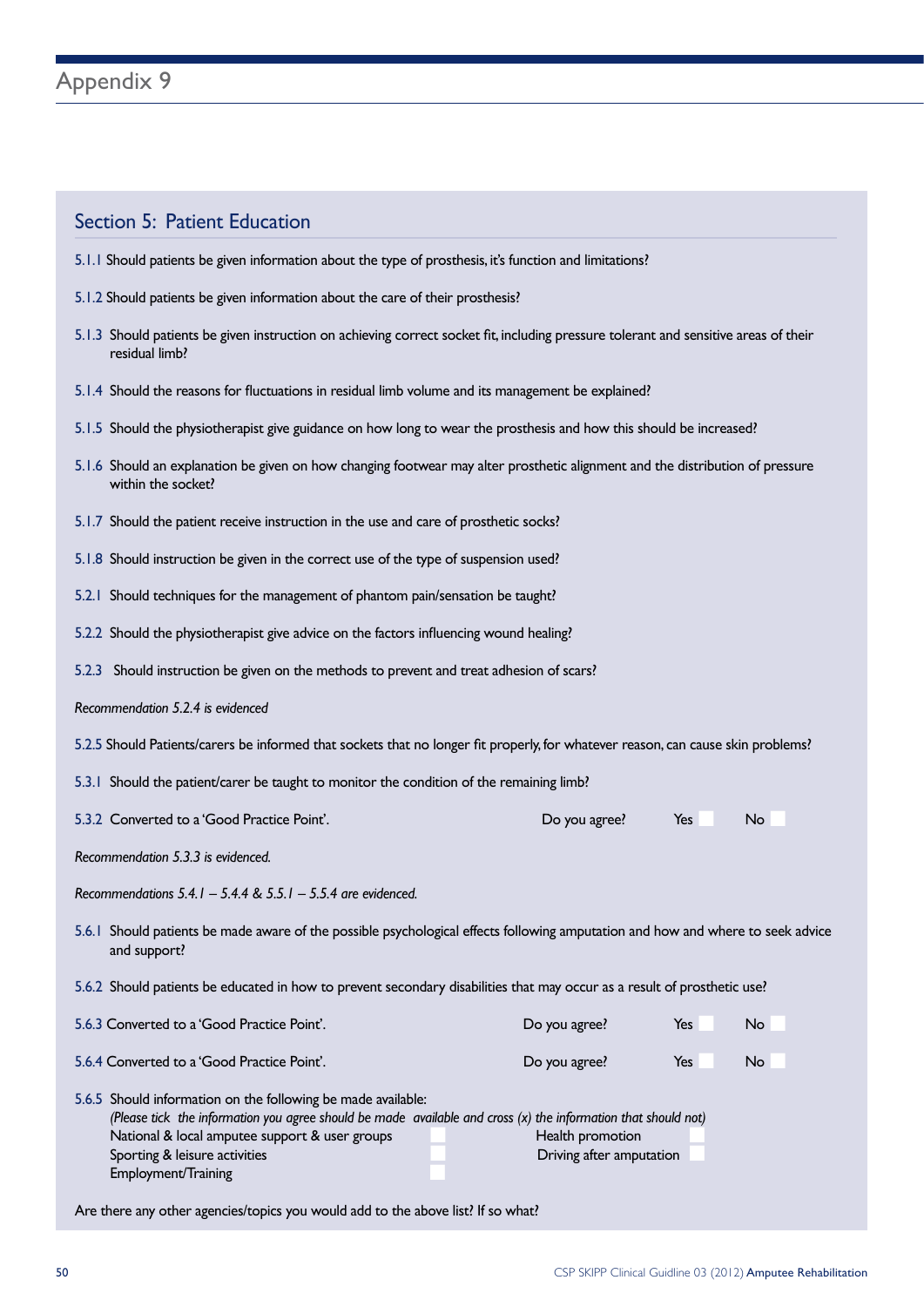# Appendix 9

## Section 5: Patient Education

5.1.1 Should patients be given information about the type of prosthesis, it's function and limitations?

5.1.2 Should patients be given information about the care of their prosthesis?

5.1.3 Should patients be given instruction on achieving correct socket fit, including pressure tolerant and sensitive areas of their residual limb?

5.1.4 Should the reasons for fluctuations in residual limb volume and its management be explained?

5.1.5 Should the physiotherapist give guidance on how long to wear the prosthesis and how this should be increased?

5.1.6 Should an explanation be given on how changing footwear may alter prosthetic alignment and the distribution of pressure within the socket?

5.1.7 Should the patient receive instruction in the use and care of prosthetic socks?

5.1.8 Should instruction be given in the correct use of the type of suspension used?

5.2.1 Should techniques for the management of phantom pain/sensation be taught?

5.2.2 Should the physiotherapist give advice on the factors influencing wound healing?

5.2.3 Should instruction be given on the methods to prevent and treat adhesion of scars?

*Recommendation 5.2.4 is evidenced*

5.2.5 Should Patients/carers be informed that sockets that no longer fit properly, for whatever reason, can cause skin problems?

5.3.1 Should the patient/carer be taught to monitor the condition of the remaining limb?

5.3.2 Converted to a 'Good Practice Point'. Do you agree? Yes ☐ No ☐

*Recommendation 5.3.3 is evidenced.*

*Recommendations 5.4.1 – 5.4.4 & 5.5.1 – 5.5.4 are evidenced.*

5.6.1 Should patients be made aware of the possible psychological effects following amputation and how and where to seek advice and support?

5.6.2 Should patients be educated in how to prevent secondary disabilities that may occur as a result of prosthetic use?

5.6.3 Converted to a 'Good Practice Point'. Do you agree? Yes ☐ No ☐

5.6.4 Converted to a 'Good Practice Point'. Do you agree? Yes ☐ No ☐

5.6.5 Should information on the following be made available:
*(Please tick the information you agree should be made available and cross (x) the information that should not)*

- National & local amputee support & user groups ☐
- Health promotion ☐
- Sporting & leisure activities ☐
- Driving after amputation ☐
- Employment/Training ☐

Are there any other agencies/topics you would add to the above list? If so what?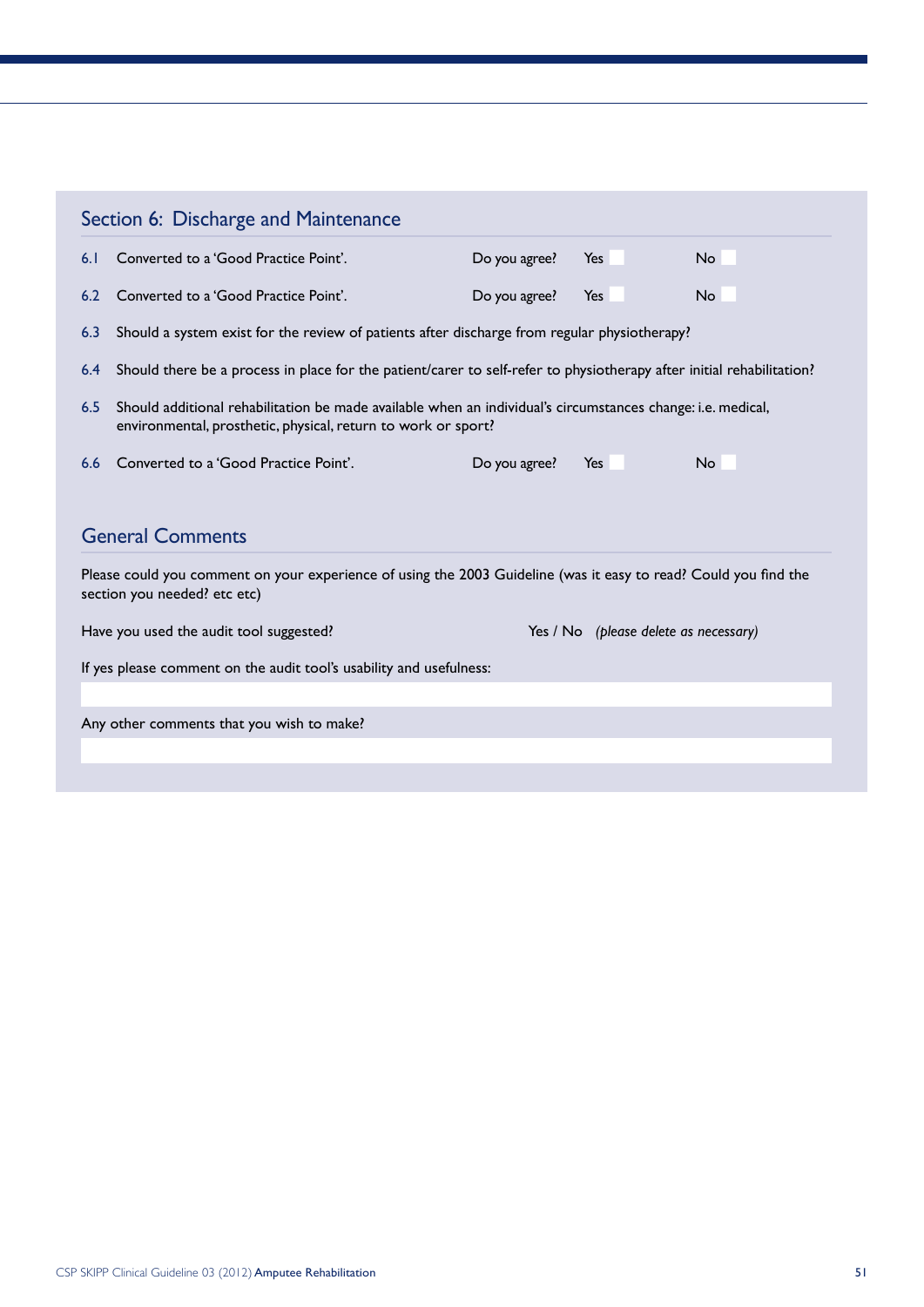## Section 6: Discharge and Maintenance

6.1 Converted to a 'Good Practice Point'. Do you agree? Yes ☐ No ☐

6.2 Converted to a 'Good Practice Point'. Do you agree? Yes ☐ No ☐

6.3 Should a system exist for the review of patients after discharge from regular physiotherapy?

6.4 Should there be a process in place for the patient/carer to self-refer to physiotherapy after initial rehabilitation?

6.5 Should additional rehabilitation be made available when an individual's circumstances change: i.e. medical, environmental, prosthetic, physical, return to work or sport?

6.6 Converted to a 'Good Practice Point'. Do you agree? Yes ☐ No ☐

## General Comments

Please could you comment on your experience of using the 2003 Guideline (was it easy to read? Could you find the section you needed? etc etc)

Have you used the audit tool suggested? Yes / No *(please delete as necessary)*

If yes please comment on the audit tool's usability and usefulness:

Any other comments that you wish to make?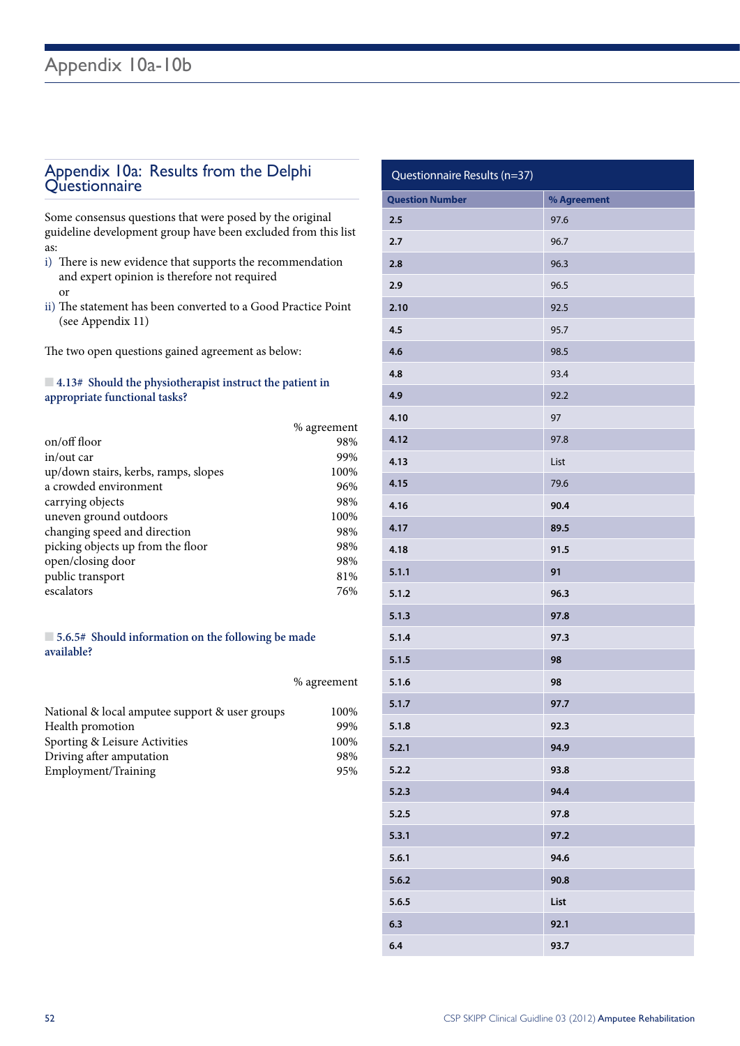# Appendix 10a-10b

## Appendix 10a: Results from the Delphi Questionnaire

Some consensus questions that were posed by the original guideline development group have been excluded from this list as:

i) There is new evidence that supports the recommendation and expert opinion is therefore not required

or

ii) The statement has been converted to a Good Practice Point (see Appendix 11)

The two open questions gained agreement as below:

### 4.13# Should the physiotherapist instruct the patient in appropriate functional tasks?

| | % agreement |
|---|---|
| on/off floor | 98% |
| in/out car | 99% |
| up/down stairs, kerbs, ramps, slopes | 100% |
| a crowded environment | 96% |
| carrying objects | 98% |
| uneven ground outdoors | 100% |
| changing speed and direction | 98% |
| picking objects up from the floor | 98% |
| open/closing door | 98% |
| public transport | 81% |
| escalators | 76% |

### 5.6.5# Should information on the following be made available?

| | % agreement |
|---|---|
| National & local amputee support & user groups | 100% |
| Health promotion | 99% |
| Sporting & Leisure Activities | 100% |
| Driving after amputation | 98% |
| Employment/Training | 95% |

**Questionnaire Results (n=37)**

| Question Number | % Agreement |
|---|---|
| 2.5 | 97.6 |
| 2.7 | 96.7 |
| 2.8 | 96.3 |
| 2.9 | 96.5 |
| 2.10 | 92.5 |
| 4.5 | 95.7 |
| 4.6 | 98.5 |
| 4.8 | 93.4 |
| 4.9 | 92.2 |
| 4.10 | 97 |
| 4.12 | 97.8 |
| 4.13 | List |
| 4.15 | 79.6 |
| 4.16 | 90.4 |
| 4.17 | 89.5 |
| 4.18 | 91.5 |
| 5.1.1 | 91 |
| 5.1.2 | 96.3 |
| 5.1.3 | 97.8 |
| 5.1.4 | 97.3 |
| 5.1.5 | 98 |
| 5.1.6 | 98 |
| 5.1.7 | 97.7 |
| 5.1.8 | 92.3 |
| 5.2.1 | 94.9 |
| 5.2.2 | 93.8 |
| 5.2.3 | 94.4 |
| 5.2.5 | 97.8 |
| 5.3.1 | 97.2 |
| 5.6.1 | 94.6 |
| 5.6.2 | 90.8 |
| 5.6.5 | List |
| 6.3 | 92.1 |
| 6.4 | 93.7 |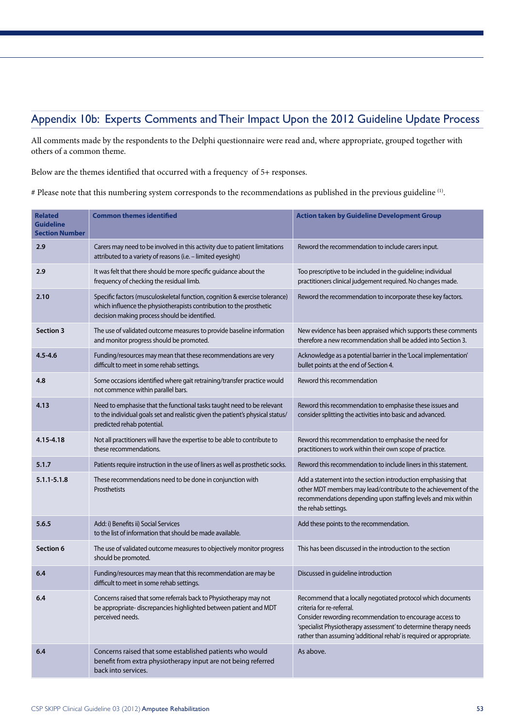## Appendix 10b: Experts Comments and Their Impact Upon the 2012 Guideline Update Process

All comments made by the respondents to the Delphi questionnaire were read and, where appropriate, grouped together with others of a common theme.

Below are the themes identified that occurred with a frequency of 5+ responses.

# Please note that this numbering system corresponds to the recommendations as published in the previous guideline [1].

| Related Guideline Section Number | Common themes identified | Action taken by Guideline Development Group |
|---|---|---|
| 2.9 | Carers may need to be involved in this activity due to patient limitations attributed to a variety of reasons (i.e. – limited eyesight) | Reword the recommendation to include carers input. |
| 2.9 | It was felt that there should be more specific guidance about the frequency of checking the residual limb. | Too prescriptive to be included in the guideline; individual practitioners clinical judgement required. No changes made. |
| 2.10 | Specific factors (musculoskeletal function, cognition & exercise tolerance) which influence the physiotherapists contribution to the prosthetic decision making process should be identified. | Reword the recommendation to incorporate these key factors. |
| Section 3 | The use of validated outcome measures to provide baseline information and monitor progress should be promoted. | New evidence has been appraised which supports these comments therefore a new recommendation shall be added into Section 3. |
| 4.5-4.6 | Funding/resources may mean that these recommendations are very difficult to meet in some rehab settings. | Acknowledge as a potential barrier in the 'Local implementation' bullet points at the end of Section 4. |
| 4.8 | Some occasions identified where gait retraining/transfer practice would not commence within parallel bars. | Reword this recommendation |
| 4.13 | Need to emphasise that the functional tasks taught need to be relevant to the individual goals set and realistic given the patient's physical status/ predicted rehab potential. | Reword this recommendation to emphasise these issues and consider splitting the activities into basic and advanced. |
| 4.15-4.18 | Not all practitioners will have the expertise to be able to contribute to these recommendations. | Reword this recommendation to emphasise the need for practitioners to work within their own scope of practice. |
| 5.1.7 | Patients require instruction in the use of liners as well as prosthetic socks. | Reword this recommendation to include liners in this statement. |
| 5.1.1-5.1.8 | These recommendations need to be done in conjunction with Prosthetists | Add a statement into the section introduction emphasising that other MDT members may lead/contribute to the achievement of the recommendations depending upon staffing levels and mix within the rehab settings. |
| 5.6.5 | Add: i) Benefits ii) Social Services to the list of information that should be made available. | Add these points to the recommendation. |
| Section 6 | The use of validated outcome measures to objectively monitor progress should be promoted. | This has been discussed in the introduction to the section |
| 6.4 | Funding/resources may mean that this recommendation are may be difficult to meet in some rehab settings. | Discussed in guideline introduction |
| 6.4 | Concerns raised that some referrals back to Physiotherapy may not be appropriate- discrepancies highlighted between patient and MDT perceived needs. | Recommend that a locally negotiated protocol which documents criteria for re-referral. Consider rewording recommendation to encourage access to 'specialist Physiotherapy assessment' to determine therapy needs rather than assuming 'additional rehab' is required or appropriate. |
| 6.4 | Concerns raised that some established patients who would benefit from extra physiotherapy input are not being referred back into services. | As above. |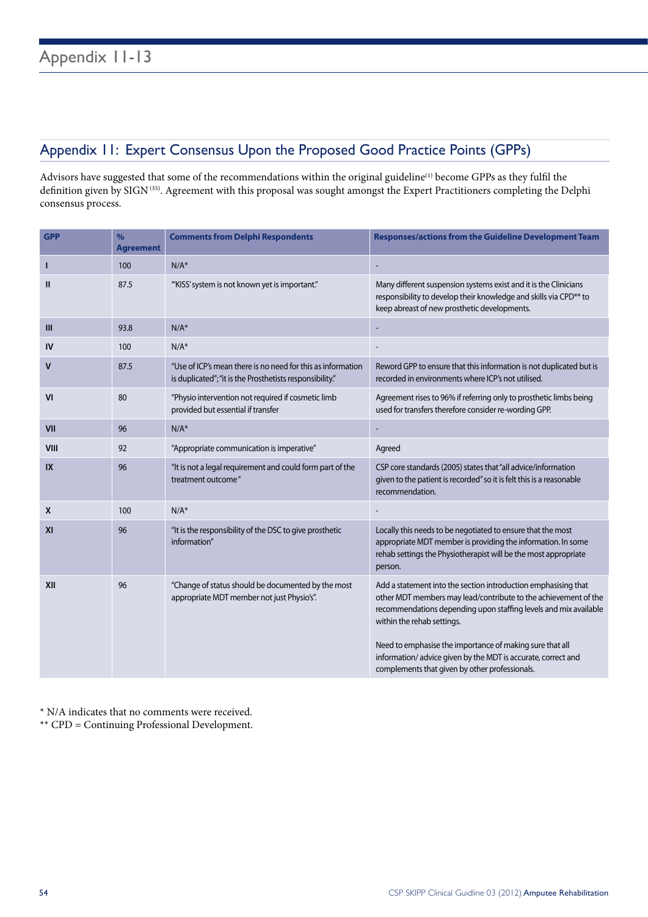# Appendix 11-13

## Appendix 11: Expert Consensus Upon the Proposed Good Practice Points (GPPs)

Advisors have suggested that some of the recommendations within the original guideline[1] become GPPs as they fulfil the definition given by SIGN[35]. Agreement with this proposal was sought amongst the Expert Practitioners completing the Delphi consensus process.

| GPP | % Agreement | Comments from Delphi Respondents | Responses/actions from the Guideline Development Team |
|---|---|---|---|
| I | 100 | N/A* | - |
| II | 87.5 | "'KISS' system is not known yet is important." | Many different suspension systems exist and it is the Clinicians responsibility to develop their knowledge and skills via CPD** to keep abreast of new prosthetic developments. |
| III | 93.8 | N/A* | - |
| IV | 100 | N/A* | - |
| V | 87.5 | "Use of ICP's mean there is no need for this as information is duplicated"; "it is the Prosthetists responsibility." | Reword GPP to ensure that this information is not duplicated but is recorded in environments where ICP's not utilised. |
| VI | 80 | "Physio intervention not required if cosmetic limb provided but essential if transfer | Agreement rises to 96% if referring only to prosthetic limbs being used for transfers therefore consider re-wording GPP. |
| VII | 96 | N/A* | - |
| VIII | 92 | "Appropriate communication is imperative" | Agreed |
| IX | 96 | "It is not a legal requirement and could form part of the treatment outcome" | CSP core standards (2005) states that "all advice/information given to the patient is recorded" so it is felt this is a reasonable recommendation. |
| X | 100 | N/A* | - |
| XI | 96 | "It is the responsibility of the DSC to give prosthetic information" | Locally this needs to be negotiated to ensure that the most appropriate MDT member is providing the information. In some rehab settings the Physiotherapist will be the most appropriate person. |
| XII | 96 | "Change of status should be documented by the most appropriate MDT member not just Physio's". | Add a statement into the section introduction emphasising that other MDT members may lead/contribute to the achievement of the recommendations depending upon staffing levels and mix available within the rehab settings.<br><br>Need to emphasise the importance of making sure that all information/ advice given by the MDT is accurate, correct and complements that given by other professionals. |

\* N/A indicates that no comments were received.

\*\* CPD = Continuing Professional Development.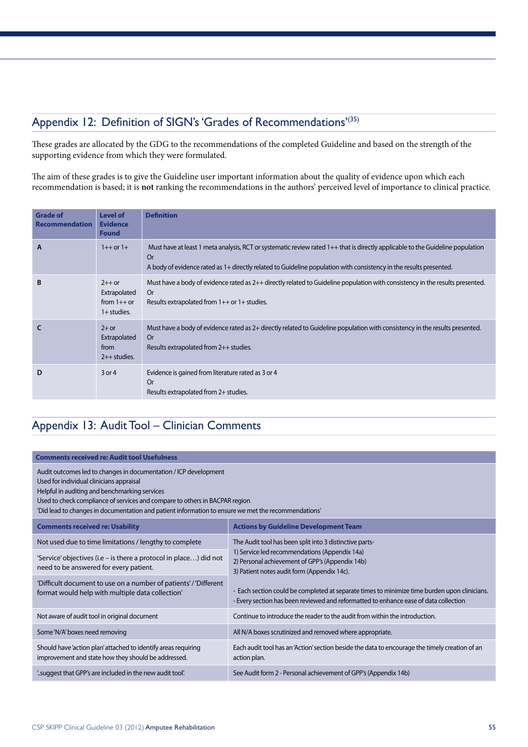## Appendix 12: Definition of SIGN's 'Grades of Recommendations'[35]

These grades are allocated by the GDG to the recommendations of the completed Guideline and based on the strength of the supporting evidence from which they were formulated.

The aim of these grades is to give the Guideline user important information about the quality of evidence upon which each recommendation is based; it is **not** ranking the recommendations in the authors' perceived level of importance to clinical practice.

| Grade of Recommendation | Level of Evidence Found | Definition |
|---|---|---|
| **A** | 1++ or 1+ | Must have at least 1 meta analysis, RCT or systematic review rated 1++ that is directly applicable to the Guideline population<br>Or<br>A body of evidence rated as 1+ directly related to Guideline population with consistency in the results presented. |
| **B** | 2++ or Extrapolated from 1++ or 1+ studies. | Must have a body of evidence rated as 2++ directly related to Guideline population with consistency in the results presented.<br>Or<br>Results extrapolated from 1++ or 1+ studies. |
| **C** | 2+ or Extrapolated from 2++ studies. | Must have a body of evidence rated as 2+ directly related to Guideline population with consistency in the results presented.<br>Or<br>Results extrapolated from 2++ studies. |
| **D** | 3 or 4 | Evidence is gained from literature rated as 3 or 4<br>Or<br>Results extrapolated from 2+ studies. |

## Appendix 13: Audit Tool – Clinician Comments

| **Comments received re: Audit tool Usefulness** | |
|---|---|
| Audit outcomes led to changes in documentation / ICP development<br>Used for individual clinicians appraisal<br>Helpful in auditing and benchmarking services<br>Used to check compliance of services and compare to others in BACPAR region<br>'Did lead to changes in documentation and patient information to ensure we met the recommendations' | |
| **Comments received re: Usability** | **Actions by Guideline Development Team** |
| Not used due to time limitations / lengthy to complete | The Audit tool has been split into 3 distinctive parts-<br>1) Service led recommendations (Appendix 14a)<br>2) Personal achievement of GPP's (Appendix 14b)<br>3) Patient notes audit form (Appendix 14c).<br><br>- Each section could be completed at separate times to minimize time burden upon clinicians.<br>- Every section has been reviewed and reformatted to enhance ease of data collection |
| 'Service' objectives (i.e – is there a protocol in place…) did not need to be answered for every patient. | |
| 'Difficult document to use on a number of patients' / 'Different format would help with multiple data collection' | |
| Not aware of audit tool in original document | Continue to introduce the reader to the audit from within the introduction. |
| Some 'N/A' boxes need removing | All N/A boxes scrutinized and removed where appropriate. |
| Should have 'action plan' attached to identify areas requiring improvement and state how they should be addressed. | Each audit tool has an 'Action' section beside the data to encourage the timely creation of an action plan. |
| '..suggest that GPP's are included in the new audit tool'. | See Audit form 2 - Personal achievement of GPP's (Appendix 14b) |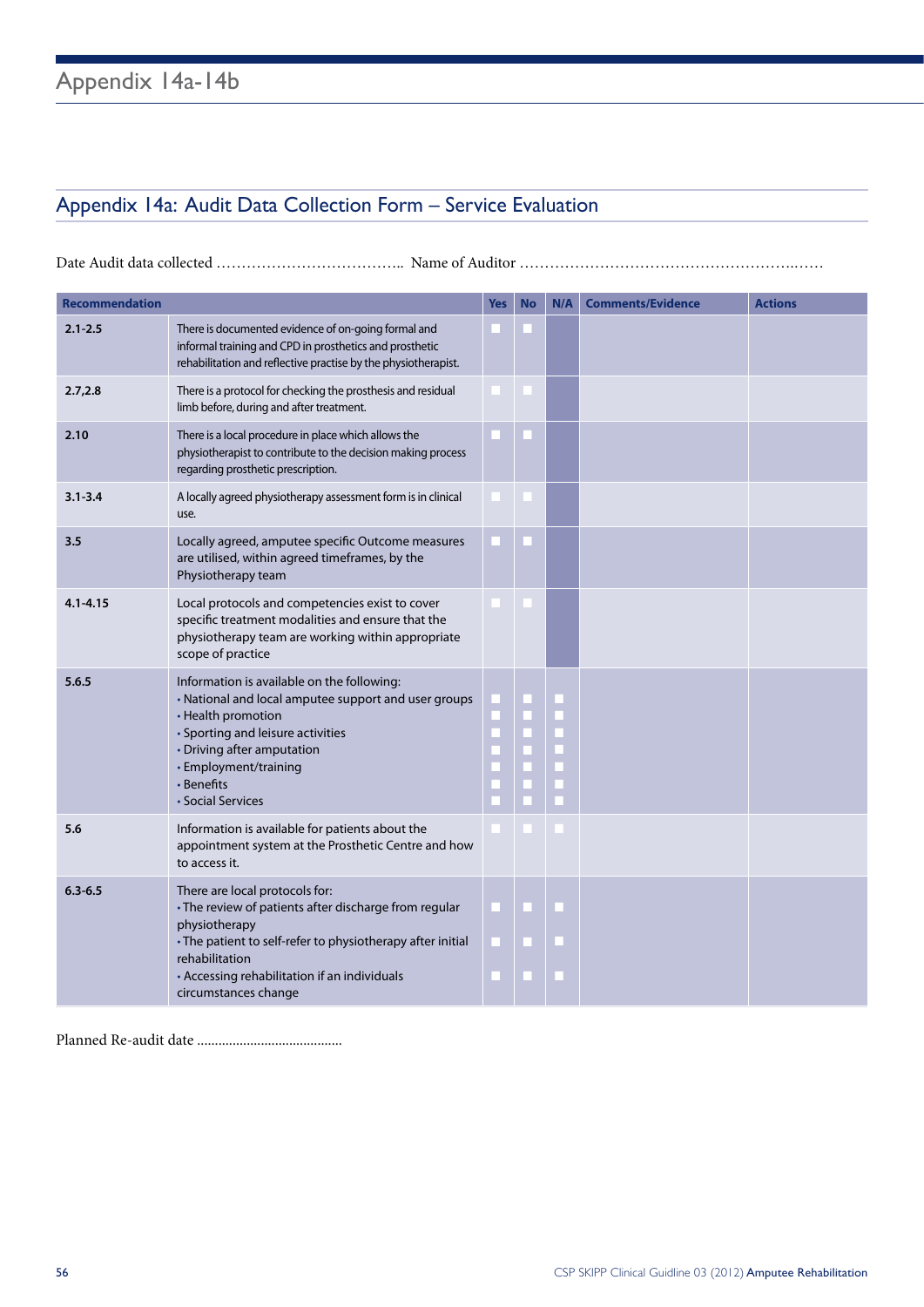# Appendix 14a-14b

## Appendix 14a: Audit Data Collection Form – Service Evaluation

Date Audit data collected ……………………………….. Name of Auditor …………………………………………………..……

| Recommendation | | Yes | No | N/A | Comments/Evidence | Actions |
|---|---|---|---|---|---|---|
| 2.1-2.5 | There is documented evidence of on-going formal and informal training and CPD in prosthetics and prosthetic rehabilitation and reflective practise by the physiotherapist. | ■ | ■ | | | |
| 2.7,2.8 | There is a protocol for checking the prosthesis and residual limb before, during and after treatment. | ■ | ■ | | | |
| 2.10 | There is a local procedure in place which allows the physiotherapist to contribute to the decision making process regarding prosthetic prescription. | ■ | ■ | | | |
| 3.1-3.4 | A locally agreed physiotherapy assessment form is in clinical use. | ■ | ■ | | | |
| 3.5 | Locally agreed, amputee specific Outcome measures are utilised, within agreed timeframes, by the Physiotherapy team | ■ | ■ | | | |
| 4.1-4.15 | Local protocols and competencies exist to cover specific treatment modalities and ensure that the physiotherapy team are working within appropriate scope of practice | ■ | ■ | | | |
| 5.6.5 | Information is available on the following:<br>• National and local amputee support and user groups<br>• Health promotion<br>• Sporting and leisure activities<br>• Driving after amputation<br>• Employment/training<br>• Benefits<br>• Social Services | ■<br>■<br>■<br>■<br>■<br>■<br>■ | ■<br>■<br>■<br>■<br>■<br>■<br>■ | ■<br>■<br>■<br>■<br>■<br>■<br>■ | | |
| 5.6 | Information is available for patients about the appointment system at the Prosthetic Centre and how to access it. | ■ | ■ | ■ | | |
| 6.3-6.5 | There are local protocols for:<br>• The review of patients after discharge from regular physiotherapy<br>• The patient to self-refer to physiotherapy after initial rehabilitation<br>• Accessing rehabilitation if an individuals circumstances change | ■<br>■<br>■ | ■<br>■<br>■ | ■<br>■<br>■ | | |

Planned Re-audit date ........................................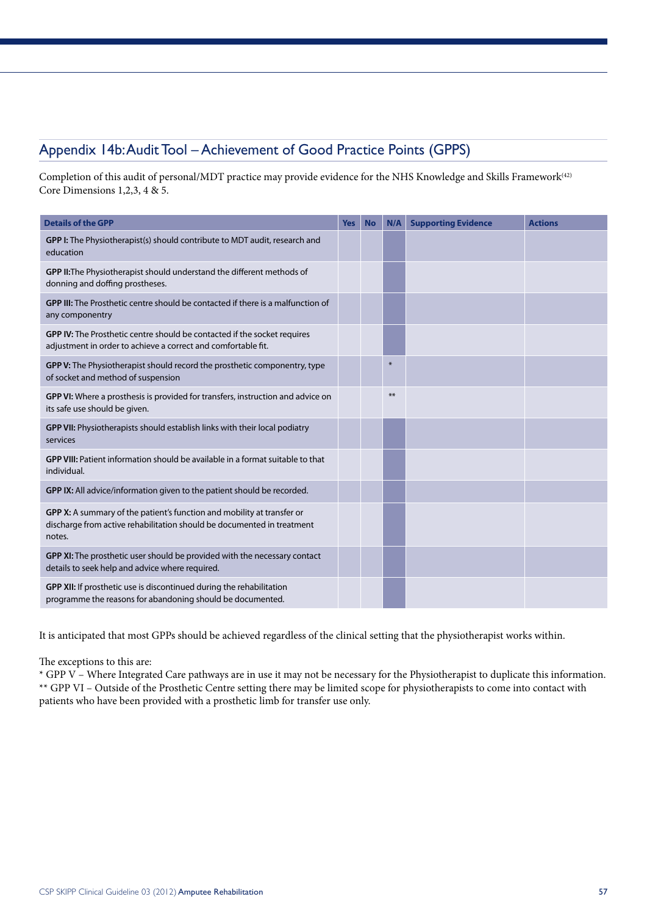## Appendix 14b: Audit Tool – Achievement of Good Practice Points (GPPS)

Completion of this audit of personal/MDT practice may provide evidence for the NHS Knowledge and Skills Framework[42] Core Dimensions 1,2,3, 4 & 5.

| Details of the GPP | Yes | No | N/A | Supporting Evidence | Actions |
|---|---|---|---|---|---|
| **GPP I:** The Physiotherapist(s) should contribute to MDT audit, research and education | | | | | |
| **GPP II:** The Physiotherapist should understand the different methods of donning and doffing prostheses. | | | | | |
| **GPP III:** The Prosthetic centre should be contacted if there is a malfunction of any componentry | | | | | |
| **GPP IV:** The Prosthetic centre should be contacted if the socket requires adjustment in order to achieve a correct and comfortable fit. | | | | | |
| **GPP V:** The Physiotherapist should record the prosthetic componentry, type of socket and method of suspension | | | * | | |
| **GPP VI:** Where a prosthesis is provided for transfers, instruction and advice on its safe use should be given. | | | ** | | |
| **GPP VII:** Physiotherapists should establish links with their local podiatry services | | | | | |
| **GPP VIII:** Patient information should be available in a format suitable to that individual. | | | | | |
| **GPP IX:** All advice/information given to the patient should be recorded. | | | | | |
| **GPP X:** A summary of the patient's function and mobility at transfer or discharge from active rehabilitation should be documented in treatment notes. | | | | | |
| **GPP XI:** The prosthetic user should be provided with the necessary contact details to seek help and advice where required. | | | | | |
| **GPP XII:** If prosthetic use is discontinued during the rehabilitation programme the reasons for abandoning should be documented. | | | | | |

It is anticipated that most GPPs should be achieved regardless of the clinical setting that the physiotherapist works within.

The exceptions to this are:

* GPP V – Where Integrated Care pathways are in use it may not be necessary for the Physiotherapist to duplicate this information.

** GPP VI – Outside of the Prosthetic Centre setting there may be limited scope for physiotherapists to come into contact with patients who have been provided with a prosthetic limb for transfer use only.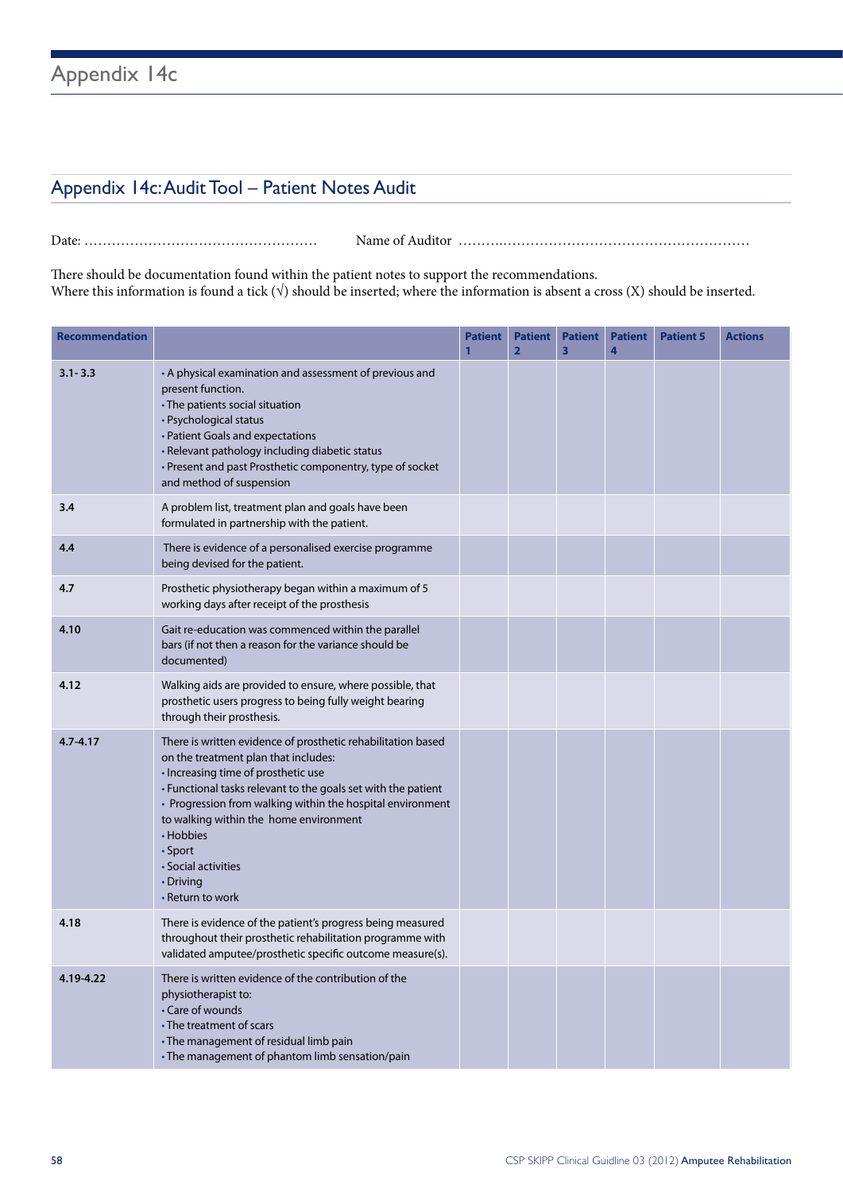## Appendix 14c: Audit Tool – Patient Notes Audit

Date: …………………………………………… Name of Auditor ………..………………………………………………

There should be documentation found within the patient notes to support the recommendations.
Where this information is found a tick (√) should be inserted; where the information is absent a cross (X) should be inserted.

| Recommendation | | Patient 1 | Patient 2 | Patient 3 | Patient 4 | Patient 5 | Actions |
|---|---|---|---|---|---|---|---|
| 3.1- 3.3 | • A physical examination and assessment of previous and present function.<br>• The patients social situation<br>• Psychological status<br>• Patient Goals and expectations<br>• Relevant pathology including diabetic status<br>• Present and past Prosthetic componentry, type of socket and method of suspension | | | | | | |
| 3.4 | A problem list, treatment plan and goals have been formulated in partnership with the patient. | | | | | | |
| 4.4 | There is evidence of a personalised exercise programme being devised for the patient. | | | | | | |
| 4.7 | Prosthetic physiotherapy began within a maximum of 5 working days after receipt of the prosthesis | | | | | | |
| 4.10 | Gait re-education was commenced within the parallel bars (if not then a reason for the variance should be documented) | | | | | | |
| 4.12 | Walking aids are provided to ensure, where possible, that prosthetic users progress to being fully weight bearing through their prosthesis. | | | | | | |
| 4.7-4.17 | There is written evidence of prosthetic rehabilitation based on the treatment plan that includes:<br>• Increasing time of prosthetic use<br>• Functional tasks relevant to the goals set with the patient<br>• Progression from walking within the hospital environment to walking within the home environment<br>• Hobbies<br>• Sport<br>• Social activities<br>• Driving<br>• Return to work | | | | | | |
| 4.18 | There is evidence of the patient's progress being measured throughout their prosthetic rehabilitation programme with validated amputee/prosthetic specific outcome measure(s). | | | | | | |
| 4.19-4.22 | There is written evidence of the contribution of the physiotherapist to:<br>• Care of wounds<br>• The treatment of scars<br>• The management of residual limb pain<br>• The management of phantom limb sensation/pain | | | | | | |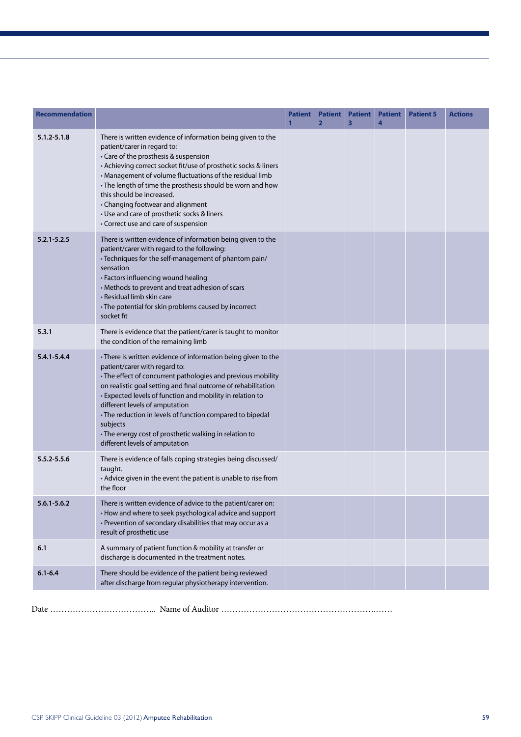| Recommendation | | Patient 1 | Patient 2 | Patient 3 | Patient 4 | Patient 5 | Actions |
|---|---|---|---|---|---|---|---|
| 5.1.2-5.1.8 | There is written evidence of information being given to the patient/carer in regard to:<br>• Care of the prosthesis & suspension<br>• Achieving correct socket fit/use of prosthetic socks & liners<br>• Management of volume fluctuations of the residual limb<br>• The length of time the prosthesis should be worn and how this should be increased.<br>• Changing footwear and alignment<br>• Use and care of prosthetic socks & liners<br>• Correct use and care of suspension | | | | | | |
| 5.2.1-5.2.5 | There is written evidence of information being given to the patient/carer with regard to the following:<br>• Techniques for the self-management of phantom pain/sensation<br>• Factors influencing wound healing<br>• Methods to prevent and treat adhesion of scars<br>• Residual limb skin care<br>• The potential for skin problems caused by incorrect socket fit | | | | | | |
| 5.3.1 | There is evidence that the patient/carer is taught to monitor the condition of the remaining limb | | | | | | |
| 5.4.1-5.4.4 | • There is written evidence of information being given to the patient/carer with regard to:<br>• The effect of concurrent pathologies and previous mobility on realistic goal setting and final outcome of rehabilitation<br>• Expected levels of function and mobility in relation to different levels of amputation<br>• The reduction in levels of function compared to bipedal subjects<br>• The energy cost of prosthetic walking in relation to different levels of amputation | | | | | | |
| 5.5.2-5.5.6 | There is evidence of falls coping strategies being discussed/taught.<br>• Advice given in the event the patient is unable to rise from the floor | | | | | | |
| 5.6.1-5.6.2 | There is written evidence of advice to the patient/carer on:<br>• How and where to seek psychological advice and support<br>• Prevention of secondary disabilities that may occur as a result of prosthetic use | | | | | | |
| 6.1 | A summary of patient function & mobility at transfer or discharge is documented in the treatment notes. | | | | | | |
| 6.1-6.4 | There should be evidence of the patient being reviewed after discharge from regular physiotherapy intervention. | | | | | | |

Date ……………………………….. Name of Auditor …………………………………………………..……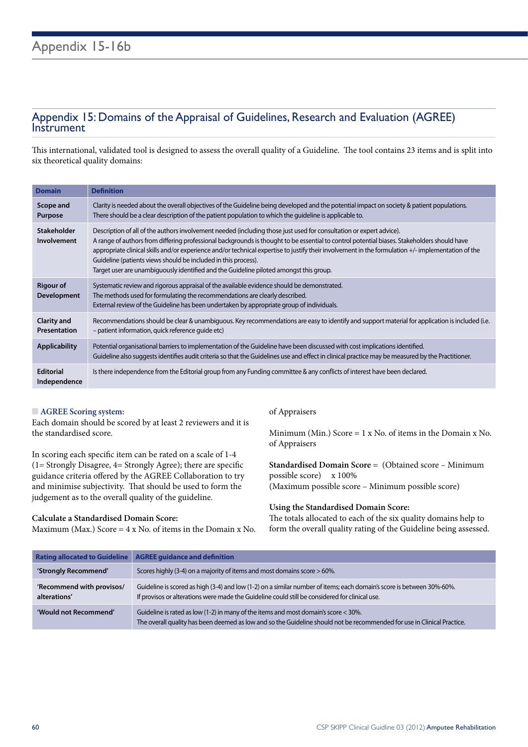# Appendix 15-16b

## Appendix 15: Domains of the Appraisal of Guidelines, Research and Evaluation (AGREE) Instrument

This international, validated tool is designed to assess the overall quality of a Guideline. The tool contains 23 items and is split into six theoretical quality domains:

| Domain | Definition |
|---|---|
| **Scope and Purpose** | Clarity is needed about the overall objectives of the Guideline being developed and the potential impact on society & patient populations. There should be a clear description of the patient population to which the guideline is applicable to. |
| **Stakeholder Involvement** | Description of all of the authors involvement needed (including those just used for consultation or expert advice). A range of authors from differing professional backgrounds is thought to be essential to control potential biases. Stakeholders should have appropriate clinical skills and/or experience and/or technical expertise to justify their involvement in the formulation +/- implementation of the Guideline (patients views should be included in this process). Target user are unambiguously identified and the Guideline piloted amongst this group. |
| **Rigour of Development** | Systematic review and rigorous appraisal of the available evidence should be demonstrated. The methods used for formulating the recommendations are clearly described. External review of the Guideline has been undertaken by appropriate group of individuals. |
| **Clarity and Presentation** | Recommendations should be clear & unambiguous. Key recommendations are easy to identify and support material for application is included (i.e. – patient information, quick reference guide etc) |
| **Applicability** | Potential organisational barriers to implementation of the Guideline have been discussed with cost implications identified. Guideline also suggests identifies audit criteria so that the Guidelines use and effect in clinical practice may be measured by the Practitioner. |
| **Editorial Independence** | Is there independence from the Editorial group from any Funding committee & any conflicts of interest have been declared. |

### AGREE Scoring system:

Each domain should be scored by at least 2 reviewers and it is the standardised score.

In scoring each specific item can be rated on a scale of 1-4 (1= Strongly Disagree, 4= Strongly Agree); there are specific guidance criteria offered by the AGREE Collaboration to try and minimise subjectivity. That should be used to form the judgement as to the overall quality of the guideline.

**Calculate a Standardised Domain Score:**

Maximum (Max.) Score = 4 x No. of items in the Domain x No. of Appraisers

Minimum (Min.) Score = 1 x No. of items in the Domain x No. of Appraisers

**Standardised Domain Score** = (Obtained score – Minimum possible score) x 100%
(Maximum possible score – Minimum possible score)

**Using the Standardised Domain Score:**

The totals allocated to each of the six quality domains help to form the overall quality rating of the Guideline being assessed.

| Rating allocated to Guideline | AGREE guidance and definition |
|---|---|
| **'Strongly Recommend'** | Scores highly (3-4) on a majority of items and most domains score > 60%. |
| **'Recommend with provisos/ alterations'** | Guideline is scored as high (3-4) and low (1-2) on a similar number of items; each domain's score is between 30%-60%. If provisos or alterations were made the Guideline could still be considered for clinical use. |
| **'Would not Recommend'** | Guideline is rated as low (1-2) in many of the items and most domain's score < 30%. The overall quality has been deemed as low and so the Guideline should not be recommended for use in Clinical Practice. |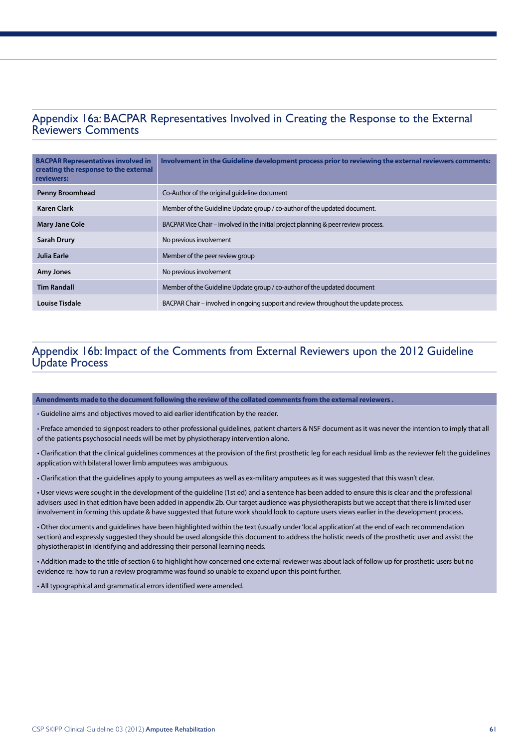## Appendix 16a: BACPAR Representatives Involved in Creating the Response to the External Reviewers Comments

| BACPAR Representatives involved in creating the response to the external reviewers: | Involvement in the Guideline development process prior to reviewing the external reviewers comments: |
|---|---|
| **Penny Broomhead** | Co-Author of the original guideline document |
| **Karen Clark** | Member of the Guideline Update group / co-author of the updated document. |
| **Mary Jane Cole** | BACPAR Vice Chair – involved in the initial project planning & peer review process. |
| **Sarah Drury** | No previous involvement |
| **Julia Earle** | Member of the peer review group |
| **Amy Jones** | No previous involvement |
| **Tim Randall** | Member of the Guideline Update group / co-author of the updated document |
| **Louise Tisdale** | BACPAR Chair – involved in ongoing support and review throughout the update process. |

## Appendix 16b: Impact of the Comments from External Reviewers upon the 2012 Guideline Update Process

**Amendments made to the document following the review of the collated comments from the external reviewers .**

- Guideline aims and objectives moved to aid earlier identification by the reader.
- Preface amended to signpost readers to other professional guidelines, patient charters & NSF document as it was never the intention to imply that all of the patients psychosocial needs will be met by physiotherapy intervention alone.
- Clarification that the clinical guidelines commences at the provision of the first prosthetic leg for each residual limb as the reviewer felt the guidelines application with bilateral lower limb amputees was ambiguous.
- Clarification that the guidelines apply to young amputees as well as ex-military amputees as it was suggested that this wasn't clear.
- User views were sought in the development of the guideline (1st ed) and a sentence has been added to ensure this is clear and the professional advisers used in that edition have been added in appendix 2b. Our target audience was physiotherapists but we accept that there is limited user involvement in forming this update & have suggested that future work should look to capture users views earlier in the development process.
- Other documents and guidelines have been highlighted within the text (usually under 'local application' at the end of each recommendation section) and expressly suggested they should be used alongside this document to address the holistic needs of the prosthetic user and assist the physiotherapist in identifying and addressing their personal learning needs.
- Addition made to the title of section 6 to highlight how concerned one external reviewer was about lack of follow up for prosthetic users but no evidence re: how to run a review programme was found so unable to expand upon this point further.
- All typographical and grammatical errors identified were amended.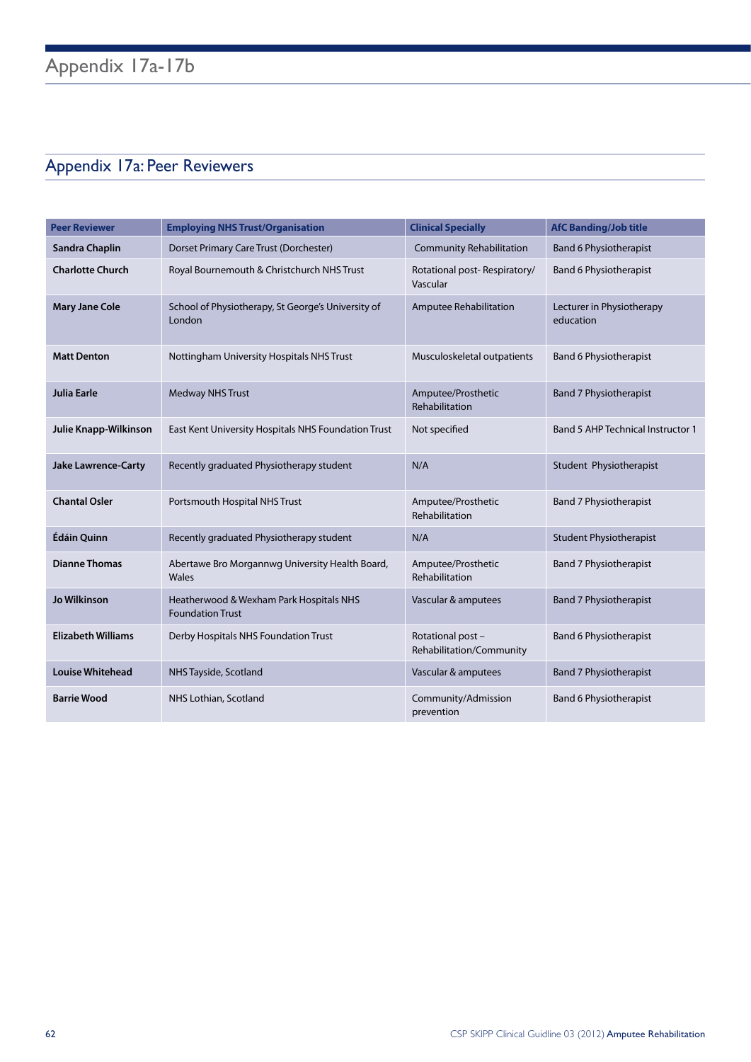# Appendix 17a-17b

## Appendix 17a: Peer Reviewers

| Peer Reviewer | Employing NHS Trust/Organisation | Clinical Specially | AfC Banding/Job title |
|---|---|---|---|
| **Sandra Chaplin** | Dorset Primary Care Trust (Dorchester) | Community Rehabilitation | Band 6 Physiotherapist |
| **Charlotte Church** | Royal Bournemouth & Christchurch NHS Trust | Rotational post- Respiratory/ Vascular | Band 6 Physiotherapist |
| **Mary Jane Cole** | School of Physiotherapy, St George's University of London | Amputee Rehabilitation | Lecturer in Physiotherapy education |
| **Matt Denton** | Nottingham University Hospitals NHS Trust | Musculoskeletal outpatients | Band 6 Physiotherapist |
| **Julia Earle** | Medway NHS Trust | Amputee/Prosthetic Rehabilitation | Band 7 Physiotherapist |
| **Julie Knapp-Wilkinson** | East Kent University Hospitals NHS Foundation Trust | Not specified | Band 5 AHP Technical Instructor 1 |
| **Jake Lawrence-Carty** | Recently graduated Physiotherapy student | N/A | Student Physiotherapist |
| **Chantal Osler** | Portsmouth Hospital NHS Trust | Amputee/Prosthetic Rehabilitation | Band 7 Physiotherapist |
| **Édáin Quinn** | Recently graduated Physiotherapy student | N/A | Student Physiotherapist |
| **Dianne Thomas** | Abertawe Bro Morgannwg University Health Board, Wales | Amputee/Prosthetic Rehabilitation | Band 7 Physiotherapist |
| **Jo Wilkinson** | Heatherwood & Wexham Park Hospitals NHS Foundation Trust | Vascular & amputees | Band 7 Physiotherapist |
| **Elizabeth Williams** | Derby Hospitals NHS Foundation Trust | Rotational post – Rehabilitation/Community | Band 6 Physiotherapist |
| **Louise Whitehead** | NHS Tayside, Scotland | Vascular & amputees | Band 7 Physiotherapist |
| **Barrie Wood** | NHS Lothian, Scotland | Community/Admission prevention | Band 6 Physiotherapist |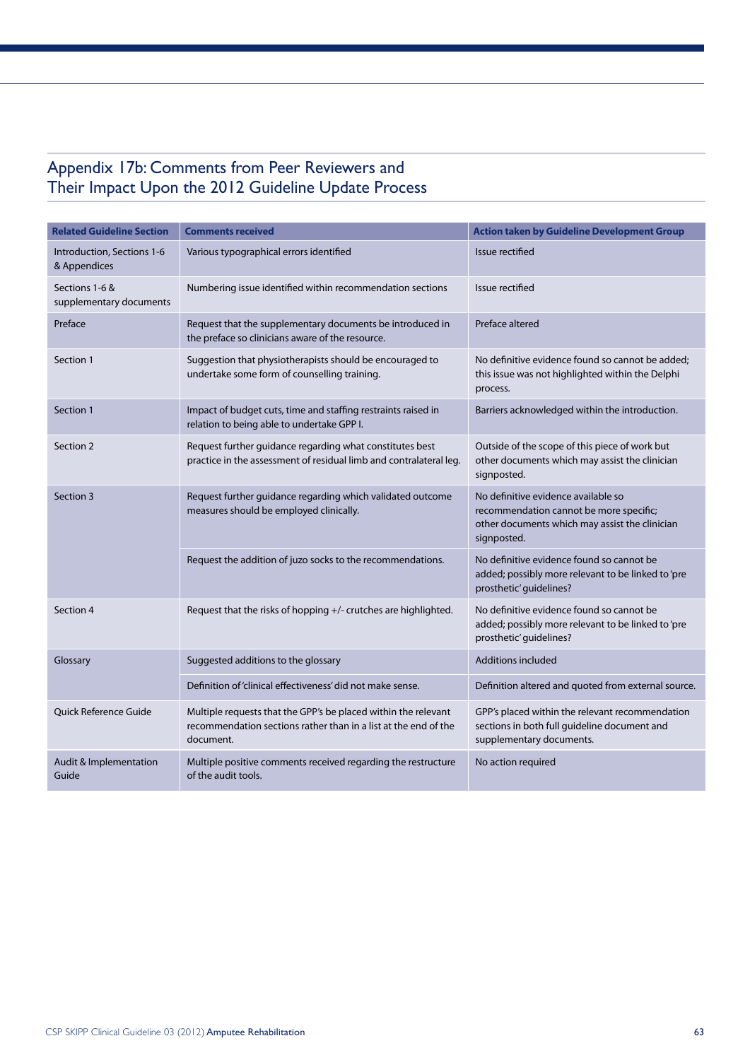## Appendix 17b: Comments from Peer Reviewers and Their Impact Upon the 2012 Guideline Update Process

| Related Guideline Section | Comments received | Action taken by Guideline Development Group |
|---|---|---|
| Introduction, Sections 1-6 & Appendices | Various typographical errors identified | Issue rectified |
| Sections 1-6 & supplementary documents | Numbering issue identified within recommendation sections | Issue rectified |
| Preface | Request that the supplementary documents be introduced in the preface so clinicians aware of the resource. | Preface altered |
| Section 1 | Suggestion that physiotherapists should be encouraged to undertake some form of counselling training. | No definitive evidence found so cannot be added; this issue was not highlighted within the Delphi process. |
| Section 1 | Impact of budget cuts, time and staffing restraints raised in relation to being able to undertake GPP I. | Barriers acknowledged within the introduction. |
| Section 2 | Request further guidance regarding what constitutes best practice in the assessment of residual limb and contralateral leg. | Outside of the scope of this piece of work but other documents which may assist the clinician signposted. |
| Section 3 | Request further guidance regarding which validated outcome measures should be employed clinically. | No definitive evidence available so recommendation cannot be more specific; other documents which may assist the clinician signposted. |
| | Request the addition of juzo socks to the recommendations. | No definitive evidence found so cannot be added; possibly more relevant to be linked to 'pre prosthetic' guidelines? |
| Section 4 | Request that the risks of hopping +/- crutches are highlighted. | No definitive evidence found so cannot be added; possibly more relevant to be linked to 'pre prosthetic' guidelines? |
| Glossary | Suggested additions to the glossary | Additions included |
| | Definition of 'clinical effectiveness' did not make sense. | Definition altered and quoted from external source. |
| Quick Reference Guide | Multiple requests that the GPP's be placed within the relevant recommendation sections rather than in a list at the end of the document. | GPP's placed within the relevant recommendation sections in both full guideline document and supplementary documents. |
| Audit & Implementation Guide | Multiple positive comments received regarding the restructure of the audit tools. | No action required |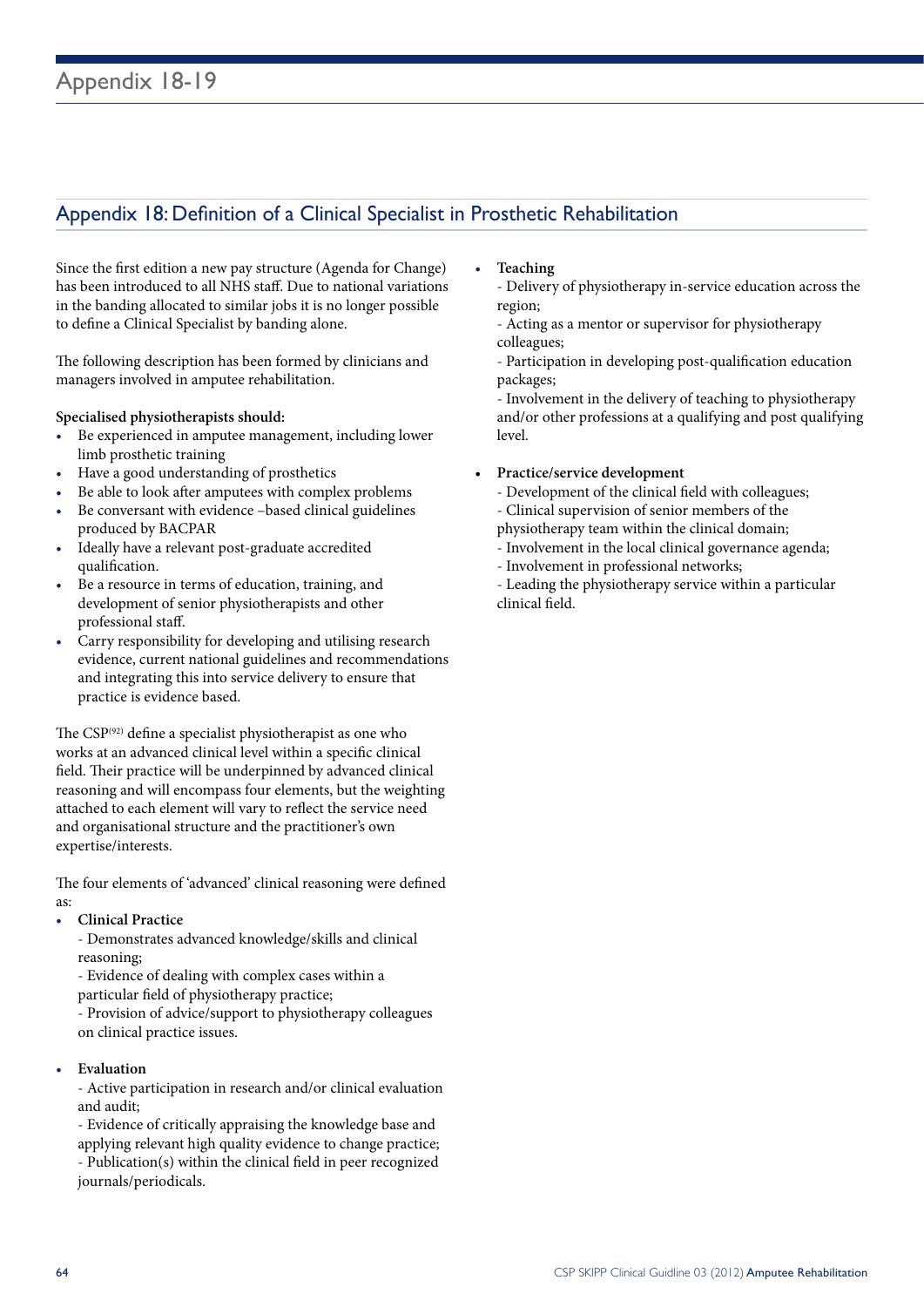## Appendix 18: Definition of a Clinical Specialist in Prosthetic Rehabilitation

Since the first edition a new pay structure (Agenda for Change) has been introduced to all NHS staff. Due to national variations in the banding allocated to similar jobs it is no longer possible to define a Clinical Specialist by banding alone.

The following description has been formed by clinicians and managers involved in amputee rehabilitation.

**Specialised physiotherapists should:**

- Be experienced in amputee management, including lower limb prosthetic training
- Have a good understanding of prosthetics
- Be able to look after amputees with complex problems
- Be conversant with evidence –based clinical guidelines produced by BACPAR
- Ideally have a relevant post-graduate accredited qualification.
- Be a resource in terms of education, training, and development of senior physiotherapists and other professional staff.
- Carry responsibility for developing and utilising research evidence, current national guidelines and recommendations and integrating this into service delivery to ensure that practice is evidence based.

The CSP[92] define a specialist physiotherapist as one who works at an advanced clinical level within a specific clinical field. Their practice will be underpinned by advanced clinical reasoning and will encompass four elements, but the weighting attached to each element will vary to reflect the service need and organisational structure and the practitioner's own expertise/interests.

The four elements of 'advanced' clinical reasoning were defined as:

- **Clinical Practice**
  - Demonstrates advanced knowledge/skills and clinical reasoning;
  - Evidence of dealing with complex cases within a particular field of physiotherapy practice;
  - Provision of advice/support to physiotherapy colleagues on clinical practice issues.

- **Evaluation**
  - Active participation in research and/or clinical evaluation and audit;
  - Evidence of critically appraising the knowledge base and applying relevant high quality evidence to change practice;
  - Publication(s) within the clinical field in peer recognized journals/periodicals.

- **Teaching**
  - Delivery of physiotherapy in-service education across the region;
  - Acting as a mentor or supervisor for physiotherapy colleagues;
  - Participation in developing post-qualification education packages;
  - Involvement in the delivery of teaching to physiotherapy and/or other professions at a qualifying and post qualifying level.

- **Practice/service development**
  - Development of the clinical field with colleagues;
  - Clinical supervision of senior members of the physiotherapy team within the clinical domain;
  - Involvement in the local clinical governance agenda;
  - Involvement in professional networks;
  - Leading the physiotherapy service within a particular clinical field.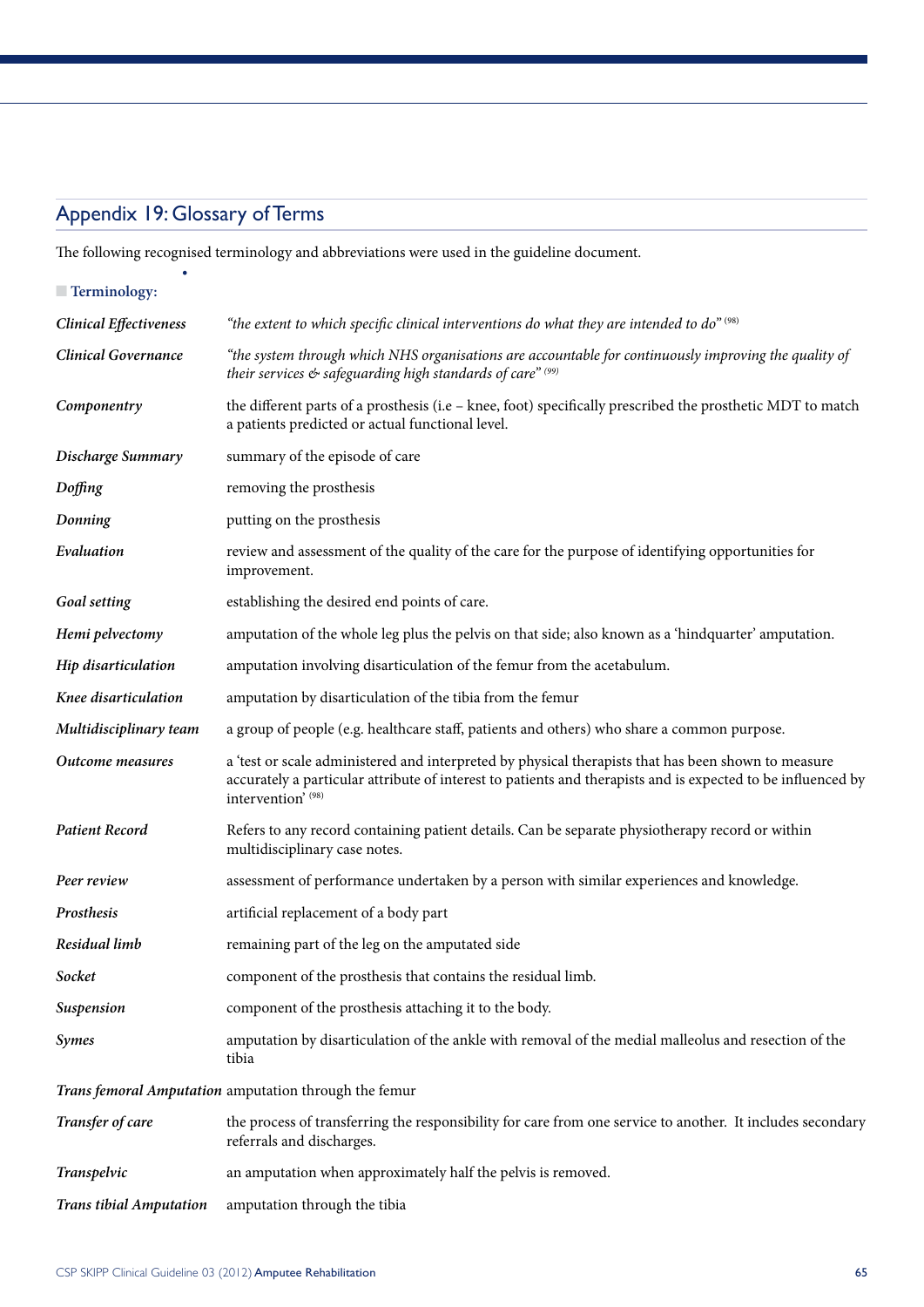## Appendix 19: Glossary of Terms

The following recognised terminology and abbreviations were used in the guideline document.

**Terminology:**

| | |
|---|---|
| ***Clinical Effectiveness*** | *"the extent to which specific clinical interventions do what they are intended to do"* [98] |
| ***Clinical Governance*** | *"the system through which NHS organisations are accountable for continuously improving the quality of their services & safeguarding high standards of care"* [99] |
| ***Componentry*** | the different parts of a prosthesis (i.e – knee, foot) specifically prescribed the prosthetic MDT to match a patients predicted or actual functional level. |
| ***Discharge Summary*** | summary of the episode of care |
| ***Doffing*** | removing the prosthesis |
| ***Donning*** | putting on the prosthesis |
| ***Evaluation*** | review and assessment of the quality of the care for the purpose of identifying opportunities for improvement. |
| ***Goal setting*** | establishing the desired end points of care. |
| ***Hemi pelvectomy*** | amputation of the whole leg plus the pelvis on that side; also known as a 'hindquarter' amputation. |
| ***Hip disarticulation*** | amputation involving disarticulation of the femur from the acetabulum. |
| ***Knee disarticulation*** | amputation by disarticulation of the tibia from the femur |
| ***Multidisciplinary team*** | a group of people (e.g. healthcare staff, patients and others) who share a common purpose. |
| ***Outcome measures*** | a 'test or scale administered and interpreted by physical therapists that has been shown to measure accurately a particular attribute of interest to patients and therapists and is expected to be influenced by intervention' [98] |
| ***Patient Record*** | Refers to any record containing patient details. Can be separate physiotherapy record or within multidisciplinary case notes. |
| ***Peer review*** | assessment of performance undertaken by a person with similar experiences and knowledge. |
| ***Prosthesis*** | artificial replacement of a body part |
| ***Residual limb*** | remaining part of the leg on the amputated side |
| ***Socket*** | component of the prosthesis that contains the residual limb. |
| ***Suspension*** | component of the prosthesis attaching it to the body. |
| ***Symes*** | amputation by disarticulation of the ankle with removal of the medial malleolus and resection of the tibia |
| ***Trans femoral Amputation*** | amputation through the femur |
| ***Transfer of care*** | the process of transferring the responsibility for care from one service to another. It includes secondary referrals and discharges. |
| ***Transpelvic*** | an amputation when approximately half the pelvis is removed. |
| ***Trans tibial Amputation*** | amputation through the tibia |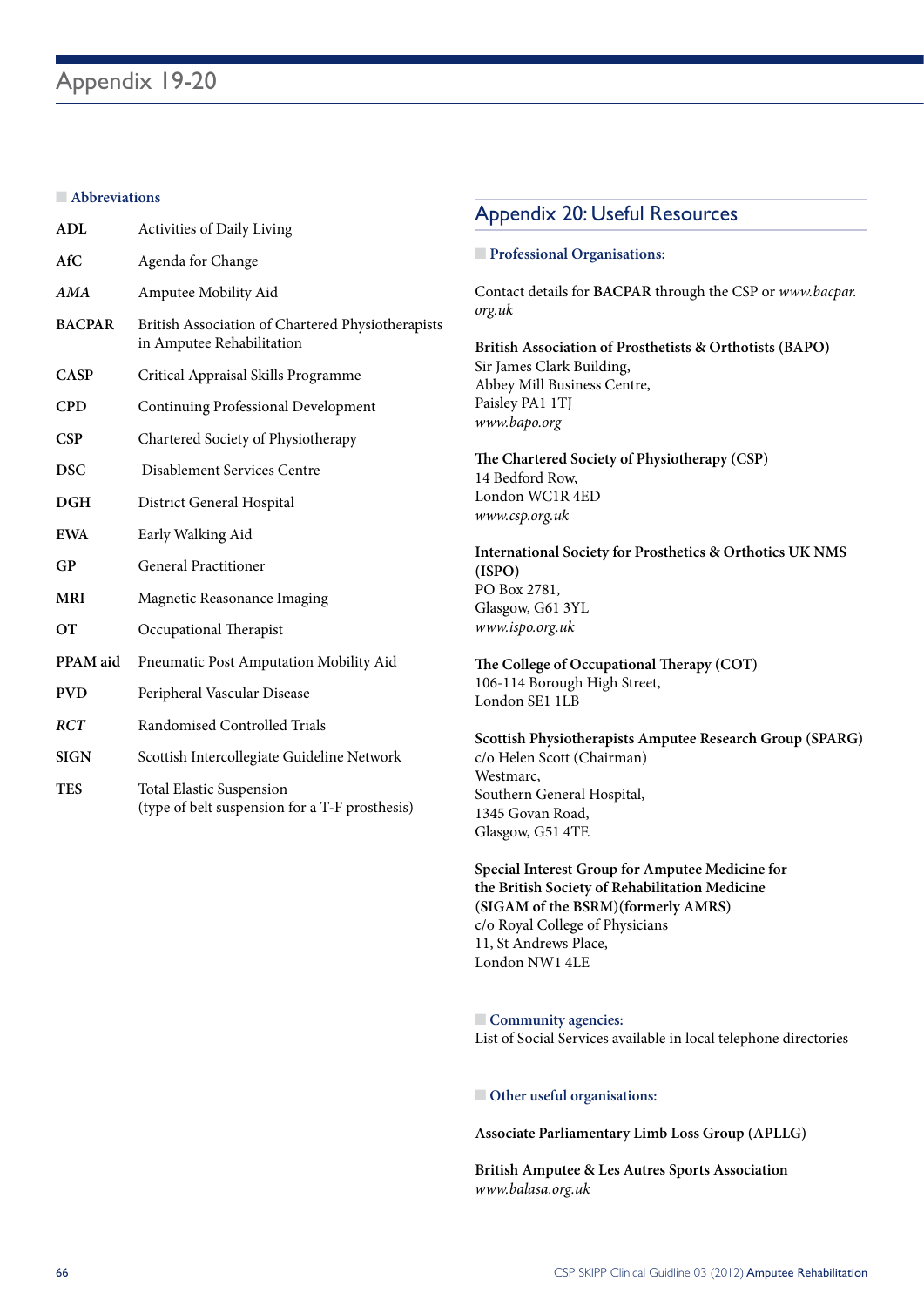# Appendix 19-20

### Abbreviations

| | |
|---|---|
| **ADL** | Activities of Daily Living |
| **AfC** | Agenda for Change |
| ***AMA*** | Amputee Mobility Aid |
| **BACPAR** | British Association of Chartered Physiotherapists in Amputee Rehabilitation |
| **CASP** | Critical Appraisal Skills Programme |
| **CPD** | Continuing Professional Development |
| **CSP** | Chartered Society of Physiotherapy |
| **DSC** | Disablement Services Centre |
| **DGH** | District General Hospital |
| **EWA** | Early Walking Aid |
| **GP** | General Practitioner |
| **MRI** | Magnetic Reasonance Imaging |
| **OT** | Occupational Therapist |
| **PPAM aid** | Pneumatic Post Amputation Mobility Aid |
| **PVD** | Peripheral Vascular Disease |
| ***RCT*** | Randomised Controlled Trials |
| **SIGN** | Scottish Intercollegiate Guideline Network |
| **TES** | Total Elastic Suspension (type of belt suspension for a T-F prosthesis) |

## Appendix 20: Useful Resources

### Professional Organisations:

Contact details for **BACPAR** through the CSP or *www.bacpar.org.uk*

**British Association of Prosthetists & Orthotists (BAPO)**
Sir James Clark Building,
Abbey Mill Business Centre,
Paisley PA1 1TJ
*www.bapo.org*

**The Chartered Society of Physiotherapy (CSP)**
14 Bedford Row,
London WC1R 4ED
*www.csp.org.uk*

**International Society for Prosthetics & Orthotics UK NMS (ISPO)**
PO Box 2781,
Glasgow, G61 3YL
*www.ispo.org.uk*

**The College of Occupational Therapy (COT)**
106-114 Borough High Street,
London SE1 1LB

**Scottish Physiotherapists Amputee Research Group (SPARG)**
c/o Helen Scott (Chairman)
Westmarc,
Southern General Hospital,
1345 Govan Road,
Glasgow, G51 4TF.

**Special Interest Group for Amputee Medicine for the British Society of Rehabilitation Medicine (SIGAM of the BSRM)(formerly AMRS)**
c/o Royal College of Physicians
11, St Andrews Place,
London NW1 4LE

### Community agencies:

List of Social Services available in local telephone directories

### Other useful organisations:

**Associate Parliamentary Limb Loss Group (APLLG)**

**British Amputee & Les Autres Sports Association**
*www.balasa.org.uk*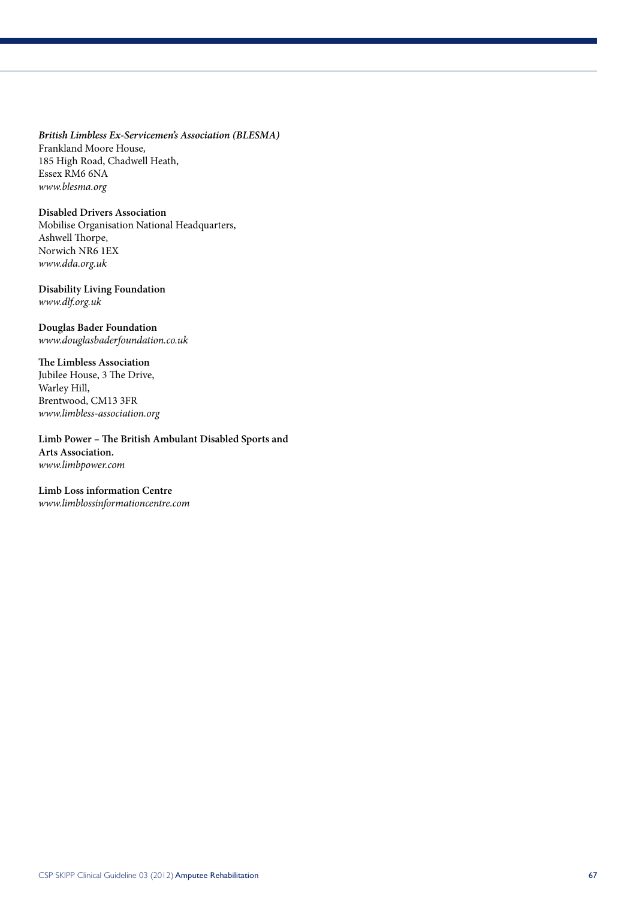***British Limbless Ex-Servicemen's Association (BLESMA)***
Frankland Moore House,
185 High Road, Chadwell Heath,
Essex RM6 6NA
*www.blesma.org*

**Disabled Drivers Association**
Mobilise Organisation National Headquarters,
Ashwell Thorpe,
Norwich NR6 1EX
*www.dda.org.uk*

**Disability Living Foundation**
*www.dlf.org.uk*

**Douglas Bader Foundation**
*www.douglasbaderfoundation.co.uk*

**The Limbless Association**
Jubilee House, 3 The Drive,
Warley Hill,
Brentwood, CM13 3FR
*www.limbless-association.org*

**Limb Power – The British Ambulant Disabled Sports and Arts Association.**
*www.limbpower.com*

**Limb Loss information Centre**
*www.limblossinformationcentre.com*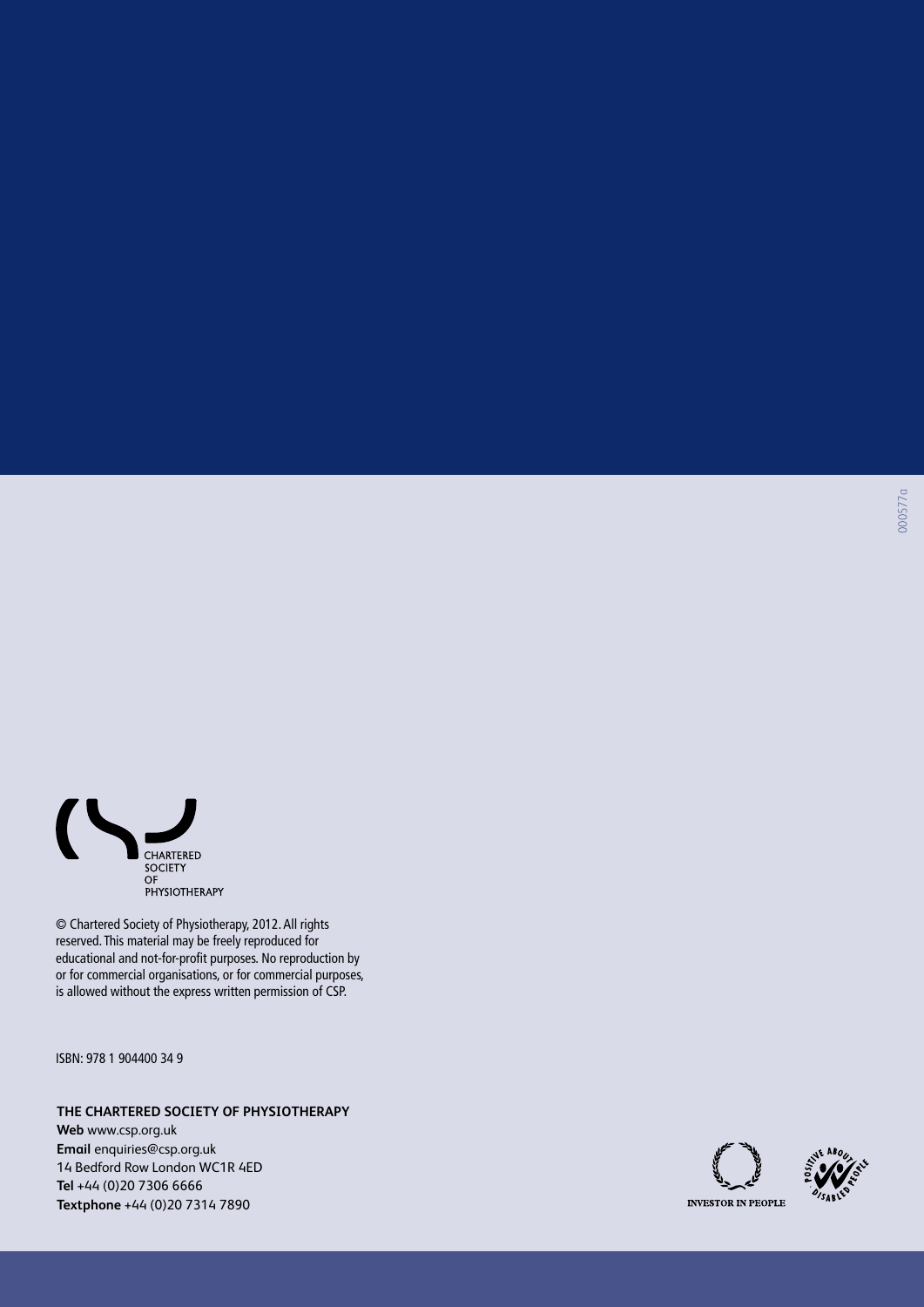CHARTERED SOCIETY OF PHYSIOTHERAPY

© Chartered Society of Physiotherapy, 2012. All rights reserved. This material may be freely reproduced for educational and not-for-profit purposes. No reproduction by or for commercial organisations, or for commercial purposes, is allowed without the express written permission of CSP.

ISBN: 978 1 904400 34 9

**THE CHARTERED SOCIETY OF PHYSIOTHERAPY**

**Web** www.csp.org.uk

**Email** enquiries@csp.org.uk

14 Bedford Row London WC1R 4ED

**Tel** +44 (0)20 7306 6666

**Textphone** +44 (0)20 7314 7890

INVESTOR IN PEOPLE

POSITIVE ABOUT DISABLED PEOPLE

000577a